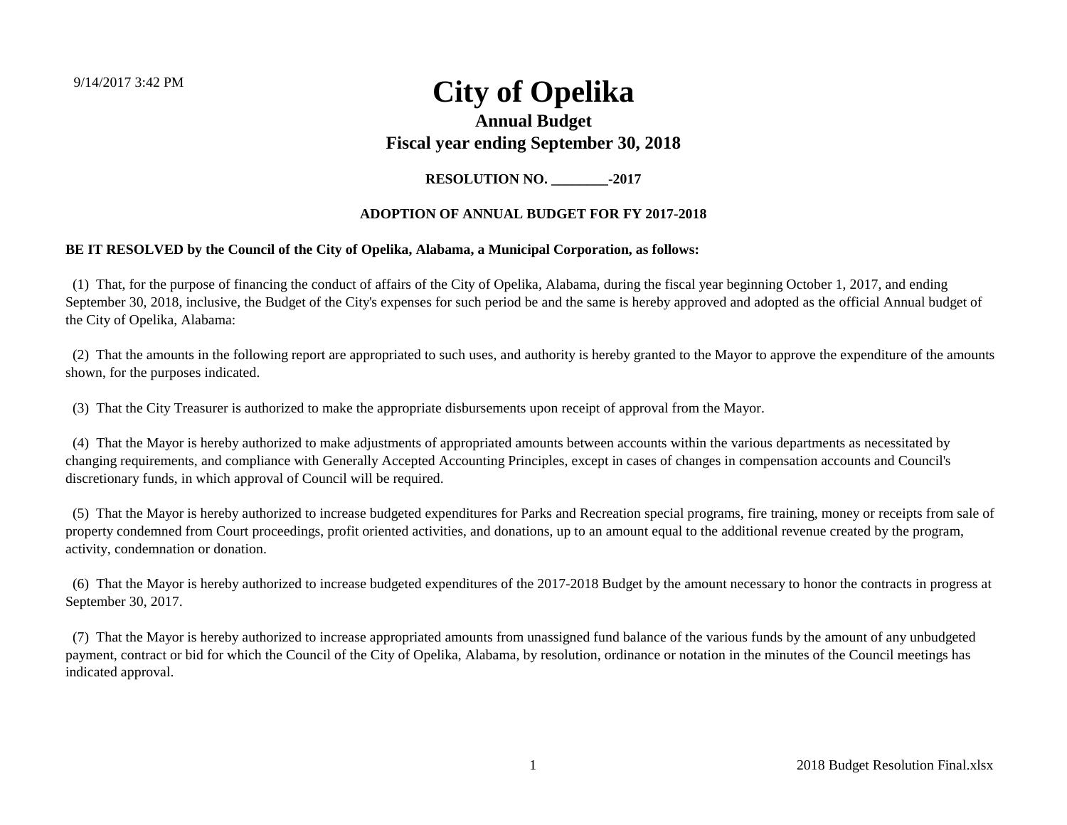9/14/2017 3:42 PM

# City of Opelika

## Annual Budget

## Fiscal year ending September 30, 2018

**RESOLUTION NO. ________-2017**

**ADOPTION OF ANNUAL BUDGET FOR FY 2017-2018**

**BE IT RESOLVED by the Council of the City of Opelika, Alabama, a Municipal Corporation, as follows:**

(1) That, for the purpose of financing the conduct of affairs of the City of Opelika, Alabama, during the fiscal year beginning October 1, 2017, and ending September 30, 2018, inclusive, the Budget of the City's expenses for such period be and the same is hereby approved and adopted as the official Annual budget of the City of Opelika, Alabama:

(2) That the amounts in the following report are appropriated to such uses, and authority is hereby granted to the Mayor to approve the expenditure of the amounts shown, for the purposes indicated.

(3) That the City Treasurer is authorized to make the appropriate disbursements upon receipt of approval from the Mayor.

(4) That the Mayor is hereby authorized to make adjustments of appropriated amounts between accounts within the various departments as necessitated by changing requirements, and compliance with Generally Accepted Accounting Principles, except in cases of changes in compensation accounts and Council's discretionary funds, in which approval of Council will be required.

(5) That the Mayor is hereby authorized to increase budgeted expenditures for Parks and Recreation special programs, fire training, money or receipts from sale of property condemned from Court proceedings, profit oriented activities, and donations, up to an amount equal to the additional revenue created by the program, activity, condemnation or donation.

(6) That the Mayor is hereby authorized to increase budgeted expenditures of the 2017-2018 Budget by the amount necessary to honor the contracts in progress at September 30, 2017.

(7) That the Mayor is hereby authorized to increase appropriated amounts from unassigned fund balance of the various funds by the amount of any unbudgeted payment, contract or bid for which the Council of the City of Opelika, Alabama, by resolution, ordinance or notation in the minutes of the Council meetings has indicated approval.

2018 Budget Resolution Final.xlsx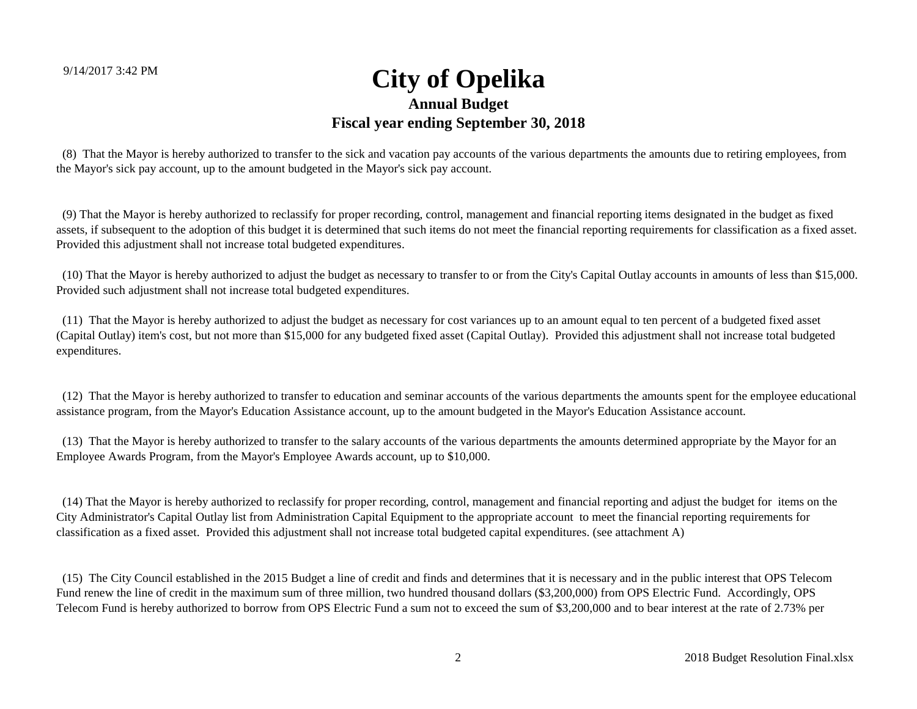# City of Opelika

## Annual Budget

## Fiscal year ending September 30, 2018

(8) That the Mayor is hereby authorized to transfer to the sick and vacation pay accounts of the various departments the amounts due to retiring employees, from the Mayor's sick pay account, up to the amount budgeted in the Mayor's sick pay account.

(9) That the Mayor is hereby authorized to reclassify for proper recording, control, management and financial reporting items designated in the budget as fixed assets, if subsequent to the adoption of this budget it is determined that such items do not meet the financial reporting requirements for classification as a fixed asset. Provided this adjustment shall not increase total budgeted expenditures.

(10) That the Mayor is hereby authorized to adjust the budget as necessary to transfer to or from the City's Capital Outlay accounts in amounts of less than $15,000. Provided such adjustment shall not increase total budgeted expenditures.

(11) That the Mayor is hereby authorized to adjust the budget as necessary for cost variances up to an amount equal to ten percent of a budgeted fixed asset (Capital Outlay) item's cost, but not more than $15,000 for any budgeted fixed asset (Capital Outlay). Provided this adjustment shall not increase total budgeted expenditures.

(12) That the Mayor is hereby authorized to transfer to education and seminar accounts of the various departments the amounts spent for the employee educational assistance program, from the Mayor's Education Assistance account, up to the amount budgeted in the Mayor's Education Assistance account.

(13) That the Mayor is hereby authorized to transfer to the salary accounts of the various departments the amounts determined appropriate by the Mayor for an Employee Awards Program, from the Mayor's Employee Awards account, up to $10,000.

(14) That the Mayor is hereby authorized to reclassify for proper recording, control, management and financial reporting and adjust the budget for items on the City Administrator's Capital Outlay list from Administration Capital Equipment to the appropriate account to meet the financial reporting requirements for classification as a fixed asset. Provided this adjustment shall not increase total budgeted capital expenditures. (see attachment A)

(15) The City Council established in the 2015 Budget a line of credit and finds and determines that it is necessary and in the public interest that OPS Telecom Fund renew the line of credit in the maximum sum of three million, two hundred thousand dollars ($3,200,000) from OPS Electric Fund. Accordingly, OPS Telecom Fund is hereby authorized to borrow from OPS Electric Fund a sum not to exceed the sum of $3,200,000 and to bear interest at the rate of 2.73% per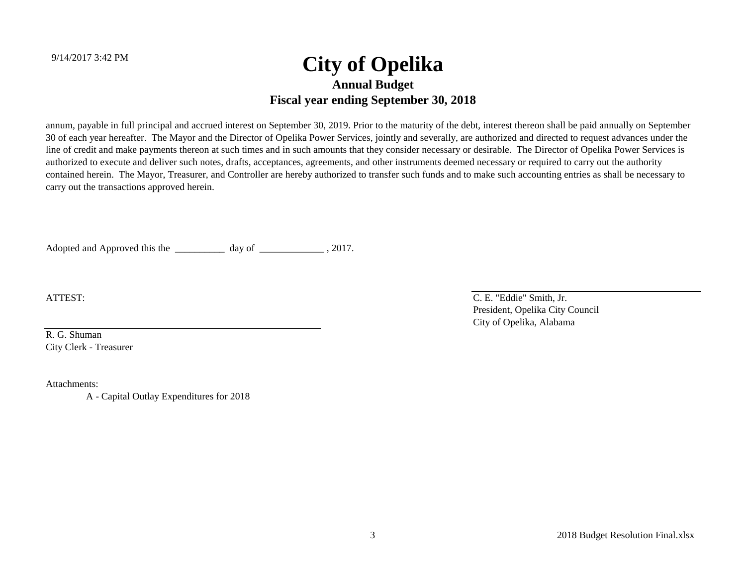# City of Opelika

## Annual Budget

## Fiscal year ending September 30, 2018

annum, payable in full principal and accrued interest on September 30, 2019. Prior to the maturity of the debt, interest thereon shall be paid annually on September 30 of each year hereafter. The Mayor and the Director of Opelika Power Services, jointly and severally, are authorized and directed to request advances under the line of credit and make payments thereon at such times and in such amounts that they consider necessary or desirable. The Director of Opelika Power Services is authorized to execute and deliver such notes, drafts, acceptances, agreements, and other instruments deemed necessary or required to carry out the authority contained herein. The Mayor, Treasurer, and Controller are hereby authorized to transfer such funds and to make such accounting entries as shall be necessary to carry out the transactions approved herein.

Adopted and Approved this the __________ day of _____________ , 2017.

ATTEST:

R. G. Shuman
City Clerk - Treasurer

C. E. "Eddie" Smith, Jr.
President, Opelika City Council
City of Opelika, Alabama

Attachments:

A - Capital Outlay Expenditures for 2018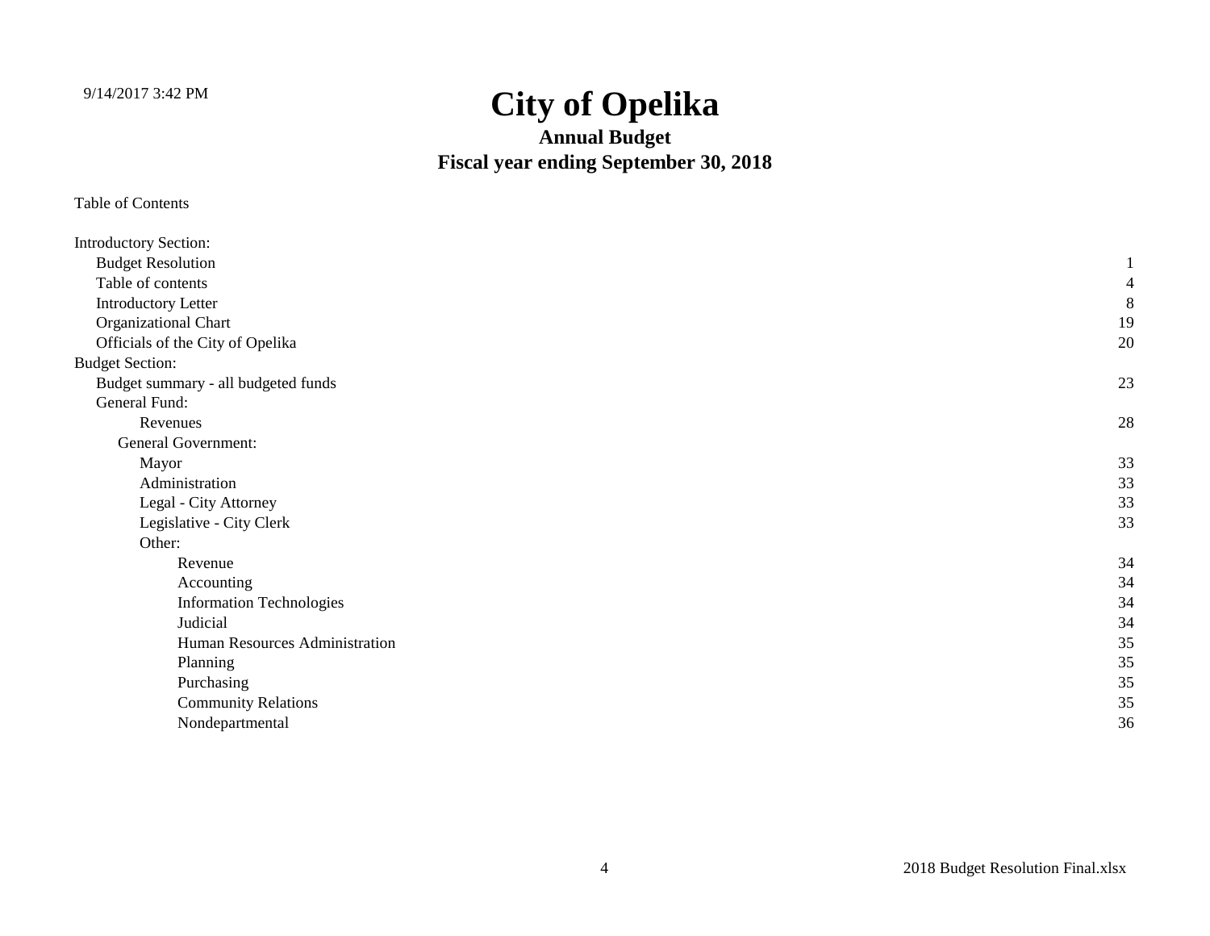# City of Opelika

## Annual Budget

## Fiscal year ending September 30, 2018

Table of Contents

| | |
|---|---|
| Introductory Section: | |
| Budget Resolution | 1 |
| Table of contents | 4 |
| Introductory Letter | 8 |
| Organizational Chart | 19 |
| Officials of the City of Opelika | 20 |
| Budget Section: | |
| Budget summary - all budgeted funds | 23 |
| General Fund: | |
| Revenues | 28 |
| General Government: | |
| Mayor | 33 |
| Administration | 33 |
| Legal - City Attorney | 33 |
| Legislative - City Clerk | 33 |
| Other: | |
| Revenue | 34 |
| Accounting | 34 |
| Information Technologies | 34 |
| Judicial | 34 |
| Human Resources Administration | 35 |
| Planning | 35 |
| Purchasing | 35 |
| Community Relations | 35 |
| Nondepartmental | 36 |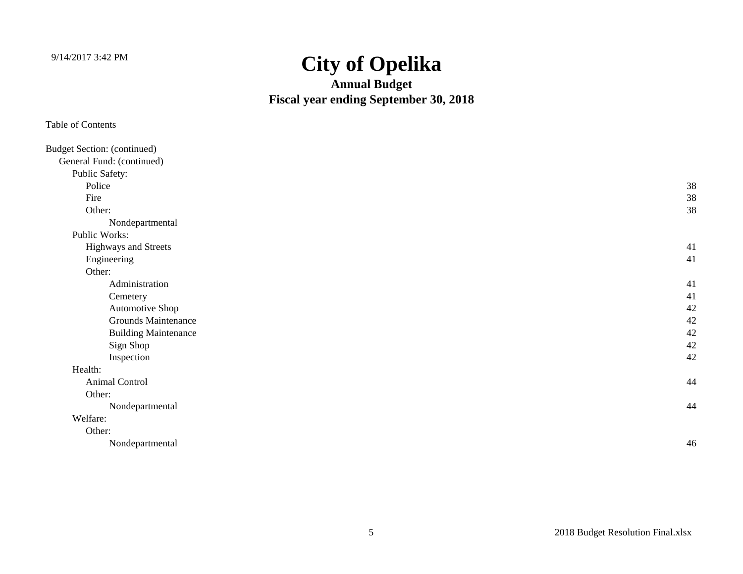# City of Opelika

## Annual Budget

## Fiscal year ending September 30, 2018

Table of Contents

| Section | Page |
|---|---|
| Budget Section: (continued) | |
| General Fund: (continued) | |
| Public Safety: | |
| Police | 38 |
| Fire | 38 |
| Other: | 38 |
| Nondepartmental | |
| Public Works: | |
| Highways and Streets | 41 |
| Engineering | 41 |
| Other: | |
| Administration | 41 |
| Cemetery | 41 |
| Automotive Shop | 42 |
| Grounds Maintenance | 42 |
| Building Maintenance | 42 |
| Sign Shop | 42 |
| Inspection | 42 |
| Health: | |
| Animal Control | 44 |
| Other: | |
| Nondepartmental | 44 |
| Welfare: | |
| Other: | |
| Nondepartmental | 46 |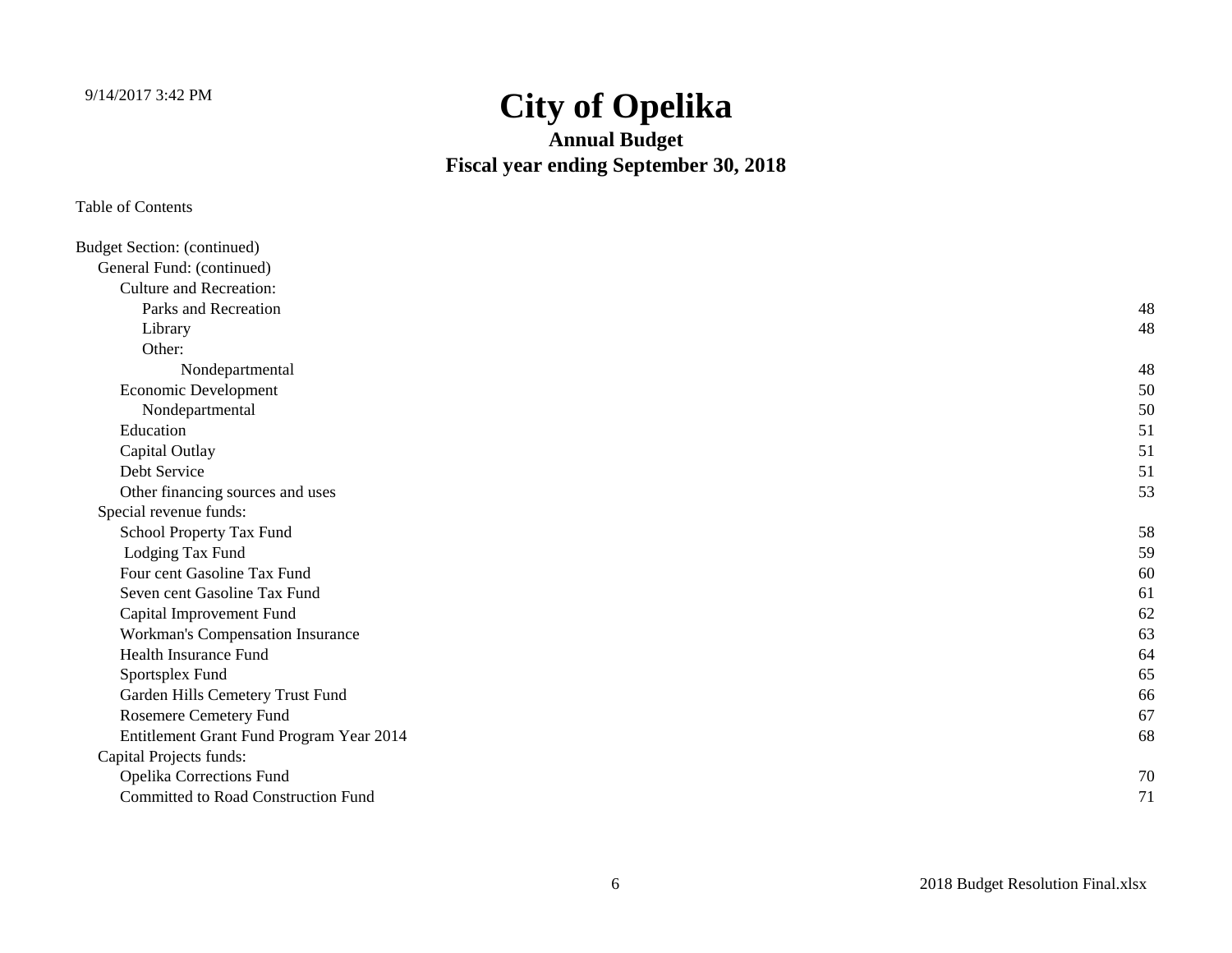# City of Opelika

## Annual Budget

## Fiscal year ending September 30, 2018

Table of Contents

| Item | Page |
|---|---|
| Budget Section: (continued) | |
| General Fund: (continued) | |
| Culture and Recreation: | |
| Parks and Recreation | 48 |
| Library | 48 |
| Other: | |
| Nondepartmental | 48 |
| Economic Development | 50 |
| Nondepartmental | 50 |
| Education | 51 |
| Capital Outlay | 51 |
| Debt Service | 51 |
| Other financing sources and uses | 53 |
| Special revenue funds: | |
| School Property Tax Fund | 58 |
| Lodging Tax Fund | 59 |
| Four cent Gasoline Tax Fund | 60 |
| Seven cent Gasoline Tax Fund | 61 |
| Capital Improvement Fund | 62 |
| Workman's Compensation Insurance | 63 |
| Health Insurance Fund | 64 |
| Sportsplex Fund | 65 |
| Garden Hills Cemetery Trust Fund | 66 |
| Rosemere Cemetery Fund | 67 |
| Entitlement Grant Fund Program Year 2014 | 68 |
| Capital Projects funds: | |
| Opelika Corrections Fund | 70 |
| Committed to Road Construction Fund | 71 |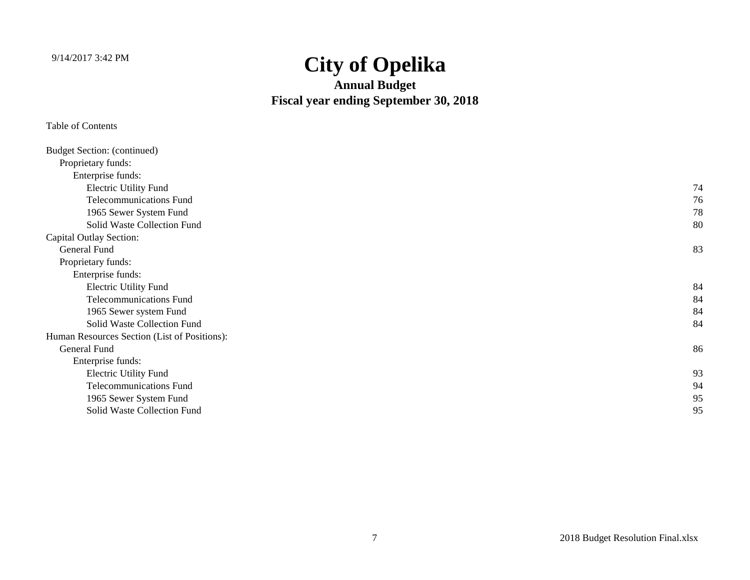# City of Opelika

## Annual Budget

## Fiscal year ending September 30, 2018

Table of Contents

| | |
|---|---|
| Budget Section: (continued) | |
| &nbsp;&nbsp;&nbsp;&nbsp;Proprietary funds: | |
| &nbsp;&nbsp;&nbsp;&nbsp;&nbsp;&nbsp;&nbsp;&nbsp;Enterprise funds: | |
| &nbsp;&nbsp;&nbsp;&nbsp;&nbsp;&nbsp;&nbsp;&nbsp;&nbsp;&nbsp;&nbsp;&nbsp;Electric Utility Fund | 74 |
| &nbsp;&nbsp;&nbsp;&nbsp;&nbsp;&nbsp;&nbsp;&nbsp;&nbsp;&nbsp;&nbsp;&nbsp;Telecommunications Fund | 76 |
| &nbsp;&nbsp;&nbsp;&nbsp;&nbsp;&nbsp;&nbsp;&nbsp;&nbsp;&nbsp;&nbsp;&nbsp;1965 Sewer System Fund | 78 |
| &nbsp;&nbsp;&nbsp;&nbsp;&nbsp;&nbsp;&nbsp;&nbsp;&nbsp;&nbsp;&nbsp;&nbsp;Solid Waste Collection Fund | 80 |
| Capital Outlay Section: | |
| &nbsp;&nbsp;&nbsp;&nbsp;General Fund | 83 |
| &nbsp;&nbsp;&nbsp;&nbsp;Proprietary funds: | |
| &nbsp;&nbsp;&nbsp;&nbsp;&nbsp;&nbsp;&nbsp;&nbsp;Enterprise funds: | |
| &nbsp;&nbsp;&nbsp;&nbsp;&nbsp;&nbsp;&nbsp;&nbsp;&nbsp;&nbsp;&nbsp;&nbsp;Electric Utility Fund | 84 |
| &nbsp;&nbsp;&nbsp;&nbsp;&nbsp;&nbsp;&nbsp;&nbsp;&nbsp;&nbsp;&nbsp;&nbsp;Telecommunications Fund | 84 |
| &nbsp;&nbsp;&nbsp;&nbsp;&nbsp;&nbsp;&nbsp;&nbsp;&nbsp;&nbsp;&nbsp;&nbsp;1965 Sewer system Fund | 84 |
| &nbsp;&nbsp;&nbsp;&nbsp;&nbsp;&nbsp;&nbsp;&nbsp;&nbsp;&nbsp;&nbsp;&nbsp;Solid Waste Collection Fund | 84 |
| Human Resources Section (List of Positions): | |
| &nbsp;&nbsp;&nbsp;&nbsp;General Fund | 86 |
| &nbsp;&nbsp;&nbsp;&nbsp;&nbsp;&nbsp;&nbsp;&nbsp;Enterprise funds: | |
| &nbsp;&nbsp;&nbsp;&nbsp;&nbsp;&nbsp;&nbsp;&nbsp;&nbsp;&nbsp;&nbsp;&nbsp;Electric Utility Fund | 93 |
| &nbsp;&nbsp;&nbsp;&nbsp;&nbsp;&nbsp;&nbsp;&nbsp;&nbsp;&nbsp;&nbsp;&nbsp;Telecommunications Fund | 94 |
| &nbsp;&nbsp;&nbsp;&nbsp;&nbsp;&nbsp;&nbsp;&nbsp;&nbsp;&nbsp;&nbsp;&nbsp;1965 Sewer System Fund | 95 |
| &nbsp;&nbsp;&nbsp;&nbsp;&nbsp;&nbsp;&nbsp;&nbsp;&nbsp;&nbsp;&nbsp;&nbsp;Solid Waste Collection Fund | 95 |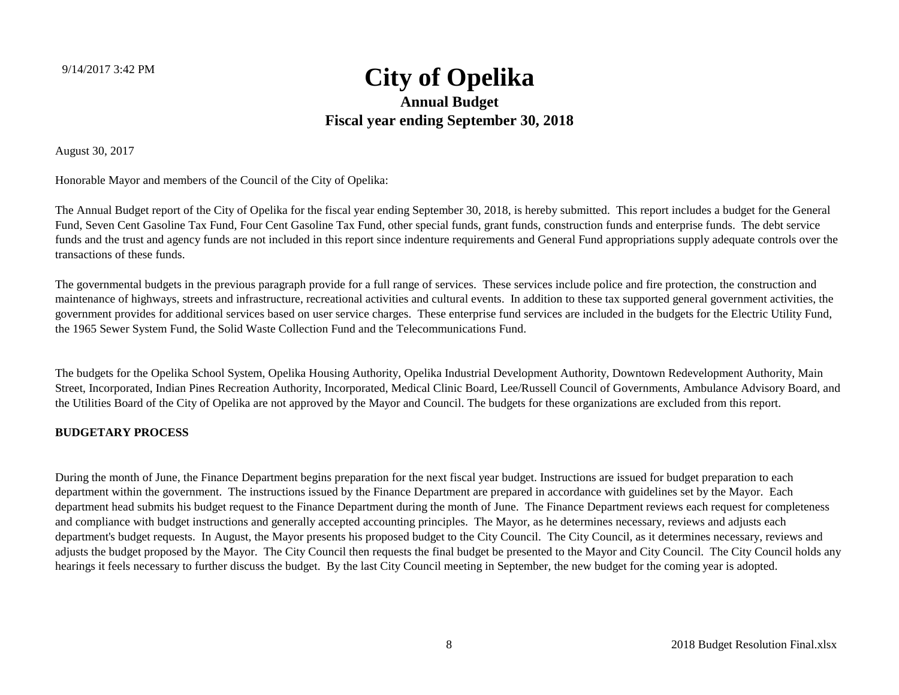# City of Opelika

## Annual Budget

## Fiscal year ending September 30, 2018

August 30, 2017

Honorable Mayor and members of the Council of the City of Opelika:

The Annual Budget report of the City of Opelika for the fiscal year ending September 30, 2018, is hereby submitted. This report includes a budget for the General Fund, Seven Cent Gasoline Tax Fund, Four Cent Gasoline Tax Fund, other special funds, grant funds, construction funds and enterprise funds. The debt service funds and the trust and agency funds are not included in this report since indenture requirements and General Fund appropriations supply adequate controls over the transactions of these funds.

The governmental budgets in the previous paragraph provide for a full range of services. These services include police and fire protection, the construction and maintenance of highways, streets and infrastructure, recreational activities and cultural events. In addition to these tax supported general government activities, the government provides for additional services based on user service charges. These enterprise fund services are included in the budgets for the Electric Utility Fund, the 1965 Sewer System Fund, the Solid Waste Collection Fund and the Telecommunications Fund.

The budgets for the Opelika School System, Opelika Housing Authority, Opelika Industrial Development Authority, Downtown Redevelopment Authority, Main Street, Incorporated, Indian Pines Recreation Authority, Incorporated, Medical Clinic Board, Lee/Russell Council of Governments, Ambulance Advisory Board, and the Utilities Board of the City of Opelika are not approved by the Mayor and Council. The budgets for these organizations are excluded from this report.

**BUDGETARY PROCESS**

During the month of June, the Finance Department begins preparation for the next fiscal year budget. Instructions are issued for budget preparation to each department within the government. The instructions issued by the Finance Department are prepared in accordance with guidelines set by the Mayor. Each department head submits his budget request to the Finance Department during the month of June. The Finance Department reviews each request for completeness and compliance with budget instructions and generally accepted accounting principles. The Mayor, as he determines necessary, reviews and adjusts each department's budget requests. In August, the Mayor presents his proposed budget to the City Council. The City Council, as it determines necessary, reviews and adjusts the budget proposed by the Mayor. The City Council then requests the final budget be presented to the Mayor and City Council. The City Council holds any hearings it feels necessary to further discuss the budget. By the last City Council meeting in September, the new budget for the coming year is adopted.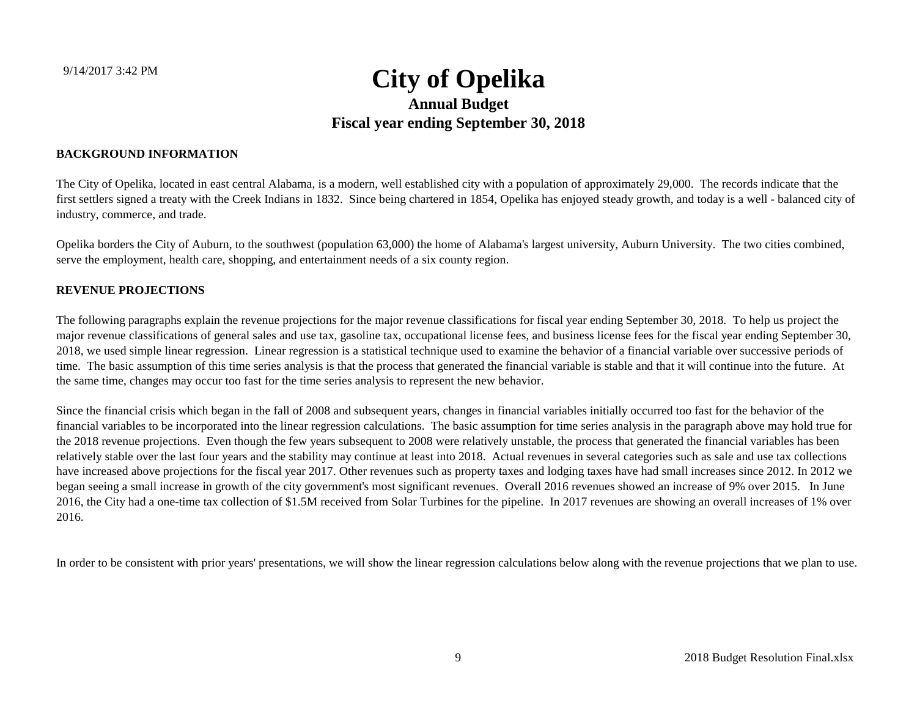# City of Opelika

## Annual Budget

## Fiscal year ending September 30, 2018

**BACKGROUND INFORMATION**

The City of Opelika, located in east central Alabama, is a modern, well established city with a population of approximately 29,000. The records indicate that the first settlers signed a treaty with the Creek Indians in 1832. Since being chartered in 1854, Opelika has enjoyed steady growth, and today is a well - balanced city of industry, commerce, and trade.

Opelika borders the City of Auburn, to the southwest (population 63,000) the home of Alabama's largest university, Auburn University. The two cities combined, serve the employment, health care, shopping, and entertainment needs of a six county region.

**REVENUE PROJECTIONS**

The following paragraphs explain the revenue projections for the major revenue classifications for fiscal year ending September 30, 2018. To help us project the major revenue classifications of general sales and use tax, gasoline tax, occupational license fees, and business license fees for the fiscal year ending September 30, 2018, we used simple linear regression. Linear regression is a statistical technique used to examine the behavior of a financial variable over successive periods of time. The basic assumption of this time series analysis is that the process that generated the financial variable is stable and that it will continue into the future. At the same time, changes may occur too fast for the time series analysis to represent the new behavior.

Since the financial crisis which began in the fall of 2008 and subsequent years, changes in financial variables initially occurred too fast for the behavior of the financial variables to be incorporated into the linear regression calculations. The basic assumption for time series analysis in the paragraph above may hold true for the 2018 revenue projections. Even though the few years subsequent to 2008 were relatively unstable, the process that generated the financial variables has been relatively stable over the last four years and the stability may continue at least into 2018. Actual revenues in several categories such as sale and use tax collections have increased above projections for the fiscal year 2017. Other revenues such as property taxes and lodging taxes have had small increases since 2012. In 2012 we began seeing a small increase in growth of the city government's most significant revenues. Overall 2016 revenues showed an increase of 9% over 2015. In June 2016, the City had a one-time tax collection of $1.5M received from Solar Turbines for the pipeline. In 2017 revenues are showing an overall increases of 1% over 2016.

In order to be consistent with prior years' presentations, we will show the linear regression calculations below along with the revenue projections that we plan to use.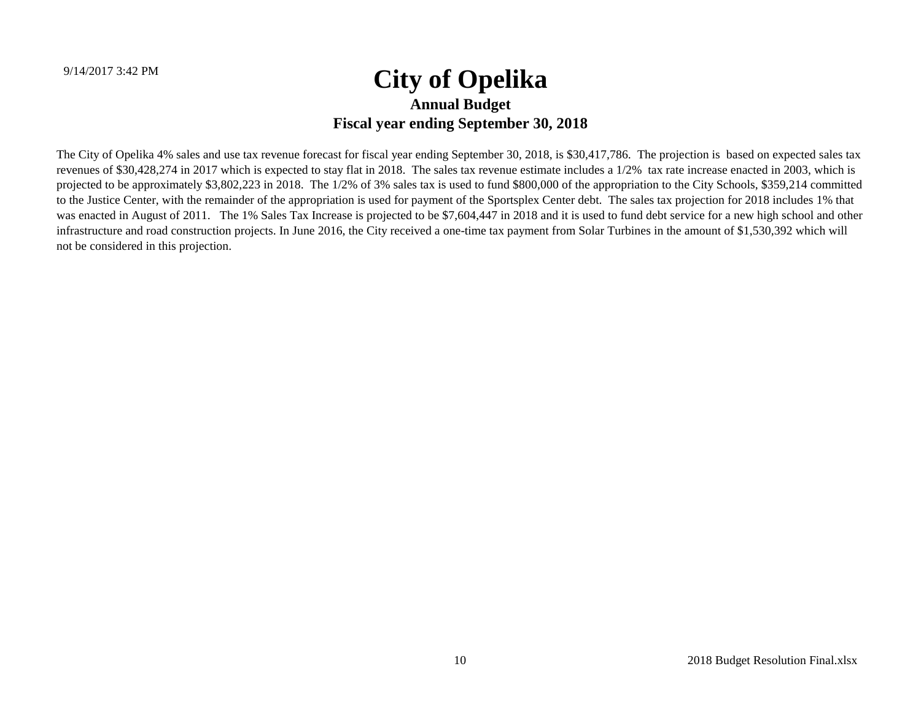# City of Opelika

### Annual Budget

### Fiscal year ending September 30, 2018

The City of Opelika 4% sales and use tax revenue forecast for fiscal year ending September 30, 2018, is $30,417,786. The projection is based on expected sales tax revenues of $30,428,274 in 2017 which is expected to stay flat in 2018. The sales tax revenue estimate includes a 1/2% tax rate increase enacted in 2003, which is projected to be approximately $3,802,223 in 2018. The 1/2% of 3% sales tax is used to fund $800,000 of the appropriation to the City Schools, $359,214 committed to the Justice Center, with the remainder of the appropriation is used for payment of the Sportsplex Center debt. The sales tax projection for 2018 includes 1% that was enacted in August of 2011. The 1% Sales Tax Increase is projected to be $7,604,447 in 2018 and it is used to fund debt service for a new high school and other infrastructure and road construction projects. In June 2016, the City received a one-time tax payment from Solar Turbines in the amount of $1,530,392 which will not be considered in this projection.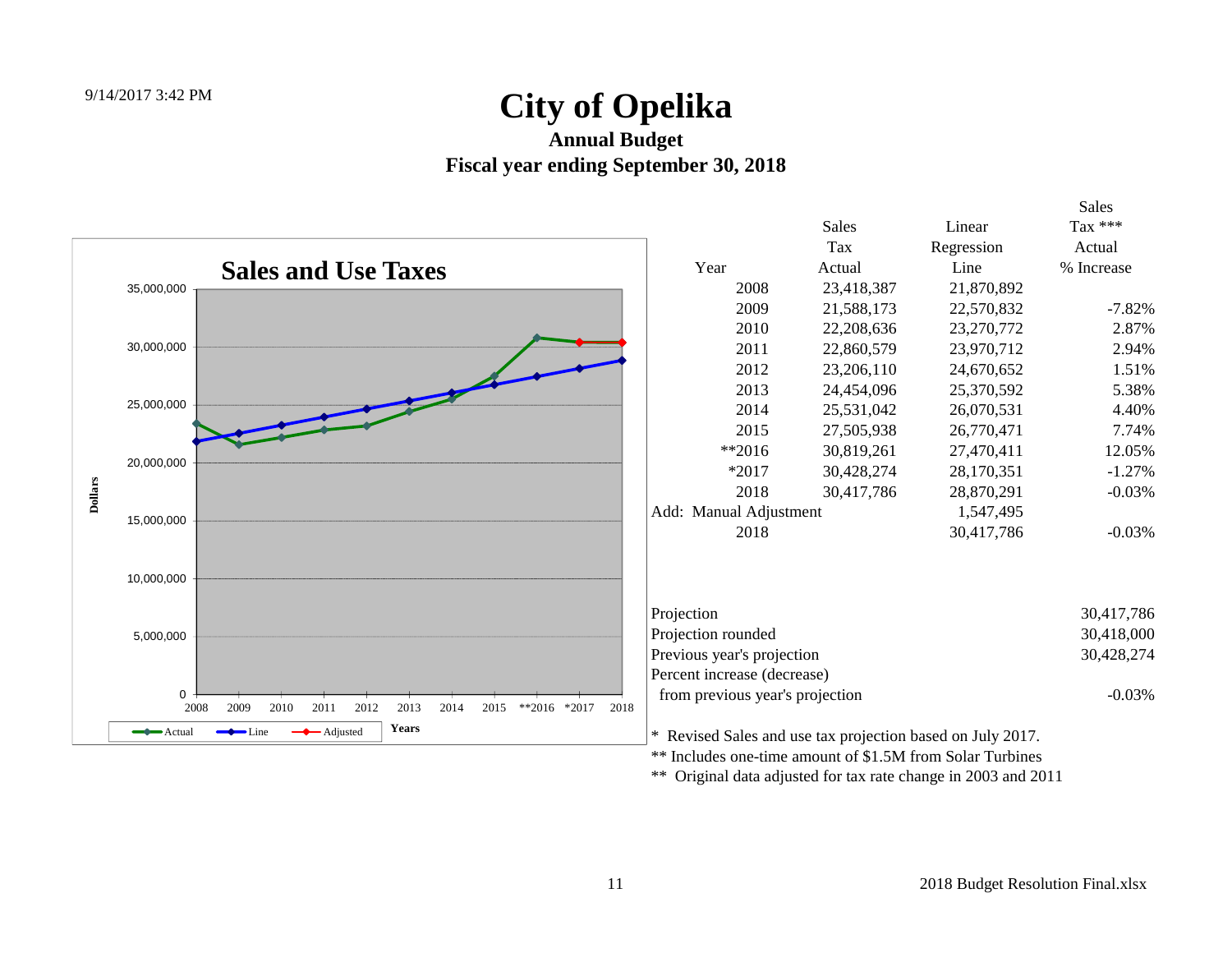9/14/2017 3:42 PM

# City of Opelika

## Annual Budget

## Fiscal year ending September 30, 2018

### Sales and Use Taxes

| Year | Sales Tax Actual | Linear Regression Line | Sales Tax *** Actual % Increase |
|---|---|---|---|
| 2008 | 23,418,387 | 21,870,892 | |
| 2009 | 21,588,173 | 22,570,832 | -7.82% |
| 2010 | 22,208,636 | 23,270,772 | 2.87% |
| 2011 | 22,860,579 | 23,970,712 | 2.94% |
| 2012 | 23,206,110 | 24,670,652 | 1.51% |
| 2013 | 24,454,096 | 25,370,592 | 5.38% |
| 2014 | 25,531,042 | 26,070,531 | 4.40% |
| 2015 | 27,505,938 | 26,770,471 | 7.74% |
| **2016 | 30,819,261 | 27,470,411 | 12.05% |
| *2017 | 30,428,274 | 28,170,351 | -1.27% |
| 2018 | 30,417,786 | 28,870,291 | -0.03% |
| Add: Manual Adjustment | | 1,547,495 | |
| 2018 | | 30,417,786 | -0.03% |

| | |
|---|---|
| Projection | 30,417,786 |
| Projection rounded | 30,418,000 |
| Previous year's projection | 30,428,274 |
| Percent increase (decrease) from previous year's projection | -0.03% |

\* Revised Sales and use tax projection based on July 2017.

** Includes one-time amount of $1.5M from Solar Turbines

** Original data adjusted for tax rate change in 2003 and 2011

2018 Budget Resolution Final.xlsx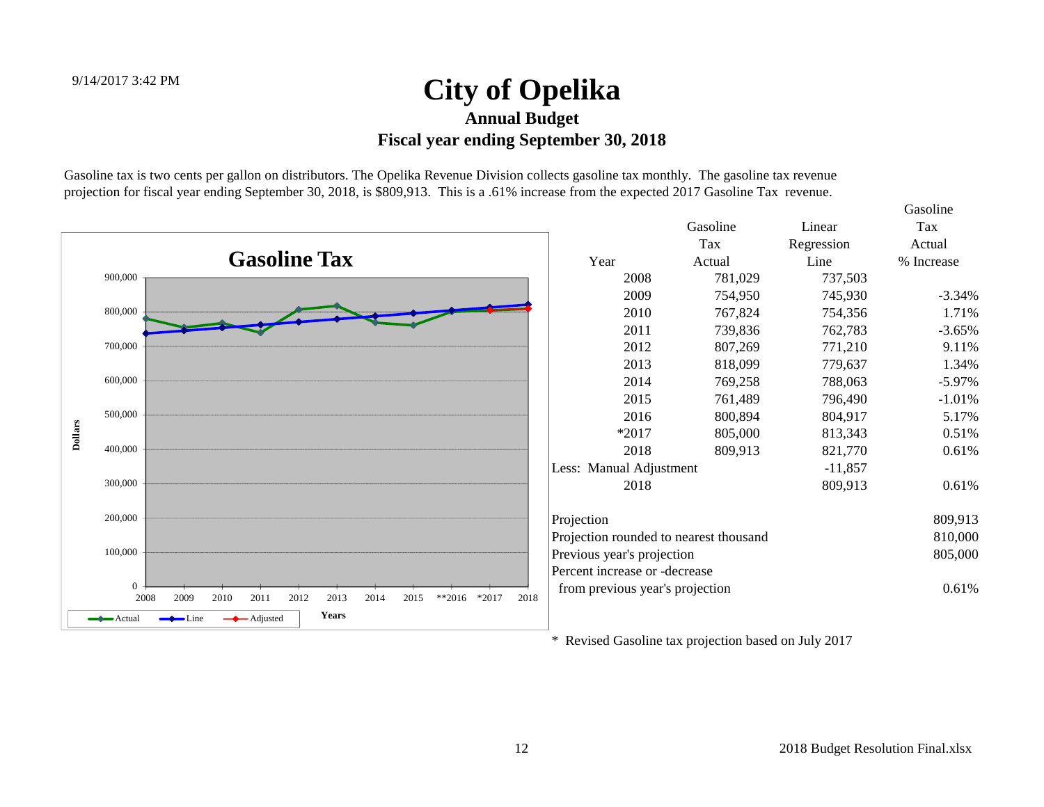9/14/2017 3:42 PM

# City of Opelika

## Annual Budget

## Fiscal year ending September 30, 2018

Gasoline tax is two cents per gallon on distributors. The Opelika Revenue Division collects gasoline tax monthly. The gasoline tax revenue projection for fiscal year ending September 30, 2018, is $809,913. This is a .61% increase from the expected 2017 Gasoline Tax revenue.

| Year | Gasoline Tax Actual | Linear Regression Line | Gasoline Tax Actual % Increase |
|---|---|---|---|
| 2008 | 781,029 | 737,503 | |
| 2009 | 754,950 | 745,930 | -3.34% |
| 2010 | 767,824 | 754,356 | 1.71% |
| 2011 | 739,836 | 762,783 | -3.65% |
| 2012 | 807,269 | 771,210 | 9.11% |
| 2013 | 818,099 | 779,637 | 1.34% |
| 2014 | 769,258 | 788,063 | -5.97% |
| 2015 | 761,489 | 796,490 | -1.01% |
| 2016 | 800,894 | 804,917 | 5.17% |
| *2017 | 805,000 | 813,343 | 0.51% |
| 2018 | 809,913 | 821,770 | 0.61% |
| Less: Manual Adjustment | | -11,857 | |
| 2018 | | 809,913 | 0.61% |

| | |
|---|---|
| Projection | 809,913 |
| Projection rounded to nearest thousand | 810,000 |
| Previous year's projection | 805,000 |
| Percent increase or -decrease from previous year's projection | 0.61% |

* Revised Gasoline tax projection based on July 2017

2018 Budget Resolution Final.xlsx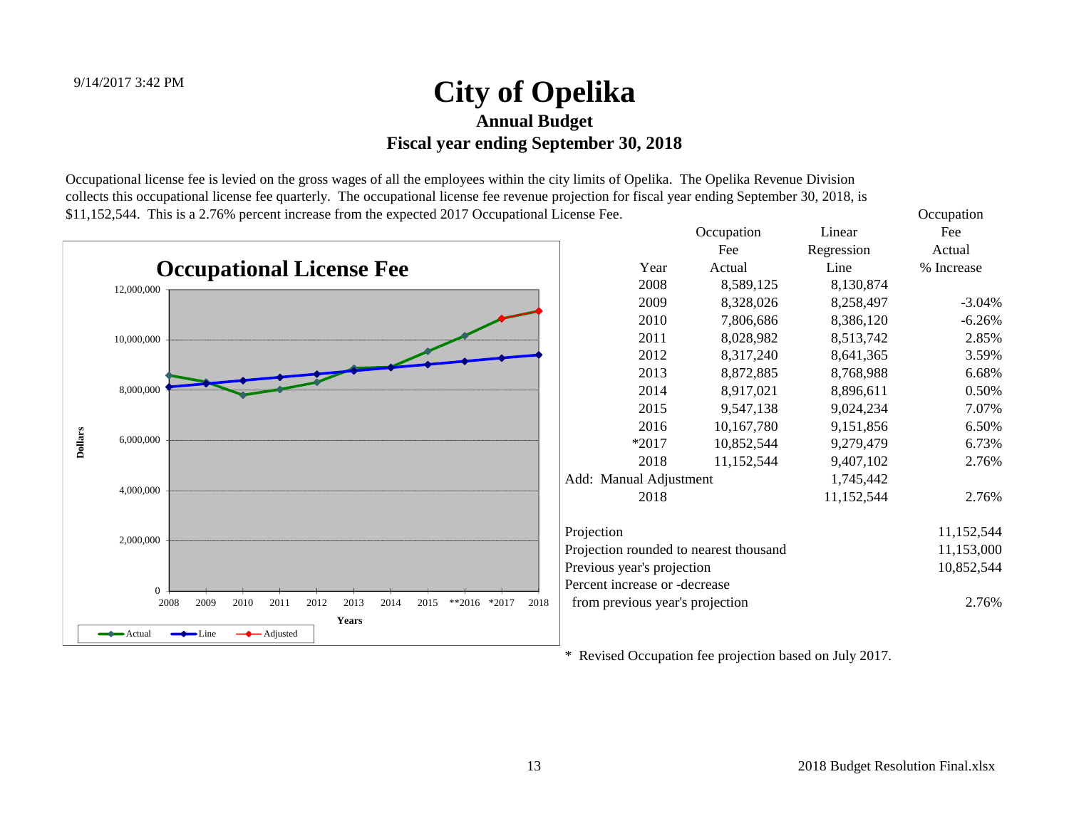9/14/2017 3:42 PM

# City of Opelika

## Annual Budget

## Fiscal year ending September 30, 2018

Occupational license fee is levied on the gross wages of all the employees within the city limits of Opelika. The Opelika Revenue Division collects this occupational license fee quarterly. The occupational license fee revenue projection for fiscal year ending September 30, 2018, is $11,152,544. This is a 2.76% percent increase from the expected 2017 Occupational License Fee.

| Year | Occupation Fee Actual | Linear Regression Line | Occupation Fee Actual % Increase |
|---|---|---|---|
| 2008 | 8,589,125 | 8,130,874 | |
| 2009 | 8,328,026 | 8,258,497 | -3.04% |
| 2010 | 7,806,686 | 8,386,120 | -6.26% |
| 2011 | 8,028,982 | 8,513,742 | 2.85% |
| 2012 | 8,317,240 | 8,641,365 | 3.59% |
| 2013 | 8,872,885 | 8,768,988 | 6.68% |
| 2014 | 8,917,021 | 8,896,611 | 0.50% |
| 2015 | 9,547,138 | 9,024,234 | 7.07% |
| 2016 | 10,167,780 | 9,151,856 | 6.50% |
| *2017 | 10,852,544 | 9,279,479 | 6.73% |
| 2018 | 11,152,544 | 9,407,102 | 2.76% |
| Add: Manual Adjustment | | 1,745,442 | |
| 2018 | | 11,152,544 | 2.76% |

| | |
|---|---|
| Projection | 11,152,544 |
| Projection rounded to nearest thousand | 11,153,000 |
| Previous year's projection | 10,852,544 |
| Percent increase or -decrease from previous year's projection | 2.76% |

**Occupational License Fee**

(Chart: Dollars (0 – 12,000,000) by Years (2008, 2009, 2010, 2011, 2012, 2013, 2014, 2015, **2016, *2017, 2018); series: Actual, Line, Adjusted)

* Revised Occupation fee projection based on July 2017.

2018 Budget Resolution Final.xlsx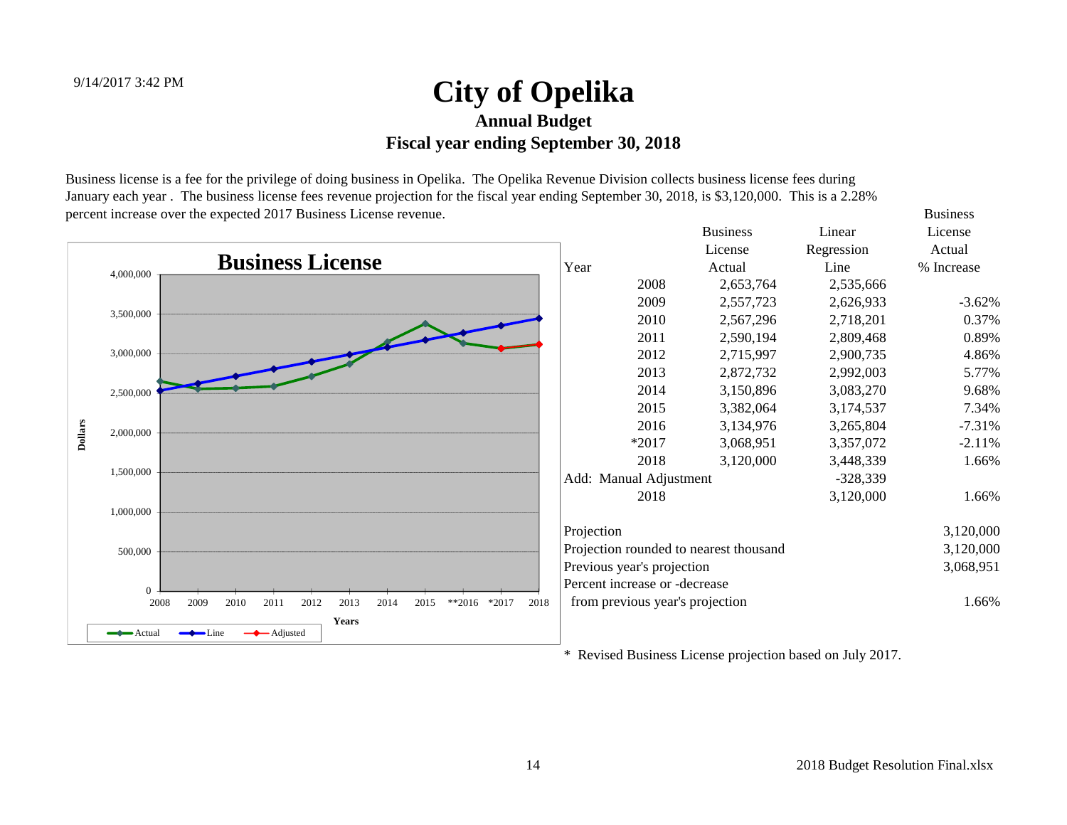9/14/2017 3:42 PM

# City of Opelika

### Annual Budget

### Fiscal year ending September 30, 2018

Business license is a fee for the privilege of doing business in Opelika. The Opelika Revenue Division collects business license fees during January each year . The business license fees revenue projection for the fiscal year ending September 30, 2018, is $3,120,000. This is a 2.28% percent increase over the expected 2017 Business License revenue.

| Year | Business License Actual | Linear Regression Line | Business License Actual % Increase |
|---|---|---|---|
| 2008 | 2,653,764 | 2,535,666 | |
| 2009 | 2,557,723 | 2,626,933 | -3.62% |
| 2010 | 2,567,296 | 2,718,201 | 0.37% |
| 2011 | 2,590,194 | 2,809,468 | 0.89% |
| 2012 | 2,715,997 | 2,900,735 | 4.86% |
| 2013 | 2,872,732 | 2,992,003 | 5.77% |
| 2014 | 3,150,896 | 3,083,270 | 9.68% |
| 2015 | 3,382,064 | 3,174,537 | 7.34% |
| 2016 | 3,134,976 | 3,265,804 | -7.31% |
| *2017 | 3,068,951 | 3,357,072 | -2.11% |
| 2018 | 3,120,000 | 3,448,339 | 1.66% |
| Add: Manual Adjustment | | -328,339 | |
| 2018 | | 3,120,000 | 1.66% |

| | |
|---|---|
| Projection | 3,120,000 |
| Projection rounded to nearest thousand | 3,120,000 |
| Previous year's projection | 3,068,951 |
| Percent increase or -decrease from previous year's projection | 1.66% |

\* Revised Business License projection based on July 2017.

2018 Budget Resolution Final.xlsx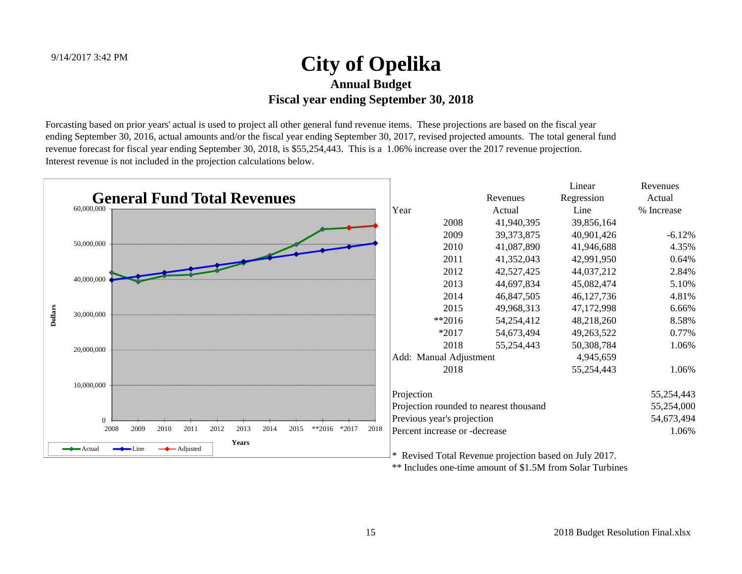9/14/2017 3:42 PM

# City of Opelika

## Annual Budget

## Fiscal year ending September 30, 2018

Forcasting based on prior years' actual is used to project all other general fund revenue items. These projections are based on the fiscal year ending September 30, 2016, actual amounts and/or the fiscal year ending September 30, 2017, revised projected amounts. The total general fund revenue forecast for fiscal year ending September 30, 2018, is $55,254,443. This is a 1.06% increase over the 2017 revenue projection. Interest revenue is not included in the projection calculations below.

**General Fund Total Revenues**

| Year | Revenues Actual | Linear Regression Line | Revenues Actual % Increase |
|---|---|---|---|
| 2008 | 41,940,395 | 39,856,164 | |
| 2009 | 39,373,875 | 40,901,426 | -6.12% |
| 2010 | 41,087,890 | 41,946,688 | 4.35% |
| 2011 | 41,352,043 | 42,991,950 | 0.64% |
| 2012 | 42,527,425 | 44,037,212 | 2.84% |
| 2013 | 44,697,834 | 45,082,474 | 5.10% |
| 2014 | 46,847,505 | 46,127,736 | 4.81% |
| 2015 | 49,968,313 | 47,172,998 | 6.66% |
| **2016 | 54,254,412 | 48,218,260 | 8.58% |
| *2017 | 54,673,494 | 49,263,522 | 0.77% |
| 2018 | 55,254,443 | 50,308,784 | 1.06% |
| Add: Manual Adjustment | | 4,945,659 | |
| 2018 | | 55,254,443 | 1.06% |

| | |
|---|---|
| Projection | 55,254,443 |
| Projection rounded to nearest thousand | 55,254,000 |
| Previous year's projection | 54,673,494 |
| Percent increase or -decrease | 1.06% |

\* Revised Total Revenue projection based on July 2017.

** Includes one-time amount of $1.5M from Solar Turbines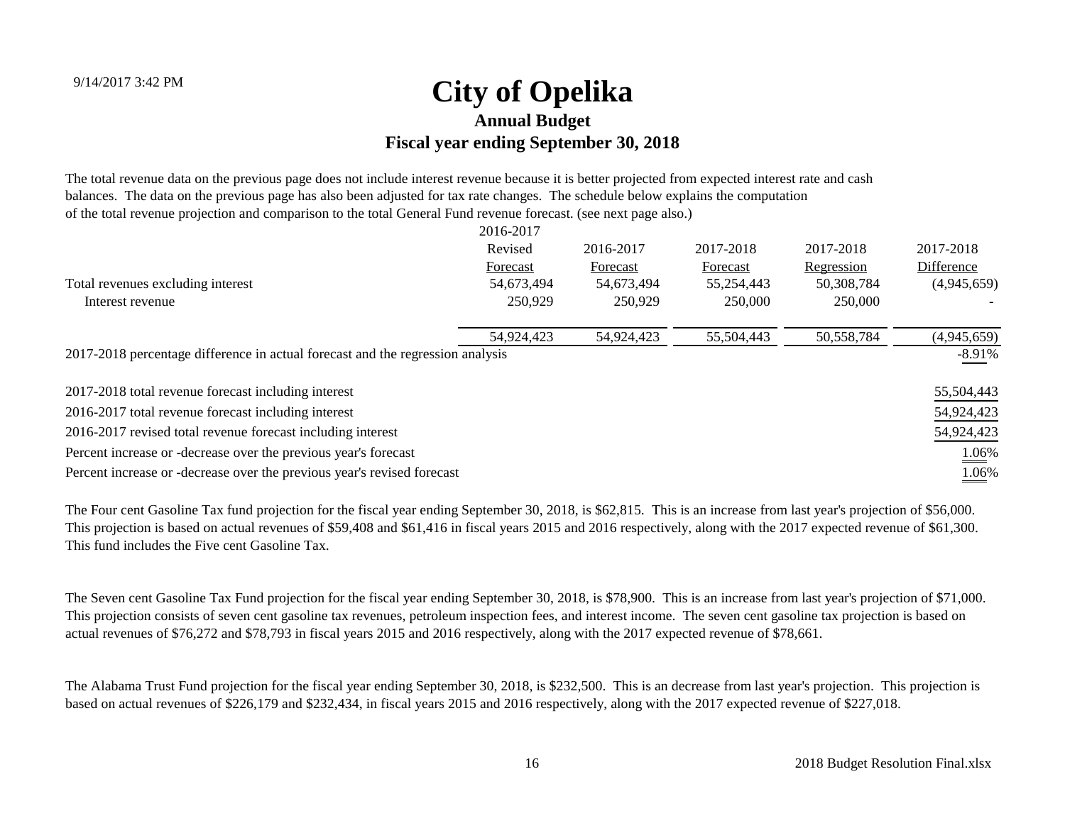# City of Opelika

## Annual Budget

### Fiscal year ending September 30, 2018

The total revenue data on the previous page does not include interest revenue because it is better projected from expected interest rate and cash balances. The data on the previous page has also been adjusted for tax rate changes. The schedule below explains the computation of the total revenue projection and comparison to the total General Fund revenue forecast. (see next page also.)

| | 2016-2017 Revised Forecast | 2016-2017 Forecast | 2017-2018 Forecast | 2017-2018 Regression | 2017-2018 Difference |
|---|---|---|---|---|---|
| Total revenues excluding interest | 54,673,494 | 54,673,494 | 55,254,443 | 50,308,784 | (4,945,659) |
| Interest revenue | 250,929 | 250,929 | 250,000 | 250,000 | - |
| | 54,924,423 | 54,924,423 | 55,504,443 | 50,558,784 | (4,945,659) |
| 2017-2018 percentage difference in actual forecast and the regression analysis | | | | | -8.91% |

| | |
|---|---|
| 2017-2018 total revenue forecast including interest | 55,504,443 |
| 2016-2017 total revenue forecast including interest | 54,924,423 |
| 2016-2017 revised total revenue forecast including interest | 54,924,423 |
| Percent increase or -decrease over the previous year's forecast | 1.06% |
| Percent increase or -decrease over the previous year's revised forecast | 1.06% |

The Four cent Gasoline Tax fund projection for the fiscal year ending September 30, 2018, is $62,815. This is an increase from last year's projection of $56,000. This projection is based on actual revenues of $59,408 and $61,416 in fiscal years 2015 and 2016 respectively, along with the 2017 expected revenue of $61,300. This fund includes the Five cent Gasoline Tax.

The Seven cent Gasoline Tax Fund projection for the fiscal year ending September 30, 2018, is $78,900. This is an increase from last year's projection of $71,000. This projection consists of seven cent gasoline tax revenues, petroleum inspection fees, and interest income. The seven cent gasoline tax projection is based on actual revenues of $76,272 and $78,793 in fiscal years 2015 and 2016 respectively, along with the 2017 expected revenue of $78,661.

The Alabama Trust Fund projection for the fiscal year ending September 30, 2018, is $232,500. This is an decrease from last year's projection. This projection is based on actual revenues of $226,179 and $232,434, in fiscal years 2015 and 2016 respectively, along with the 2017 expected revenue of $227,018.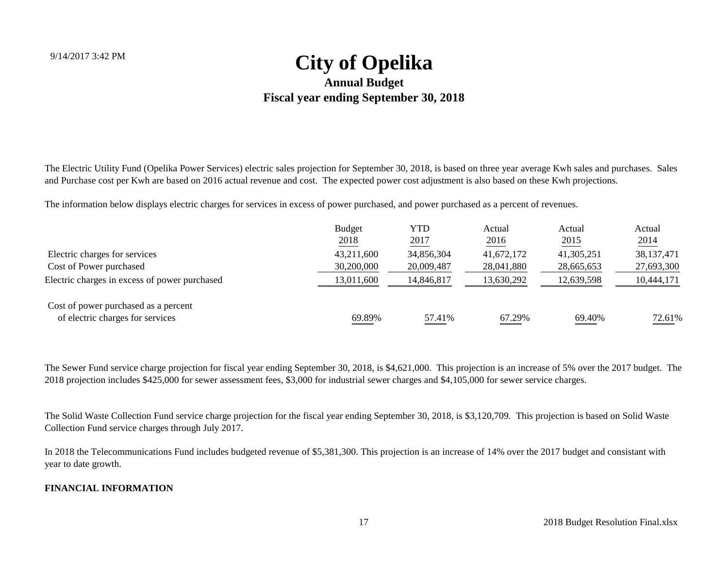# City of Opelika

## Annual Budget

## Fiscal year ending September 30, 2018

The Electric Utility Fund (Opelika Power Services) electric sales projection for September 30, 2018, is based on three year average Kwh sales and purchases. Sales and Purchase cost per Kwh are based on 2016 actual revenue and cost. The expected power cost adjustment is also based on these Kwh projections.

The information below displays electric charges for services in excess of power purchased, and power purchased as a percent of revenues.

| | Budget 2018 | YTD 2017 | Actual 2016 | Actual 2015 | Actual 2014 |
|---|---|---|---|---|---|
| Electric charges for services | 43,211,600 | 34,856,304 | 41,672,172 | 41,305,251 | 38,137,471 |
| Cost of Power purchased | 30,200,000 | 20,009,487 | 28,041,880 | 28,665,653 | 27,693,300 |
| Electric charges in excess of power purchased | 13,011,600 | 14,846,817 | 13,630,292 | 12,639,598 | 10,444,171 |
| Cost of power purchased as a percent of electric charges for services | 69.89% | 57.41% | 67.29% | 69.40% | 72.61% |

The Sewer Fund service charge projection for fiscal year ending September 30, 2018, is $4,621,000. This projection is an increase of 5% over the 2017 budget. The 2018 projection includes $425,000 for sewer assessment fees, $3,000 for industrial sewer charges and $4,105,000 for sewer service charges.

The Solid Waste Collection Fund service charge projection for the fiscal year ending September 30, 2018, is $3,120,709. This projection is based on Solid Waste Collection Fund service charges through July 2017.

In 2018 the Telecommunications Fund includes budgeted revenue of $5,381,300. This projection is an increase of 14% over the 2017 budget and consistant with year to date growth.

**FINANCIAL INFORMATION**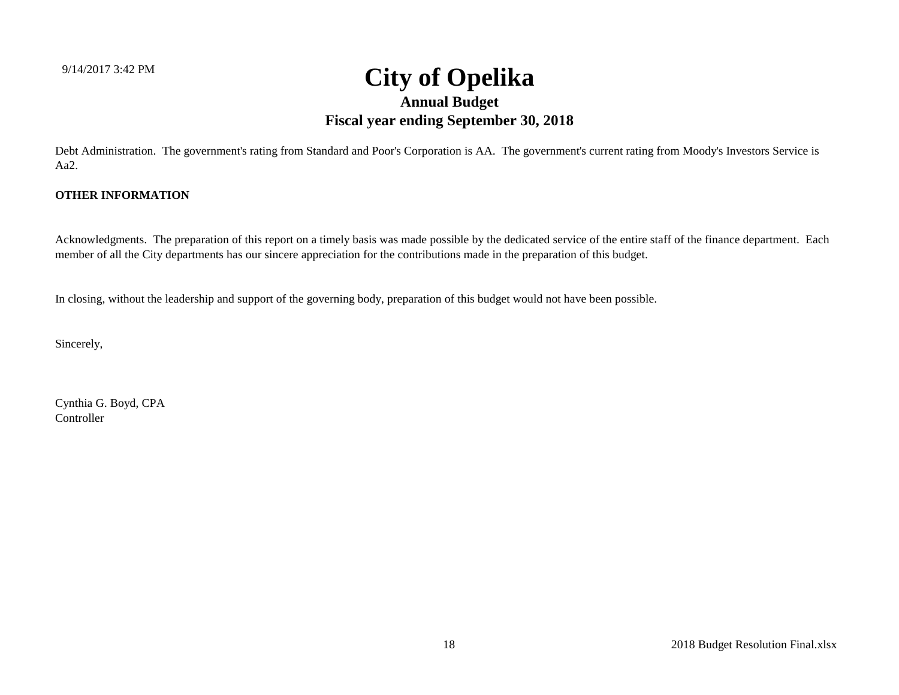Debt Administration.  The government's rating from Standard and Poor's Corporation is AA.  The government's current rating from Moody's Investors Service is Aa2.

**OTHER INFORMATION**

Acknowledgments.  The preparation of this report on a timely basis was made possible by the dedicated service of the entire staff of the finance department.  Each member of all the City departments has our sincere appreciation for the contributions made in the preparation of this budget.

In closing, without the leadership and support of the governing body, preparation of this budget would not have been possible.

Sincerely,

Cynthia G. Boyd, CPA
Controller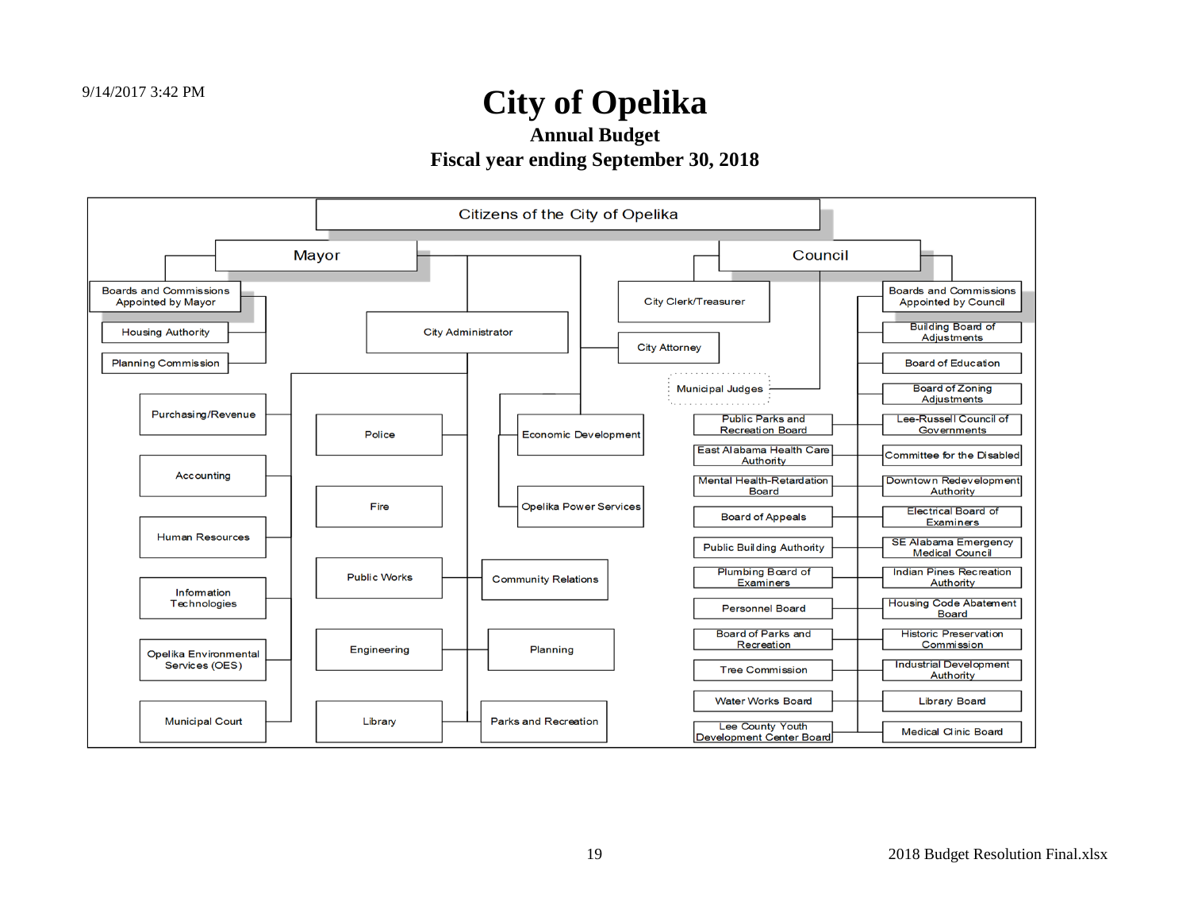# City of Opelika

## Annual Budget

## Fiscal year ending September 30, 2018

Citizens of the City of Opelika

- **Mayor**
  - Boards and Commissions Appointed by Mayor
    - Housing Authority
    - Planning Commission
  - City Administrator
    - Purchasing/Revenue
    - Accounting
    - Human Resources
    - Information Technologies
    - Opelika Environmental Services (OES)
    - Municipal Court
    - Police
    - Fire
    - Public Works
    - Engineering
    - Library
    - Economic Development
    - Opelika Power Services
    - Community Relations
    - Planning
    - Parks and Recreation
  - City Attorney

- **Council**
  - City Clerk/Treasurer
  - Municipal Judges
  - Boards and Commissions Appointed by Council
    - Building Board of Adjustments
    - Board of Education
    - Board of Zoning Adjustments
    - Lee-Russell Council of Governments
    - Committee for the Disabled
    - Downtown Redevelopment Authority
    - Electrical Board of Examiners
    - SE Alabama Emergency Medical Council
    - Indian Pines Recreation Authority
    - Housing Code Abatement Board
    - Historic Preservation Commission
    - Industrial Development Authority
    - Library Board
    - Medical Clinic Board
    - Public Parks and Recreation Board
    - East Alabama Health Care Authority
    - Mental Health-Retardation Board
    - Board of Appeals
    - Public Building Authority
    - Plumbing Board of Examiners
    - Personnel Board
    - Board of Parks and Recreation
    - Tree Commission
    - Water Works Board
    - Lee County Youth Development Center Board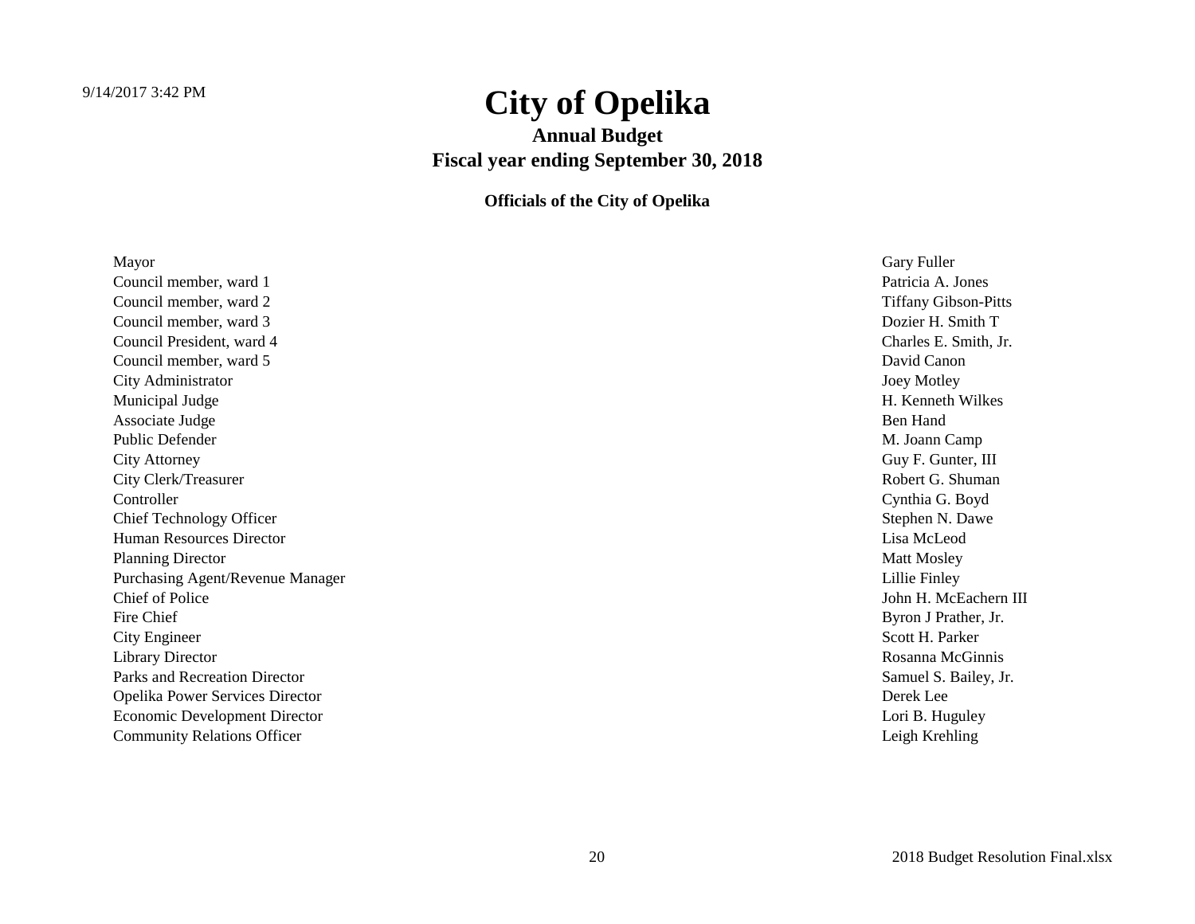# City of Opelika

## Annual Budget
## Fiscal year ending September 30, 2018

### Officials of the City of Opelika

| | |
|---|---|
| Mayor | Gary Fuller |
| Council member, ward 1 | Patricia A. Jones |
| Council member, ward 2 | Tiffany Gibson-Pitts |
| Council member, ward 3 | Dozier H. Smith T |
| Council President, ward 4 | Charles E. Smith, Jr. |
| Council member, ward 5 | David Canon |
| City Administrator | Joey Motley |
| Municipal Judge | H. Kenneth Wilkes |
| Associate Judge | Ben Hand |
| Public Defender | M. Joann Camp |
| City Attorney | Guy F. Gunter, III |
| City Clerk/Treasurer | Robert G. Shuman |
| Controller | Cynthia G. Boyd |
| Chief Technology Officer | Stephen N. Dawe |
| Human Resources Director | Lisa McLeod |
| Planning Director | Matt Mosley |
| Purchasing Agent/Revenue Manager | Lillie Finley |
| Chief of Police | John H. McEachern III |
| Fire Chief | Byron J Prather, Jr. |
| City Engineer | Scott H. Parker |
| Library Director | Rosanna McGinnis |
| Parks and Recreation Director | Samuel S. Bailey, Jr. |
| Opelika Power Services Director | Derek Lee |
| Economic Development Director | Lori B. Huguley |
| Community Relations Officer | Leigh Krehling |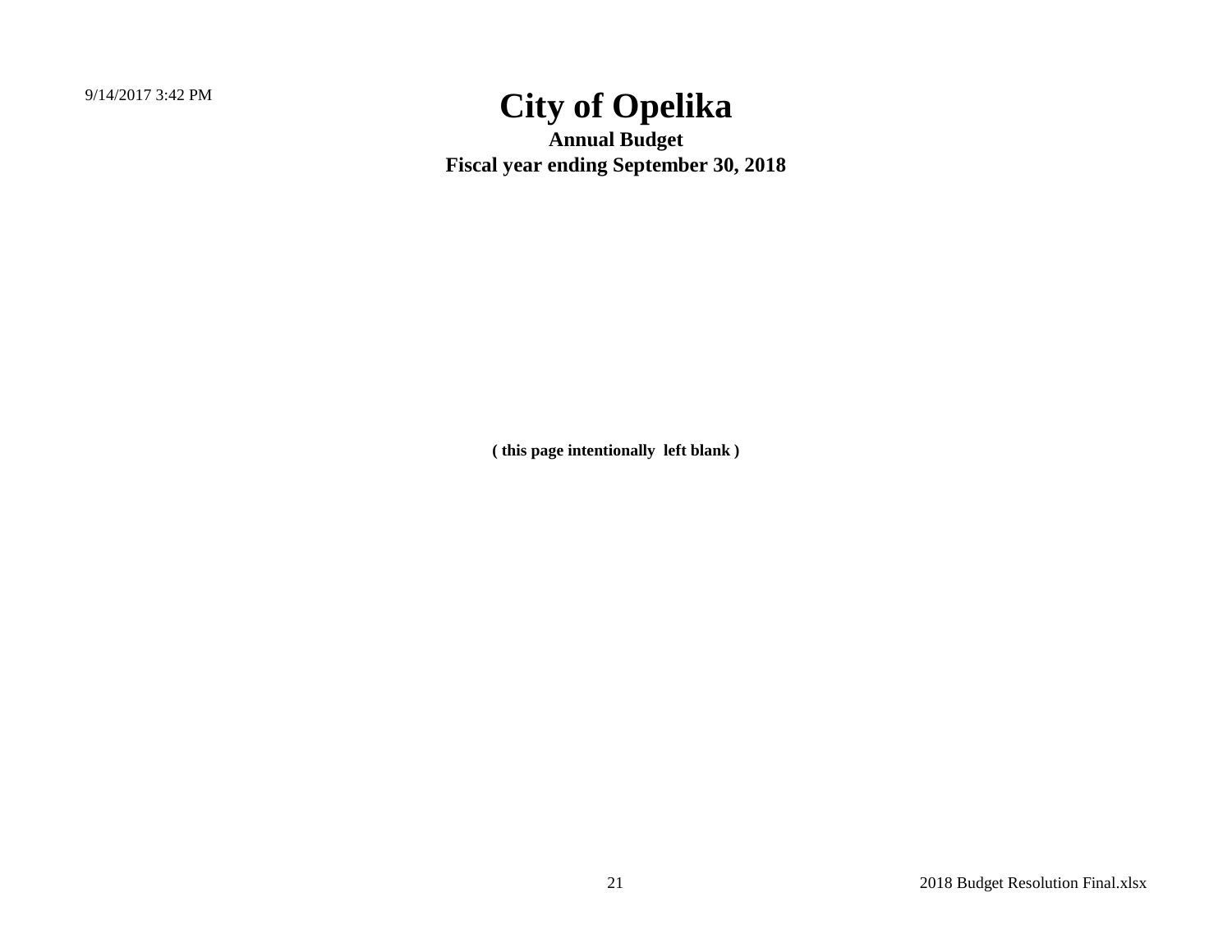# City of Opelika

**Annual Budget**

**Fiscal year ending September 30, 2018**

**( this page intentionally left blank )**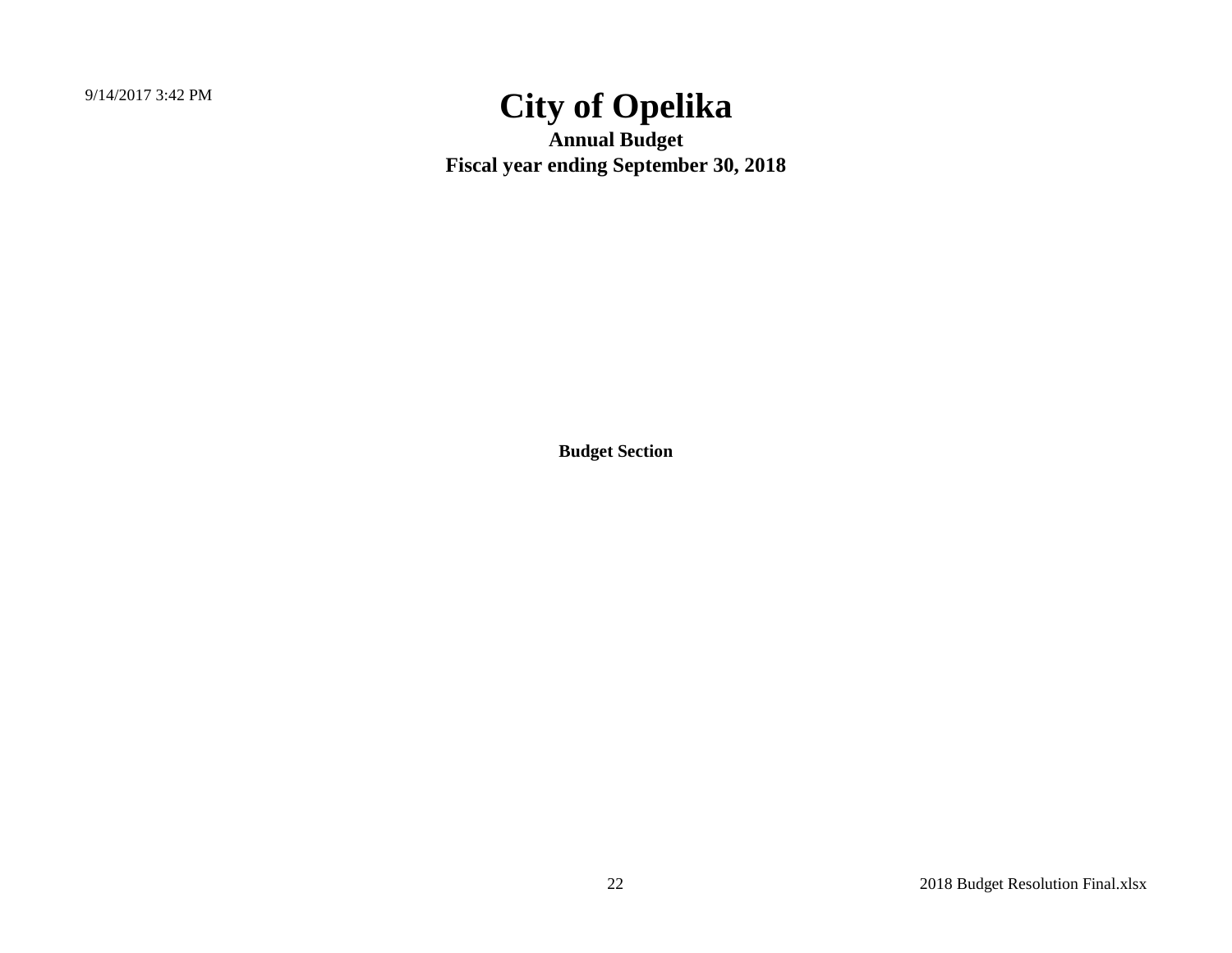# City of Opelika

**Annual Budget**

**Fiscal year ending September 30, 2018**

**Budget Section**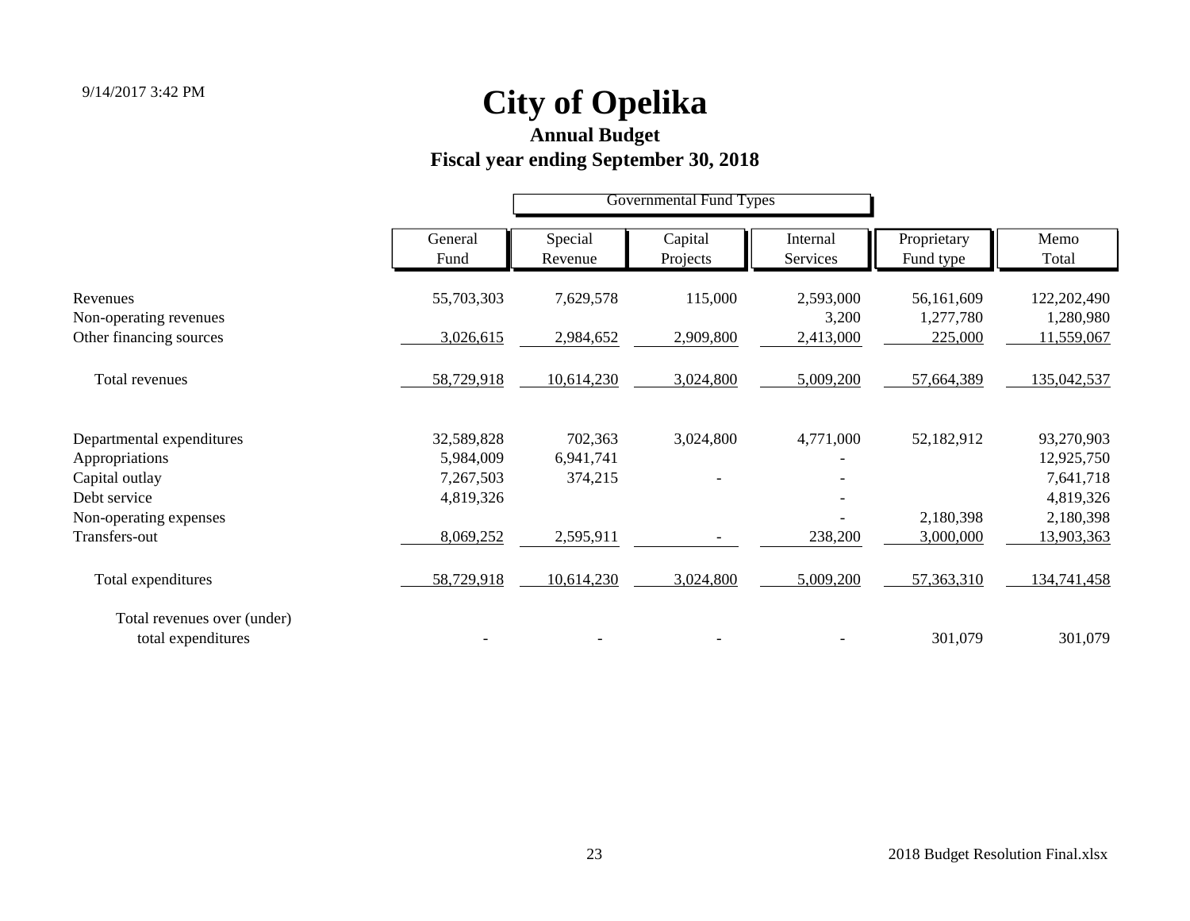# City of Opelika

## Annual Budget

## Fiscal year ending September 30, 2018

| | Governmental Fund Types | | | | | |
|---|---|---|---|---|---|---|
| | General Fund | Special Revenue | Capital Projects | Internal Services | Proprietary Fund type | Memo Total |
| Revenues | 55,703,303 | 7,629,578 | 115,000 | 2,593,000 | 56,161,609 | 122,202,490 |
| Non-operating revenues | | | | 3,200 | 1,277,780 | 1,280,980 |
| Other financing sources | 3,026,615 | 2,984,652 | 2,909,800 | 2,413,000 | 225,000 | 11,559,067 |
| Total revenues | 58,729,918 | 10,614,230 | 3,024,800 | 5,009,200 | 57,664,389 | 135,042,537 |
| Departmental expenditures | 32,589,828 | 702,363 | 3,024,800 | 4,771,000 | 52,182,912 | 93,270,903 |
| Appropriations | 5,984,009 | 6,941,741 | | - | | 12,925,750 |
| Capital outlay | 7,267,503 | 374,215 | - | - | | 7,641,718 |
| Debt service | 4,819,326 | | | - | | 4,819,326 |
| Non-operating expenses | | | | - | 2,180,398 | 2,180,398 |
| Transfers-out | 8,069,252 | 2,595,911 | - | 238,200 | 3,000,000 | 13,903,363 |
| Total expenditures | 58,729,918 | 10,614,230 | 3,024,800 | 5,009,200 | 57,363,310 | 134,741,458 |
| Total revenues over (under) total expenditures | - | - | - | - | 301,079 | 301,079 |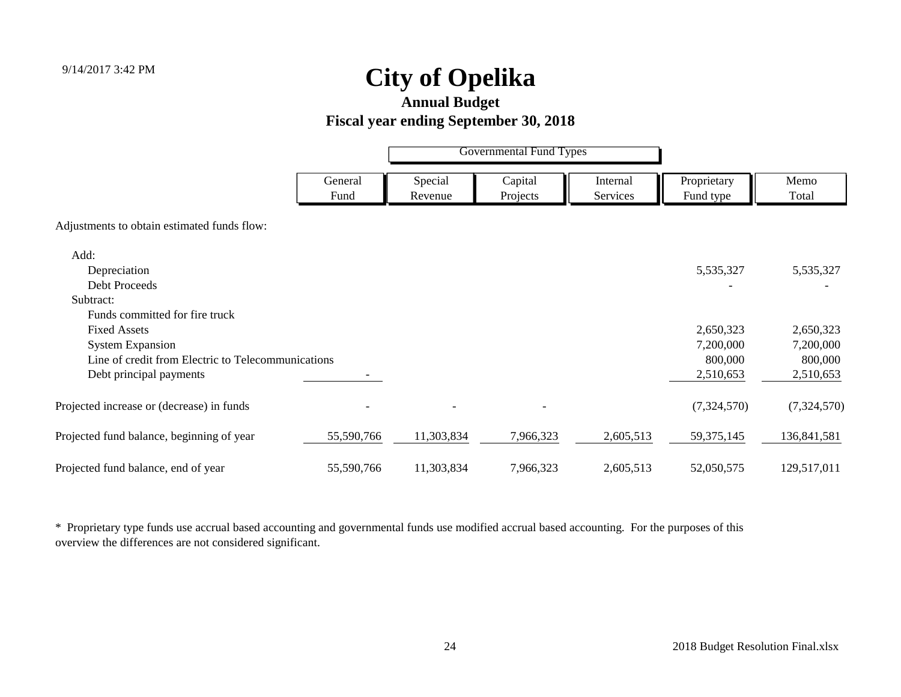# City of Opelika

## Annual Budget

### Fiscal year ending September 30, 2018

| | Governmental Fund Types | | | | | |
|---|---|---|---|---|---|---|
| | General Fund | Special Revenue | Capital Projects | Internal Services | Proprietary Fund type | Memo Total |
| Adjustments to obtain estimated funds flow: | | | | | | |
| Add: | | | | | | |
| Depreciation | | | | | 5,535,327 | 5,535,327 |
| Debt Proceeds | | | | | - | - |
| Subtract: | | | | | | |
| Funds committed for fire truck | | | | | | |
| Fixed Assets | | | | | 2,650,323 | 2,650,323 |
| System Expansion | | | | | 7,200,000 | 7,200,000 |
| Line of credit from Electric to Telecommunications | | | | | 800,000 | 800,000 |
| Debt principal payments | - | | | | 2,510,653 | 2,510,653 |
| Projected increase or (decrease) in funds | - | - | - | | (7,324,570) | (7,324,570) |
| Projected fund balance, beginning of year | 55,590,766 | 11,303,834 | 7,966,323 | 2,605,513 | 59,375,145 | 136,841,581 |
| Projected fund balance, end of year | 55,590,766 | 11,303,834 | 7,966,323 | 2,605,513 | 52,050,575 | 129,517,011 |

* Proprietary type funds use accrual based accounting and governmental funds use modified accrual based accounting. For the purposes of this overview the differences are not considered significant.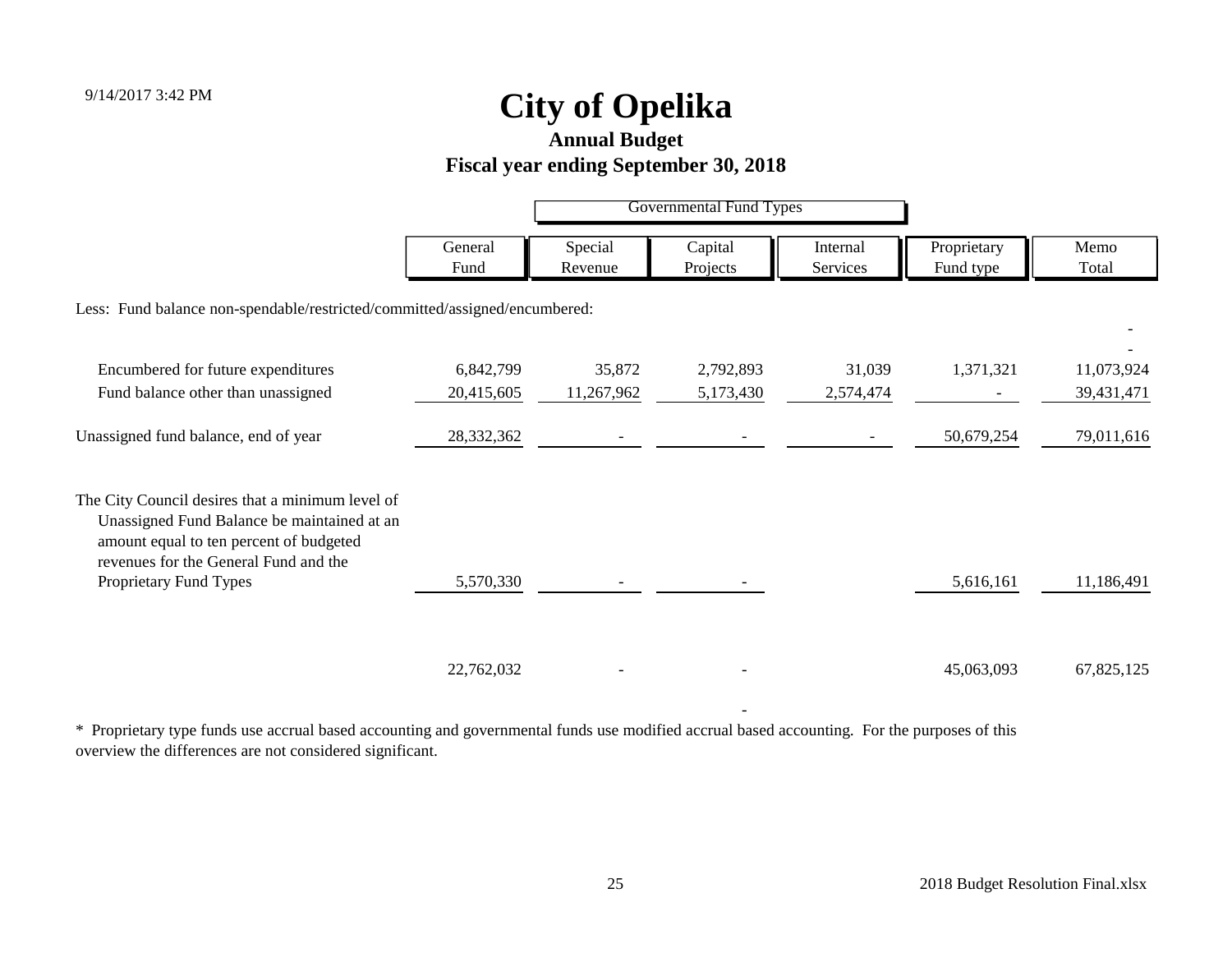9/14/2017 3:42 PM

# City of Opelika

## Annual Budget

## Fiscal year ending September 30, 2018

| | Governmental Fund Types | | | | | |
|---|---|---|---|---|---|---|
| | General Fund | Special Revenue | Capital Projects | Internal Services | Proprietary Fund type | Memo Total |
| Less: Fund balance non-spendable/restricted/committed/assigned/encumbered: | | | | | | - |
| | | | | | | - |
| Encumbered for future expenditures | 6,842,799 | 35,872 | 2,792,893 | 31,039 | 1,371,321 | 11,073,924 |
| Fund balance other than unassigned | 20,415,605 | 11,267,962 | 5,173,430 | 2,574,474 | - | 39,431,471 |
| Unassigned fund balance, end of year | 28,332,362 | - | - | - | 50,679,254 | 79,011,616 |
| The City Council desires that a minimum level of Unassigned Fund Balance be maintained at an amount equal to ten percent of budgeted revenues for the General Fund and the Proprietary Fund Types | 5,570,330 | - | - | | 5,616,161 | 11,186,491 |
| | 22,762,032 | - | - | | 45,063,093 | 67,825,125 |
| | | | - | | | |

\* Proprietary type funds use accrual based accounting and governmental funds use modified accrual based accounting. For the purposes of this overview the differences are not considered significant.

2018 Budget Resolution Final.xlsx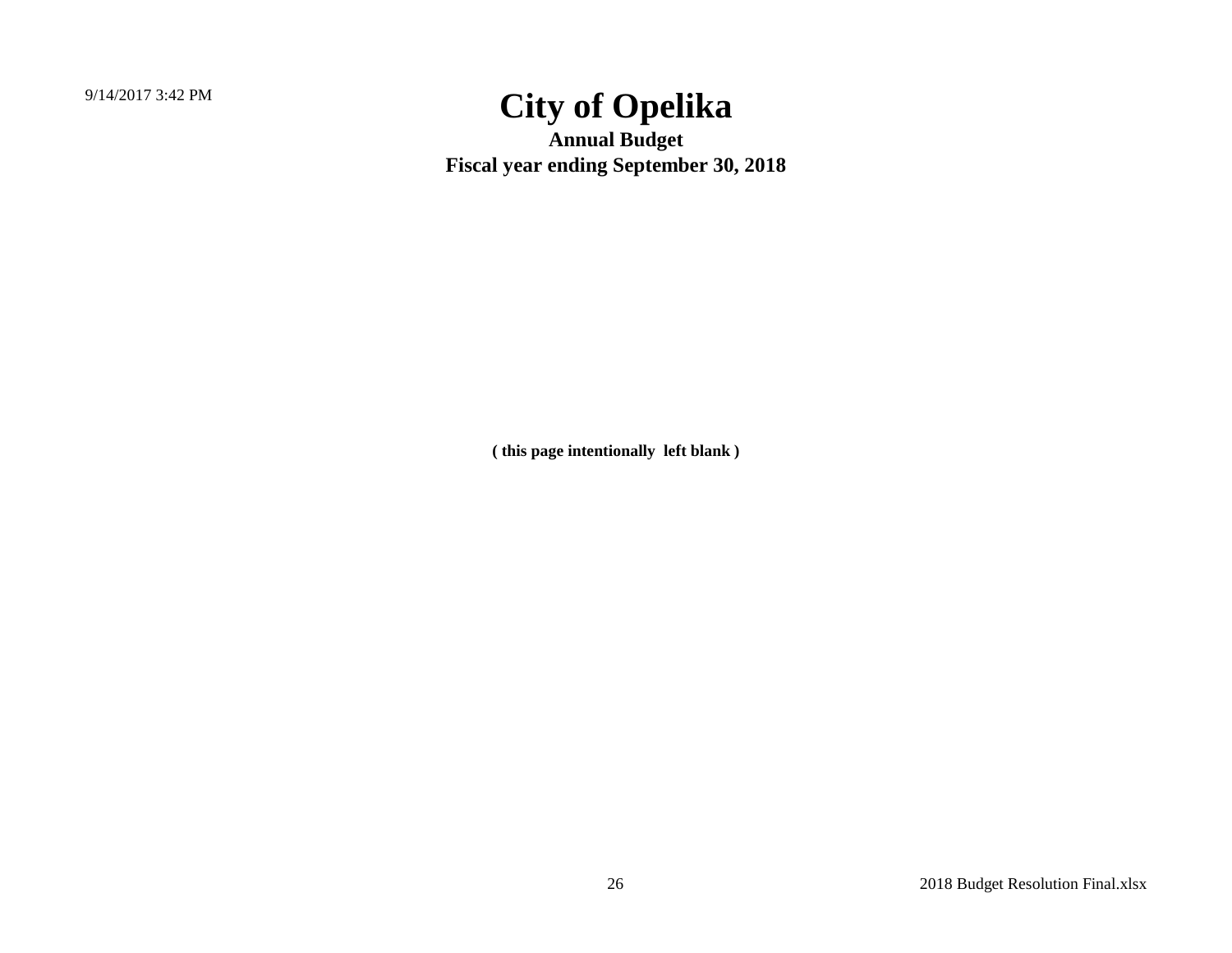# City of Opelika

**Annual Budget**

**Fiscal year ending September 30, 2018**

**( this page intentionally left blank )**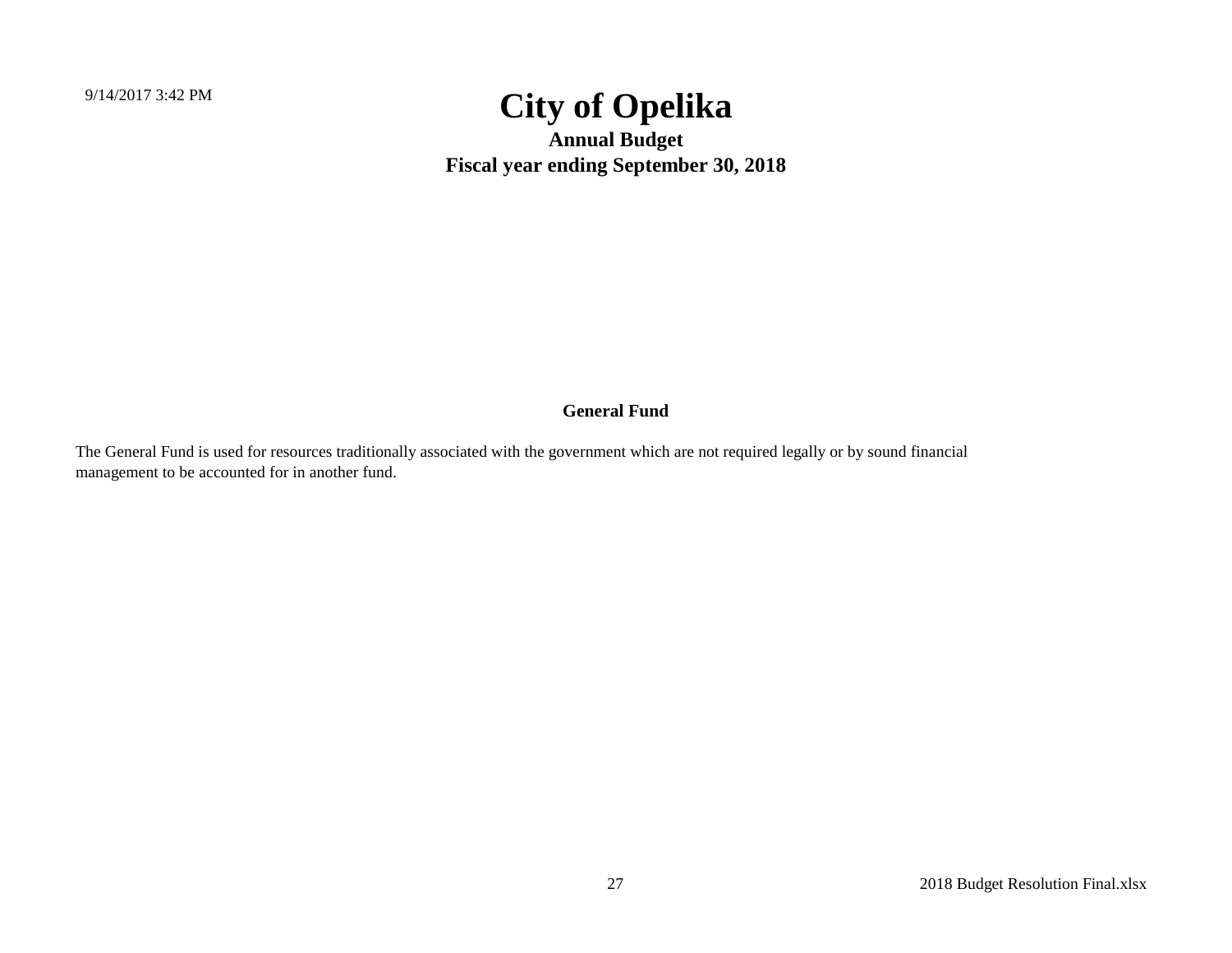# City of Opelika

## Annual Budget

## Fiscal year ending September 30, 2018

### General Fund

The General Fund is used for resources traditionally associated with the government which are not required legally or by sound financial management to be accounted for in another fund.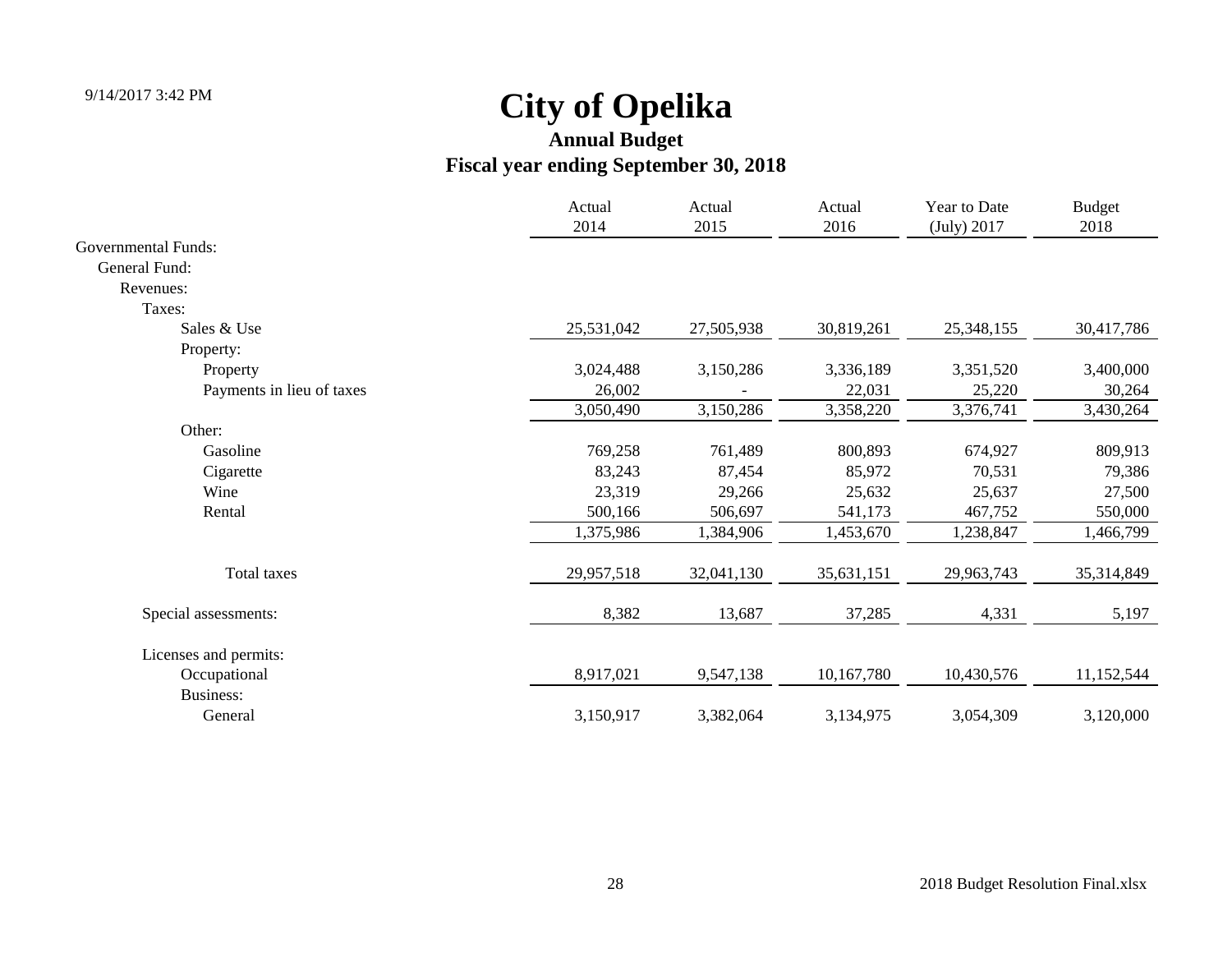# City of Opelika

## Annual Budget

## Fiscal year ending September 30, 2018

| | Actual 2014 | Actual 2015 | Actual 2016 | Year to Date (July) 2017 | Budget 2018 |
|---|---|---|---|---|---|
| Governmental Funds: | | | | | |
| General Fund: | | | | | |
| Revenues: | | | | | |
| Taxes: | | | | | |
| Sales & Use | 25,531,042 | 27,505,938 | 30,819,261 | 25,348,155 | 30,417,786 |
| Property: | | | | | |
| Property | 3,024,488 | 3,150,286 | 3,336,189 | 3,351,520 | 3,400,000 |
| Payments in lieu of taxes | 26,002 | - | 22,031 | 25,220 | 30,264 |
| | 3,050,490 | 3,150,286 | 3,358,220 | 3,376,741 | 3,430,264 |
| Other: | | | | | |
| Gasoline | 769,258 | 761,489 | 800,893 | 674,927 | 809,913 |
| Cigarette | 83,243 | 87,454 | 85,972 | 70,531 | 79,386 |
| Wine | 23,319 | 29,266 | 25,632 | 25,637 | 27,500 |
| Rental | 500,166 | 506,697 | 541,173 | 467,752 | 550,000 |
| | 1,375,986 | 1,384,906 | 1,453,670 | 1,238,847 | 1,466,799 |
| Total taxes | 29,957,518 | 32,041,130 | 35,631,151 | 29,963,743 | 35,314,849 |
| Special assessments: | 8,382 | 13,687 | 37,285 | 4,331 | 5,197 |
| Licenses and permits: | | | | | |
| Occupational | 8,917,021 | 9,547,138 | 10,167,780 | 10,430,576 | 11,152,544 |
| Business: | | | | | |
| General | 3,150,917 | 3,382,064 | 3,134,975 | 3,054,309 | 3,120,000 |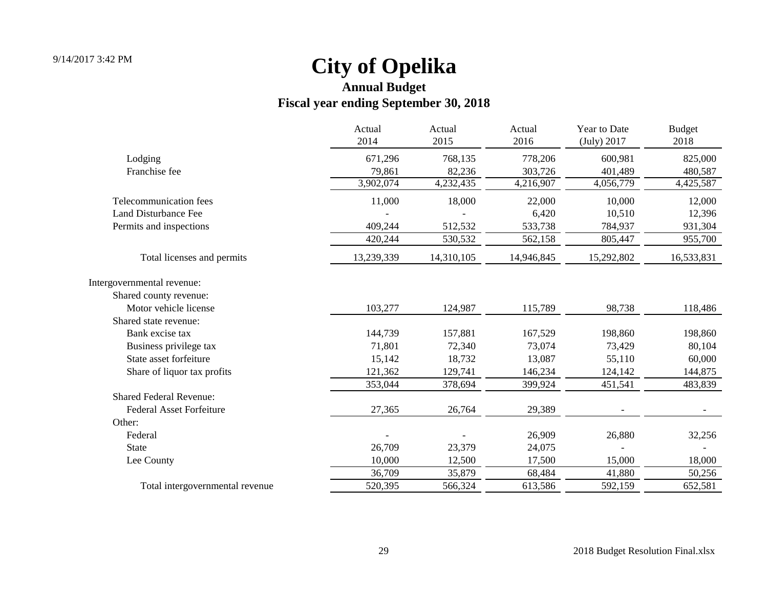# City of Opelika

## Annual Budget

## Fiscal year ending September 30, 2018

| | Actual 2014 | Actual 2015 | Actual 2016 | Year to Date (July) 2017 | Budget 2018 |
|---|---|---|---|---|---|
| Lodging | 671,296 | 768,135 | 778,206 | 600,981 | 825,000 |
| Franchise fee | 79,861 | 82,236 | 303,726 | 401,489 | 480,587 |
| | 3,902,074 | 4,232,435 | 4,216,907 | 4,056,779 | 4,425,587 |
| Telecommunication fees | 11,000 | 18,000 | 22,000 | 10,000 | 12,000 |
| Land Disturbance Fee | - | - | 6,420 | 10,510 | 12,396 |
| Permits and inspections | 409,244 | 512,532 | 533,738 | 784,937 | 931,304 |
| | 420,244 | 530,532 | 562,158 | 805,447 | 955,700 |
| Total licenses and permits | 13,239,339 | 14,310,105 | 14,946,845 | 15,292,802 | 16,533,831 |
| Intergovernmental revenue: | | | | | |
| Shared county revenue: | | | | | |
| Motor vehicle license | 103,277 | 124,987 | 115,789 | 98,738 | 118,486 |
| Shared state revenue: | | | | | |
| Bank excise tax | 144,739 | 157,881 | 167,529 | 198,860 | 198,860 |
| Business privilege tax | 71,801 | 72,340 | 73,074 | 73,429 | 80,104 |
| State asset forfeiture | 15,142 | 18,732 | 13,087 | 55,110 | 60,000 |
| Share of liquor tax profits | 121,362 | 129,741 | 146,234 | 124,142 | 144,875 |
| | 353,044 | 378,694 | 399,924 | 451,541 | 483,839 |
| Shared Federal Revenue: | | | | | |
| Federal Asset Forfeiture | 27,365 | 26,764 | 29,389 | - | - |
| Other: | | | | | |
| Federal | - | - | 26,909 | 26,880 | 32,256 |
| State | 26,709 | 23,379 | 24,075 | - | - |
| Lee County | 10,000 | 12,500 | 17,500 | 15,000 | 18,000 |
| | 36,709 | 35,879 | 68,484 | 41,880 | 50,256 |
| Total intergovernmental revenue | 520,395 | 566,324 | 613,586 | 592,159 | 652,581 |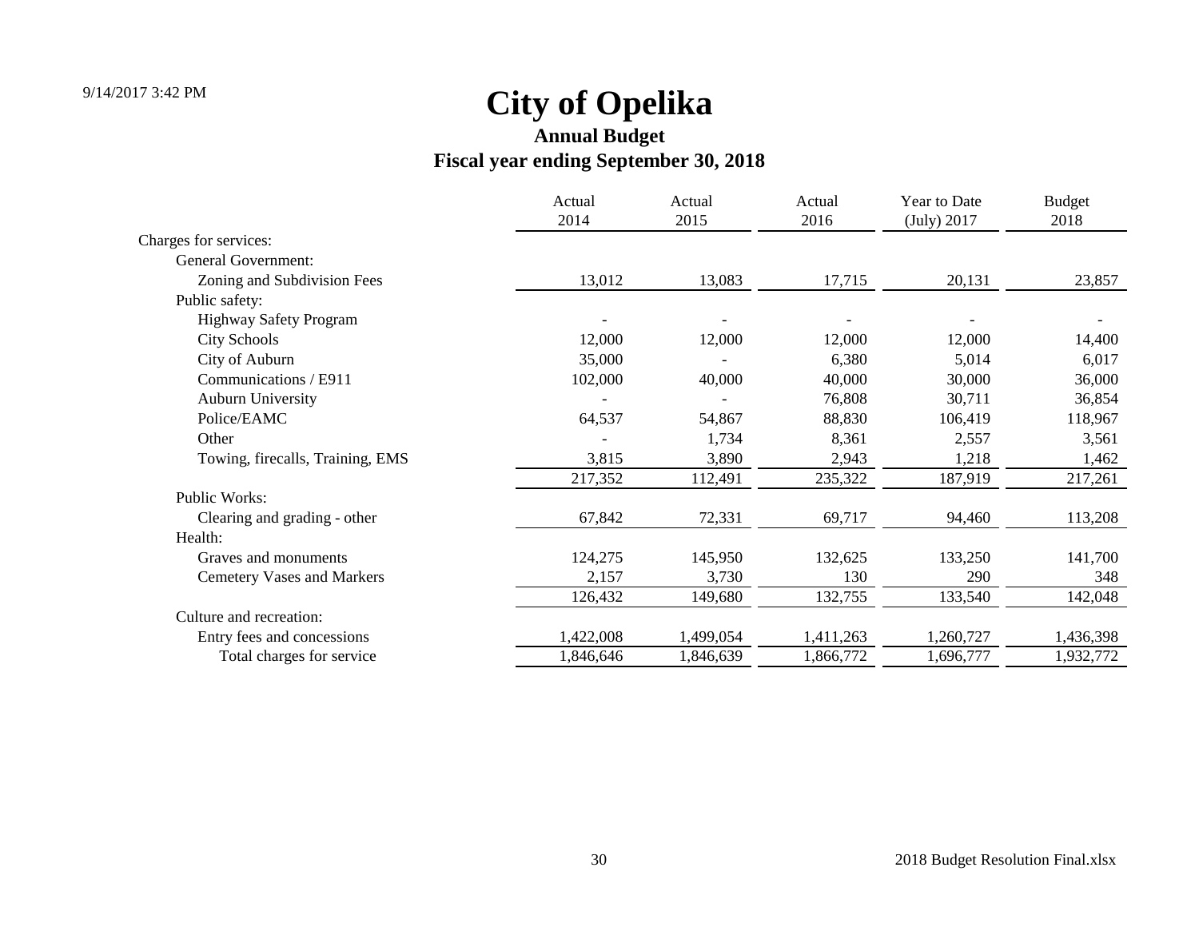# City of Opelika

## Annual Budget

## Fiscal year ending September 30, 2018

| | Actual 2014 | Actual 2015 | Actual 2016 | Year to Date (July) 2017 | Budget 2018 |
|---|---|---|---|---|---|
| Charges for services: | | | | | |
| General Government: | | | | | |
| Zoning and Subdivision Fees | 13,012 | 13,083 | 17,715 | 20,131 | 23,857 |
| Public safety: | | | | | |
| Highway Safety Program | - | - | - | - | - |
| City Schools | 12,000 | 12,000 | 12,000 | 12,000 | 14,400 |
| City of Auburn | 35,000 | - | 6,380 | 5,014 | 6,017 |
| Communications / E911 | 102,000 | 40,000 | 40,000 | 30,000 | 36,000 |
| Auburn University | - | - | 76,808 | 30,711 | 36,854 |
| Police/EAMC | 64,537 | 54,867 | 88,830 | 106,419 | 118,967 |
| Other | - | 1,734 | 8,361 | 2,557 | 3,561 |
| Towing, firecalls, Training, EMS | 3,815 | 3,890 | 2,943 | 1,218 | 1,462 |
| | 217,352 | 112,491 | 235,322 | 187,919 | 217,261 |
| Public Works: | | | | | |
| Clearing and grading - other | 67,842 | 72,331 | 69,717 | 94,460 | 113,208 |
| Health: | | | | | |
| Graves and monuments | 124,275 | 145,950 | 132,625 | 133,250 | 141,700 |
| Cemetery Vases and Markers | 2,157 | 3,730 | 130 | 290 | 348 |
| | 126,432 | 149,680 | 132,755 | 133,540 | 142,048 |
| Culture and recreation: | | | | | |
| Entry fees and concessions | 1,422,008 | 1,499,054 | 1,411,263 | 1,260,727 | 1,436,398 |
| Total charges for service | 1,846,646 | 1,846,639 | 1,866,772 | 1,696,777 | 1,932,772 |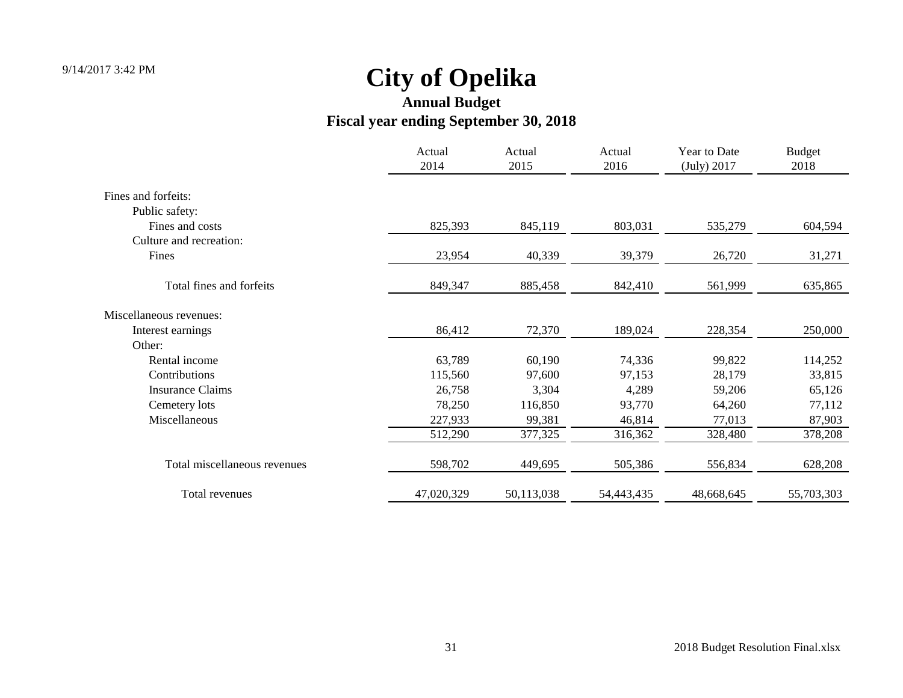# City of Opelika

## Annual Budget

## Fiscal year ending September 30, 2018

| | Actual 2014 | Actual 2015 | Actual 2016 | Year to Date (July) 2017 | Budget 2018 |
|---|---|---|---|---|---|
| Fines and forfeits: | | | | | |
| Public safety: | | | | | |
| Fines and costs | 825,393 | 845,119 | 803,031 | 535,279 | 604,594 |
| Culture and recreation: | | | | | |
| Fines | 23,954 | 40,339 | 39,379 | 26,720 | 31,271 |
| Total fines and forfeits | 849,347 | 885,458 | 842,410 | 561,999 | 635,865 |
| Miscellaneous revenues: | | | | | |
| Interest earnings | 86,412 | 72,370 | 189,024 | 228,354 | 250,000 |
| Other: | | | | | |
| Rental income | 63,789 | 60,190 | 74,336 | 99,822 | 114,252 |
| Contributions | 115,560 | 97,600 | 97,153 | 28,179 | 33,815 |
| Insurance Claims | 26,758 | 3,304 | 4,289 | 59,206 | 65,126 |
| Cemetery lots | 78,250 | 116,850 | 93,770 | 64,260 | 77,112 |
| Miscellaneous | 227,933 | 99,381 | 46,814 | 77,013 | 87,903 |
| | 512,290 | 377,325 | 316,362 | 328,480 | 378,208 |
| Total miscellaneous revenues | 598,702 | 449,695 | 505,386 | 556,834 | 628,208 |
| Total revenues | 47,020,329 | 50,113,038 | 54,443,435 | 48,668,645 | 55,703,303 |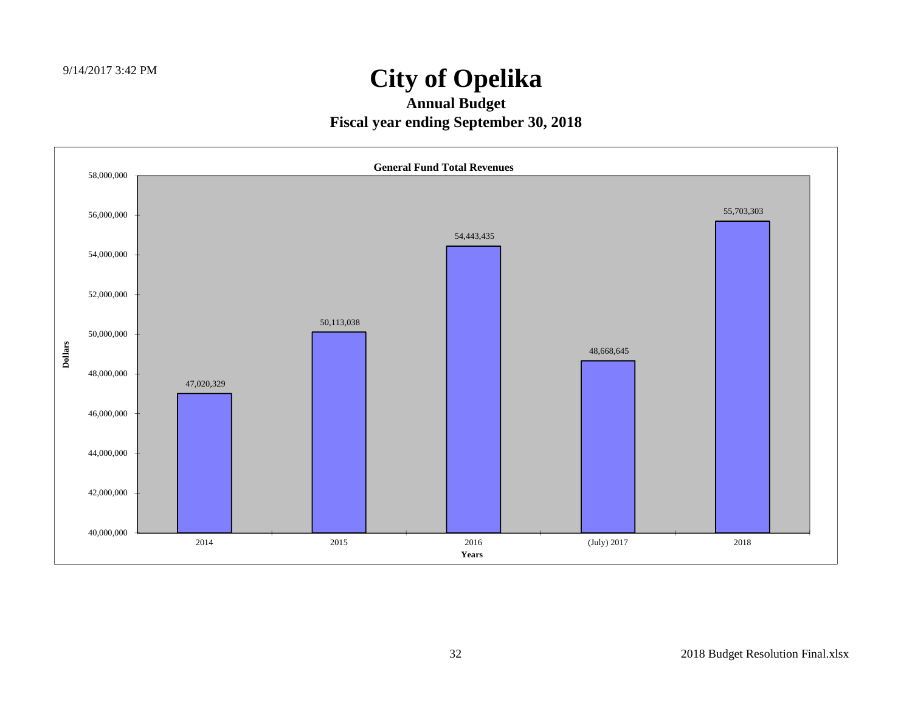# City of Opelika

## Annual Budget

## Fiscal year ending September 30, 2018

**General Fund Total Revenues**

| Years | Dollars |
|---|---|
| 2014 | 47,020,329 |
| 2015 | 50,113,038 |
| 2016 | 54,443,435 |
| (July) 2017 | 48,668,645 |
| 2018 | 55,703,303 |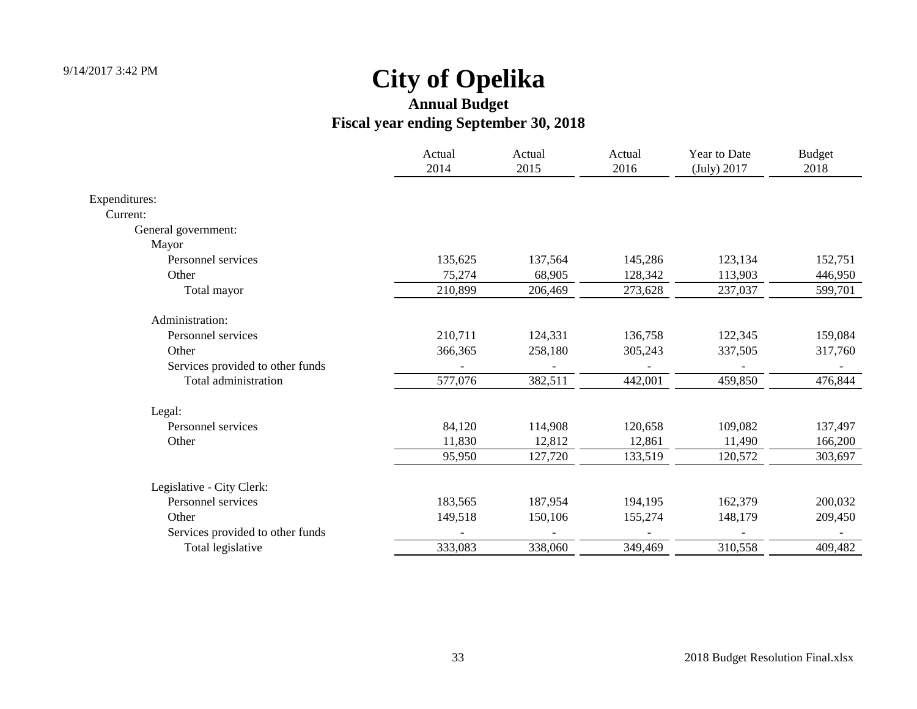# City of Opelika

## Annual Budget

## Fiscal year ending September 30, 2018

| | Actual 2014 | Actual 2015 | Actual 2016 | Year to Date (July) 2017 | Budget 2018 |
|---|---|---|---|---|---|
| Expenditures: | | | | | |
| Current: | | | | | |
| General government: | | | | | |
| Mayor | | | | | |
| Personnel services | 135,625 | 137,564 | 145,286 | 123,134 | 152,751 |
| Other | 75,274 | 68,905 | 128,342 | 113,903 | 446,950 |
| Total mayor | 210,899 | 206,469 | 273,628 | 237,037 | 599,701 |
| Administration: | | | | | |
| Personnel services | 210,711 | 124,331 | 136,758 | 122,345 | 159,084 |
| Other | 366,365 | 258,180 | 305,243 | 337,505 | 317,760 |
| Services provided to other funds | - | - | - | - | - |
| Total administration | 577,076 | 382,511 | 442,001 | 459,850 | 476,844 |
| Legal: | | | | | |
| Personnel services | 84,120 | 114,908 | 120,658 | 109,082 | 137,497 |
| Other | 11,830 | 12,812 | 12,861 | 11,490 | 166,200 |
| | 95,950 | 127,720 | 133,519 | 120,572 | 303,697 |
| Legislative - City Clerk: | | | | | |
| Personnel services | 183,565 | 187,954 | 194,195 | 162,379 | 200,032 |
| Other | 149,518 | 150,106 | 155,274 | 148,179 | 209,450 |
| Services provided to other funds | - | - | - | - | - |
| Total legislative | 333,083 | 338,060 | 349,469 | 310,558 | 409,482 |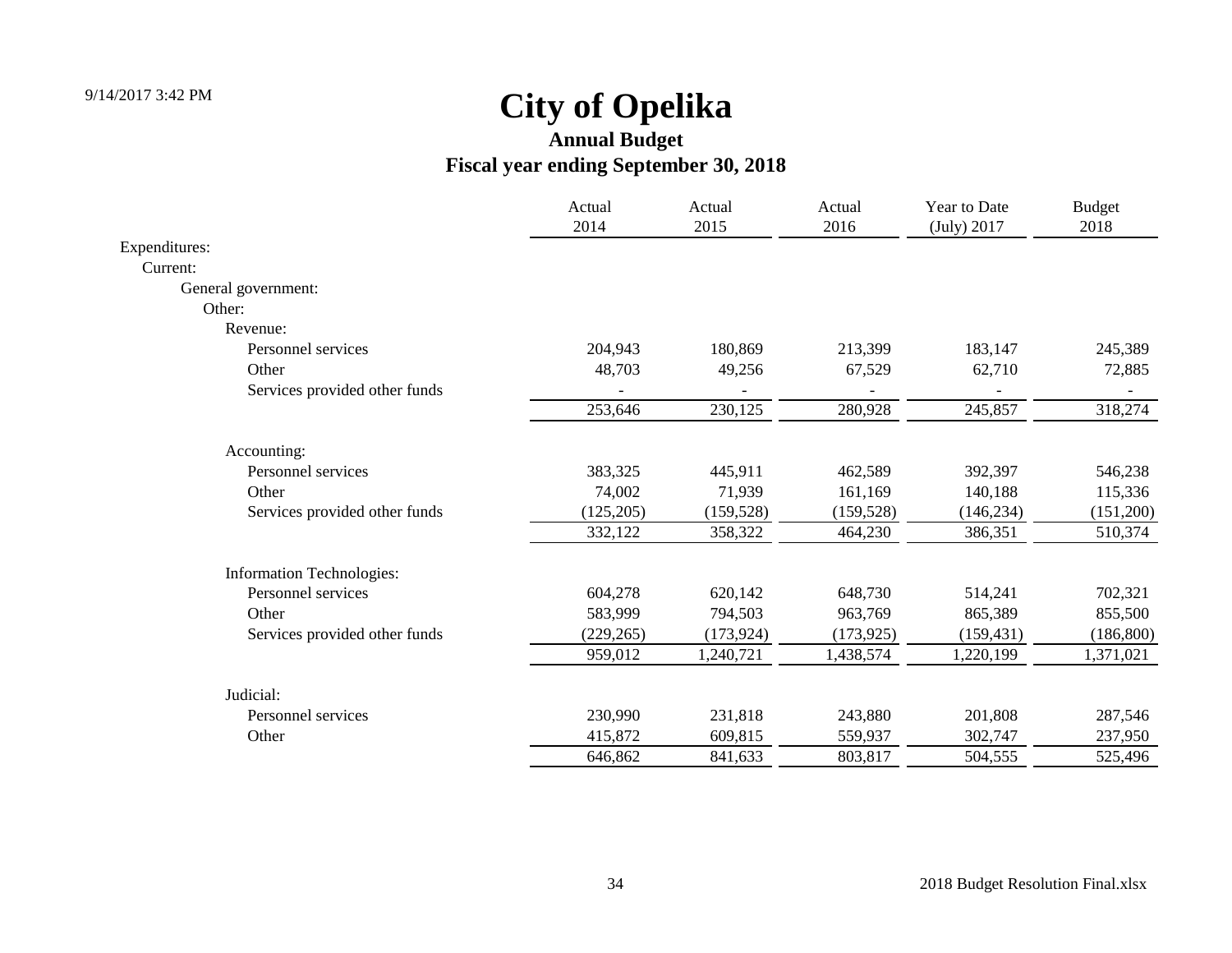# City of Opelika

## Annual Budget

## Fiscal year ending September 30, 2018

| | Actual 2014 | Actual 2015 | Actual 2016 | Year to Date (July) 2017 | Budget 2018 |
|---|---|---|---|---|---|
| Expenditures: | | | | | |
| Current: | | | | | |
| General government: | | | | | |
| Other: | | | | | |
| Revenue: | | | | | |
| Personnel services | 204,943 | 180,869 | 213,399 | 183,147 | 245,389 |
| Other | 48,703 | 49,256 | 67,529 | 62,710 | 72,885 |
| Services provided other funds | - | - | - | - | - |
| | 253,646 | 230,125 | 280,928 | 245,857 | 318,274 |
| Accounting: | | | | | |
| Personnel services | 383,325 | 445,911 | 462,589 | 392,397 | 546,238 |
| Other | 74,002 | 71,939 | 161,169 | 140,188 | 115,336 |
| Services provided other funds | (125,205) | (159,528) | (159,528) | (146,234) | (151,200) |
| | 332,122 | 358,322 | 464,230 | 386,351 | 510,374 |
| Information Technologies: | | | | | |
| Personnel services | 604,278 | 620,142 | 648,730 | 514,241 | 702,321 |
| Other | 583,999 | 794,503 | 963,769 | 865,389 | 855,500 |
| Services provided other funds | (229,265) | (173,924) | (173,925) | (159,431) | (186,800) |
| | 959,012 | 1,240,721 | 1,438,574 | 1,220,199 | 1,371,021 |
| Judicial: | | | | | |
| Personnel services | 230,990 | 231,818 | 243,880 | 201,808 | 287,546 |
| Other | 415,872 | 609,815 | 559,937 | 302,747 | 237,950 |
| | 646,862 | 841,633 | 803,817 | 504,555 | 525,496 |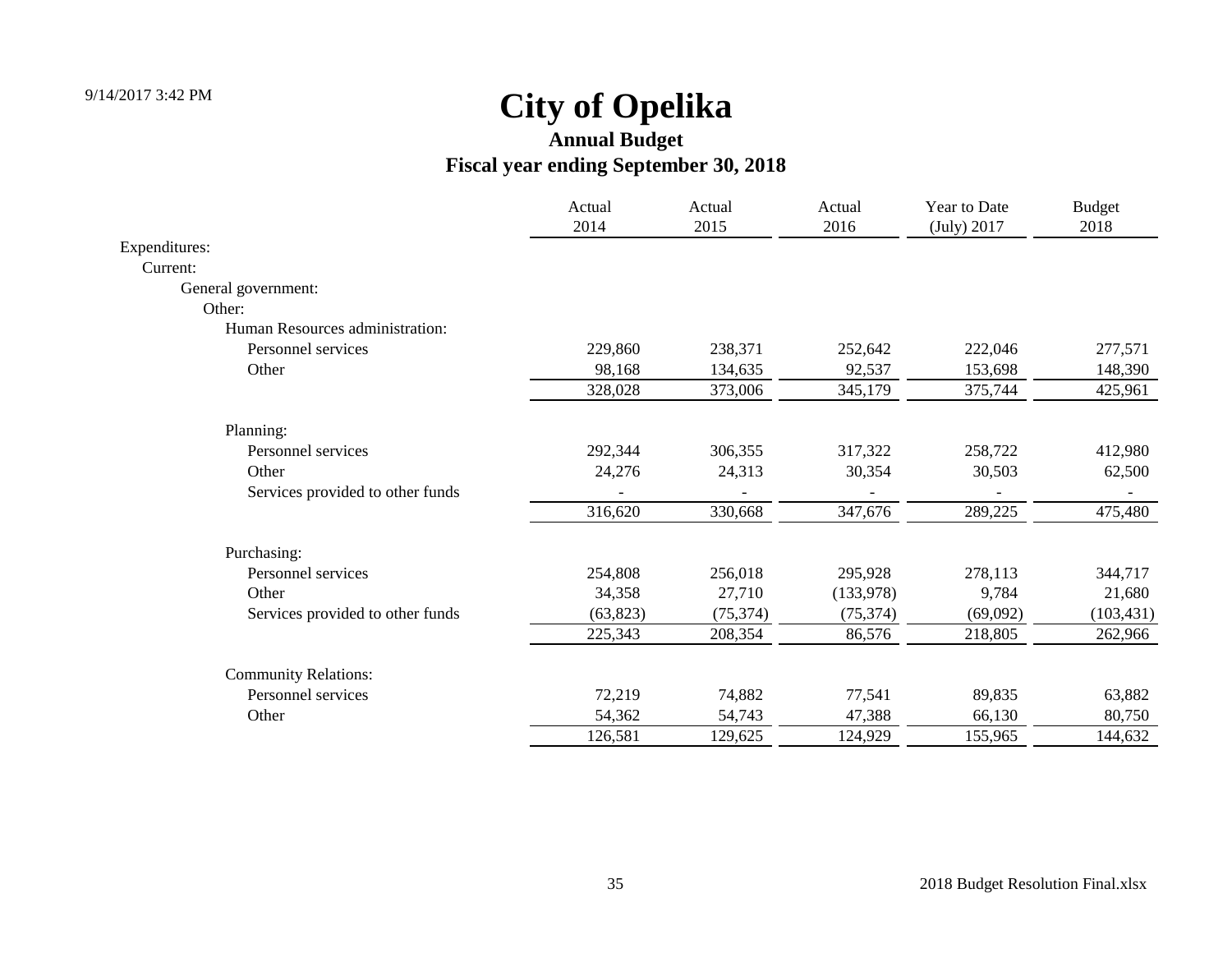# City of Opelika

## Annual Budget

## Fiscal year ending September 30, 2018

| | Actual 2014 | Actual 2015 | Actual 2016 | Year to Date (July) 2017 | Budget 2018 |
|---|---|---|---|---|---|
| Expenditures: | | | | | |
| Current: | | | | | |
| General government: | | | | | |
| Other: | | | | | |
| Human Resources administration: | | | | | |
| Personnel services | 229,860 | 238,371 | 252,642 | 222,046 | 277,571 |
| Other | 98,168 | 134,635 | 92,537 | 153,698 | 148,390 |
| | 328,028 | 373,006 | 345,179 | 375,744 | 425,961 |
| Planning: | | | | | |
| Personnel services | 292,344 | 306,355 | 317,322 | 258,722 | 412,980 |
| Other | 24,276 | 24,313 | 30,354 | 30,503 | 62,500 |
| Services provided to other funds | - | - | - | - | - |
| | 316,620 | 330,668 | 347,676 | 289,225 | 475,480 |
| Purchasing: | | | | | |
| Personnel services | 254,808 | 256,018 | 295,928 | 278,113 | 344,717 |
| Other | 34,358 | 27,710 | (133,978) | 9,784 | 21,680 |
| Services provided to other funds | (63,823) | (75,374) | (75,374) | (69,092) | (103,431) |
| | 225,343 | 208,354 | 86,576 | 218,805 | 262,966 |
| Community Relations: | | | | | |
| Personnel services | 72,219 | 74,882 | 77,541 | 89,835 | 63,882 |
| Other | 54,362 | 54,743 | 47,388 | 66,130 | 80,750 |
| | 126,581 | 129,625 | 124,929 | 155,965 | 144,632 |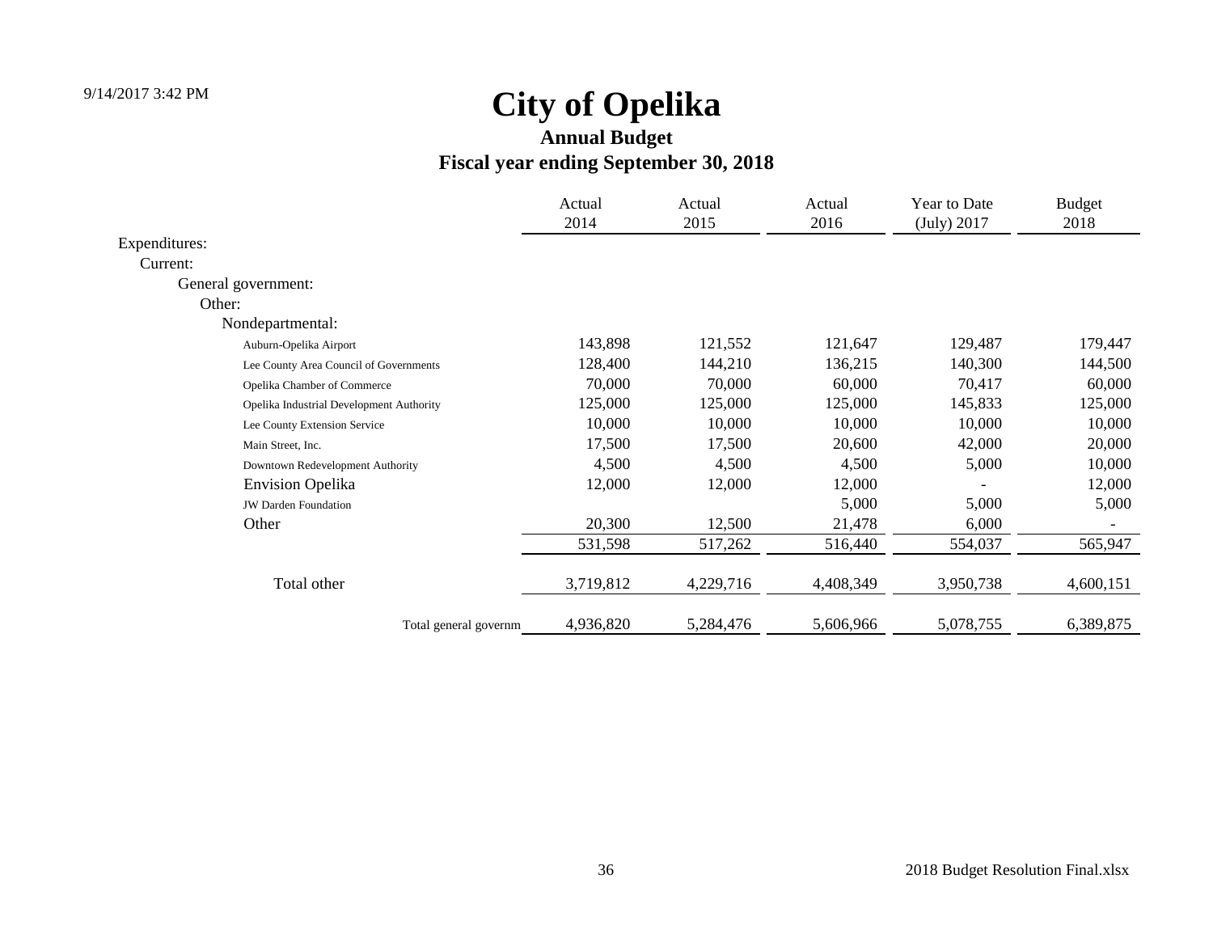# City of Opelika

## Annual Budget

## Fiscal year ending September 30, 2018

| | Actual 2014 | Actual 2015 | Actual 2016 | Year to Date (July) 2017 | Budget 2018 |
|---|---|---|---|---|---|
| Expenditures: | | | | | |
| Current: | | | | | |
| General government: | | | | | |
| Other: | | | | | |
| Nondepartmental: | | | | | |
| Auburn-Opelika Airport | 143,898 | 121,552 | 121,647 | 129,487 | 179,447 |
| Lee County Area Council of Governments | 128,400 | 144,210 | 136,215 | 140,300 | 144,500 |
| Opelika Chamber of Commerce | 70,000 | 70,000 | 60,000 | 70,417 | 60,000 |
| Opelika Industrial Development Authority | 125,000 | 125,000 | 125,000 | 145,833 | 125,000 |
| Lee County Extension Service | 10,000 | 10,000 | 10,000 | 10,000 | 10,000 |
| Main Street, Inc. | 17,500 | 17,500 | 20,600 | 42,000 | 20,000 |
| Downtown Redevelopment Authority | 4,500 | 4,500 | 4,500 | 5,000 | 10,000 |
| Envision Opelika | 12,000 | 12,000 | 12,000 | - | 12,000 |
| JW Darden Foundation | | | 5,000 | 5,000 | 5,000 |
| Other | 20,300 | 12,500 | 21,478 | 6,000 | - |
| | 531,598 | 517,262 | 516,440 | 554,037 | 565,947 |
| Total other | 3,719,812 | 4,229,716 | 4,408,349 | 3,950,738 | 4,600,151 |
| Total general governm | 4,936,820 | 5,284,476 | 5,606,966 | 5,078,755 | 6,389,875 |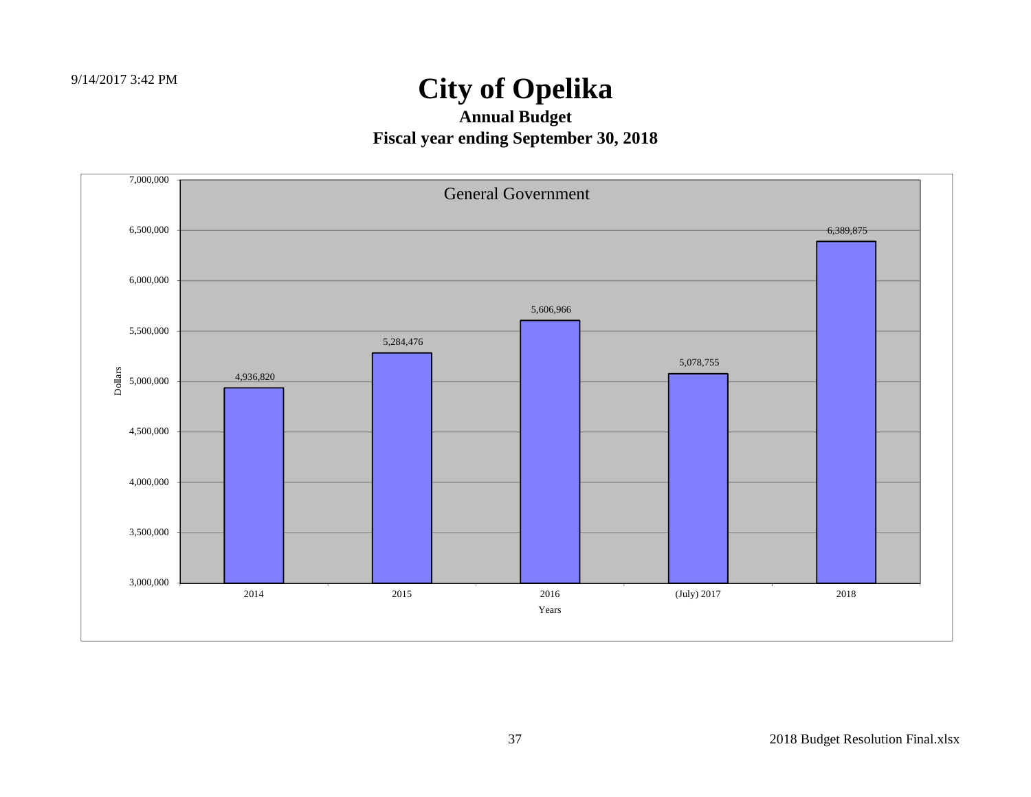# City of Opelika

## Annual Budget

## Fiscal year ending September 30, 2018

General Government

| Years | Dollars |
|---|---|
| 2014 | 4,936,820 |
| 2015 | 5,284,476 |
| 2016 | 5,606,966 |
| (July) 2017 | 5,078,755 |
| 2018 | 6,389,875 |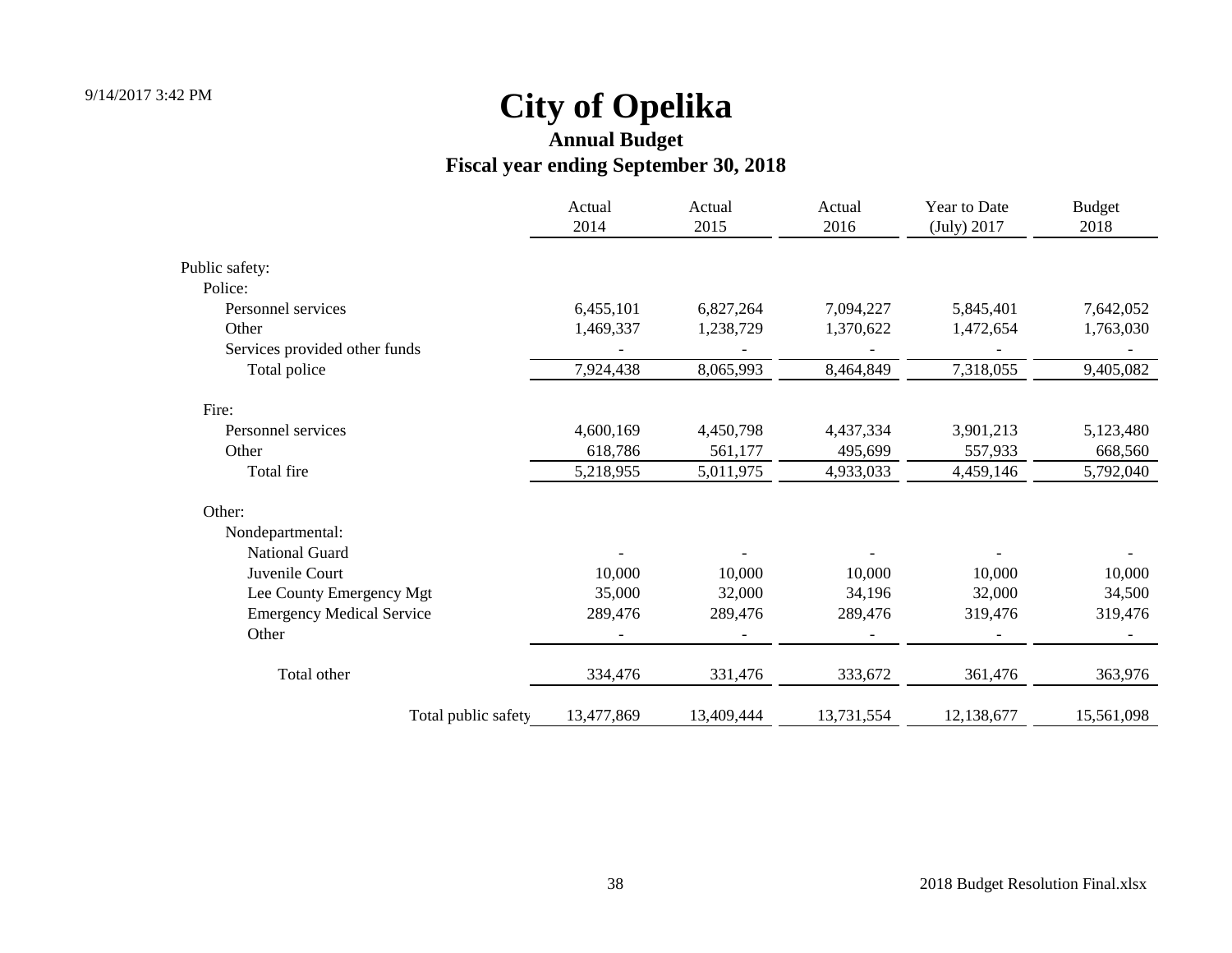# City of Opelika

## Annual Budget

## Fiscal year ending September 30, 2018

| | Actual 2014 | Actual 2015 | Actual 2016 | Year to Date (July) 2017 | Budget 2018 |
|---|---|---|---|---|---|
| Public safety: | | | | | |
| Police: | | | | | |
| Personnel services | 6,455,101 | 6,827,264 | 7,094,227 | 5,845,401 | 7,642,052 |
| Other | 1,469,337 | 1,238,729 | 1,370,622 | 1,472,654 | 1,763,030 |
| Services provided other funds | - | - | - | - | - |
| Total police | 7,924,438 | 8,065,993 | 8,464,849 | 7,318,055 | 9,405,082 |
| Fire: | | | | | |
| Personnel services | 4,600,169 | 4,450,798 | 4,437,334 | 3,901,213 | 5,123,480 |
| Other | 618,786 | 561,177 | 495,699 | 557,933 | 668,560 |
| Total fire | 5,218,955 | 5,011,975 | 4,933,033 | 4,459,146 | 5,792,040 |
| Other: | | | | | |
| Nondepartmental: | | | | | |
| National Guard | - | - | - | - | - |
| Juvenile Court | 10,000 | 10,000 | 10,000 | 10,000 | 10,000 |
| Lee County Emergency Mgt | 35,000 | 32,000 | 34,196 | 32,000 | 34,500 |
| Emergency Medical Service | 289,476 | 289,476 | 289,476 | 319,476 | 319,476 |
| Other | - | - | - | - | - |
| Total other | 334,476 | 331,476 | 333,672 | 361,476 | 363,976 |
| Total public safety | 13,477,869 | 13,409,444 | 13,731,554 | 12,138,677 | 15,561,098 |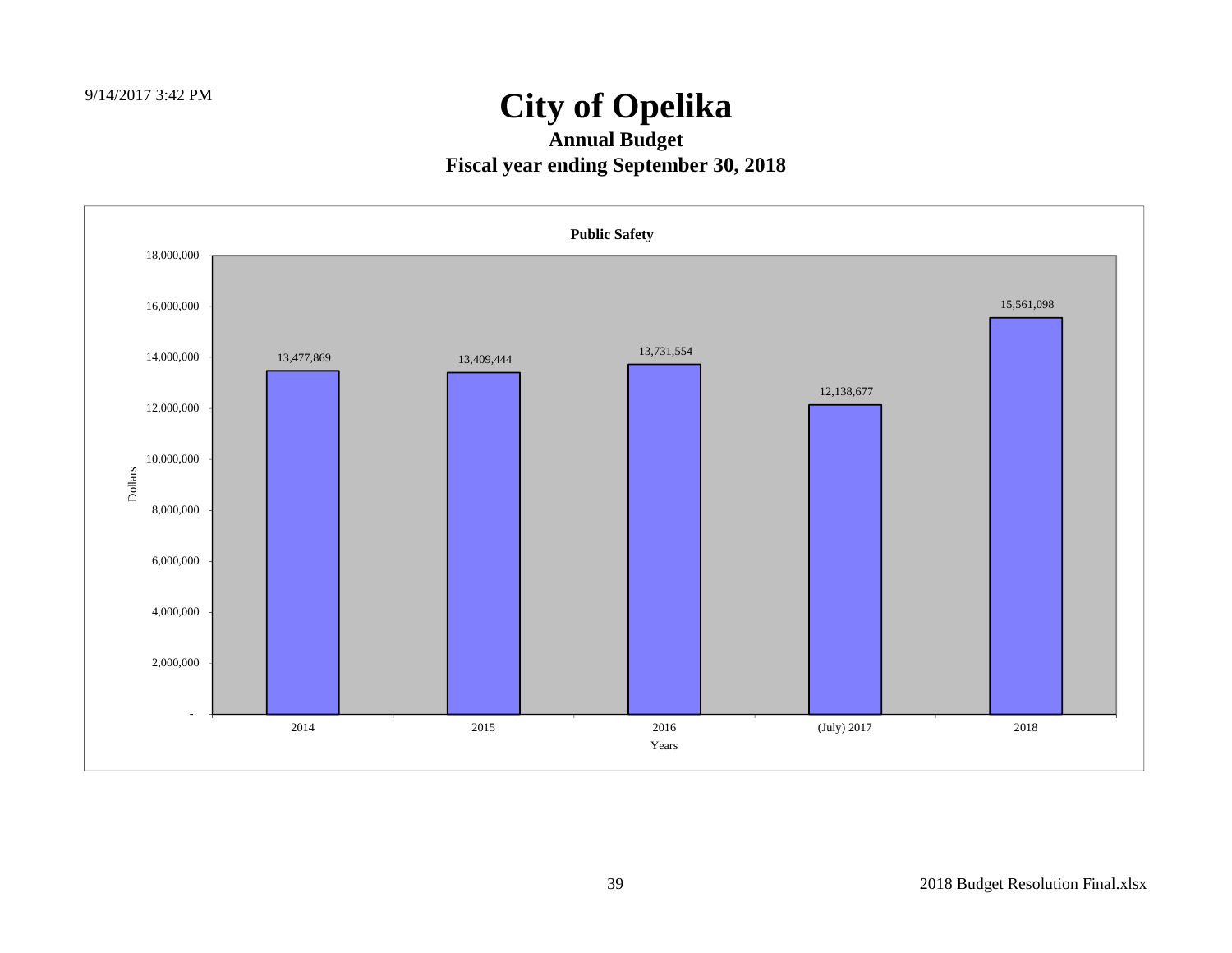9/14/2017 3:42 PM

# City of Opelika

## Annual Budget

## Fiscal year ending September 30, 2018

**Public Safety**

| Years | Dollars |
|---|---|
| 2014 | 13,477,869 |
| 2015 | 13,409,444 |
| 2016 | 13,731,554 |
| (July) 2017 | 12,138,677 |
| 2018 | 15,561,098 |

2018 Budget Resolution Final.xlsx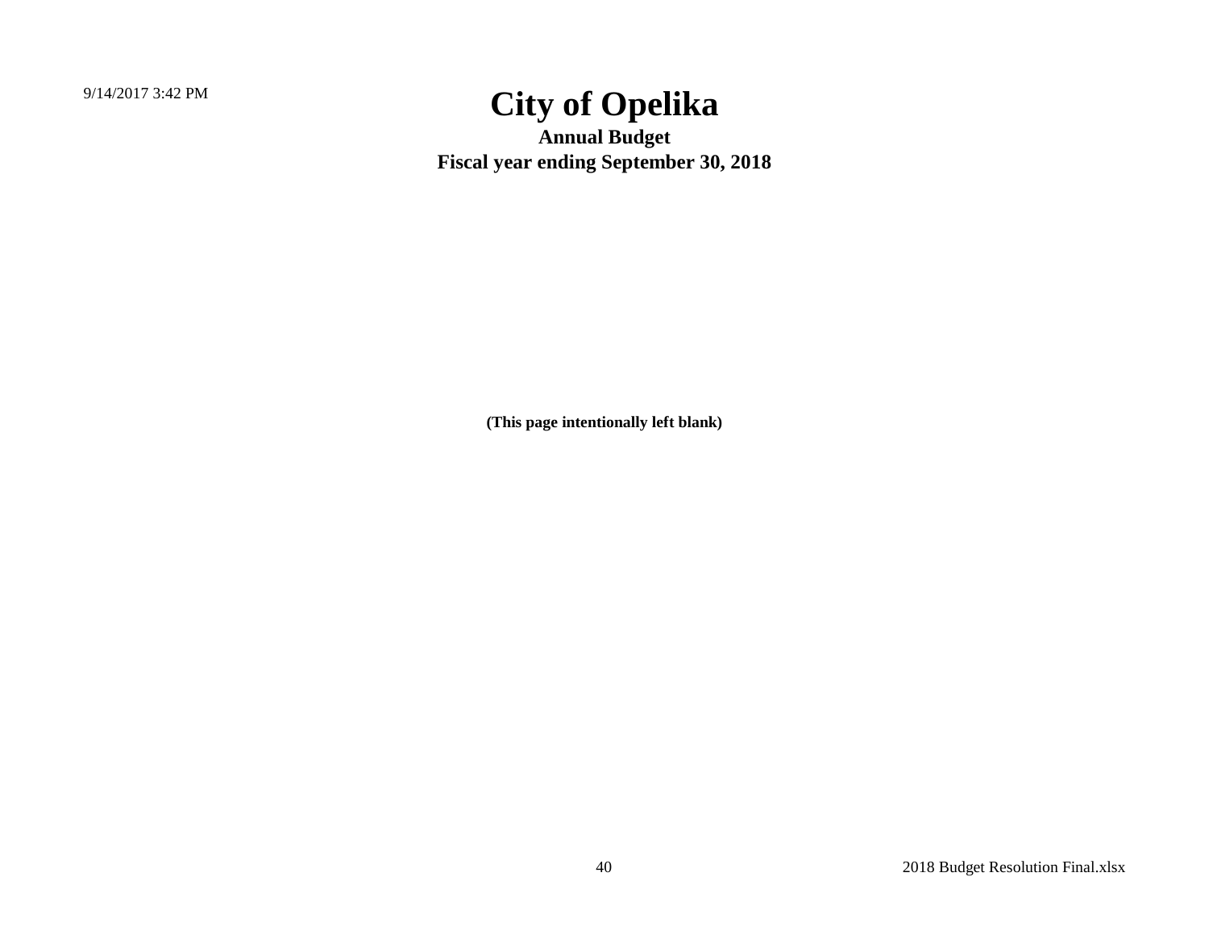# City of Opelika

**Annual Budget**

**Fiscal year ending September 30, 2018**

**(This page intentionally left blank)**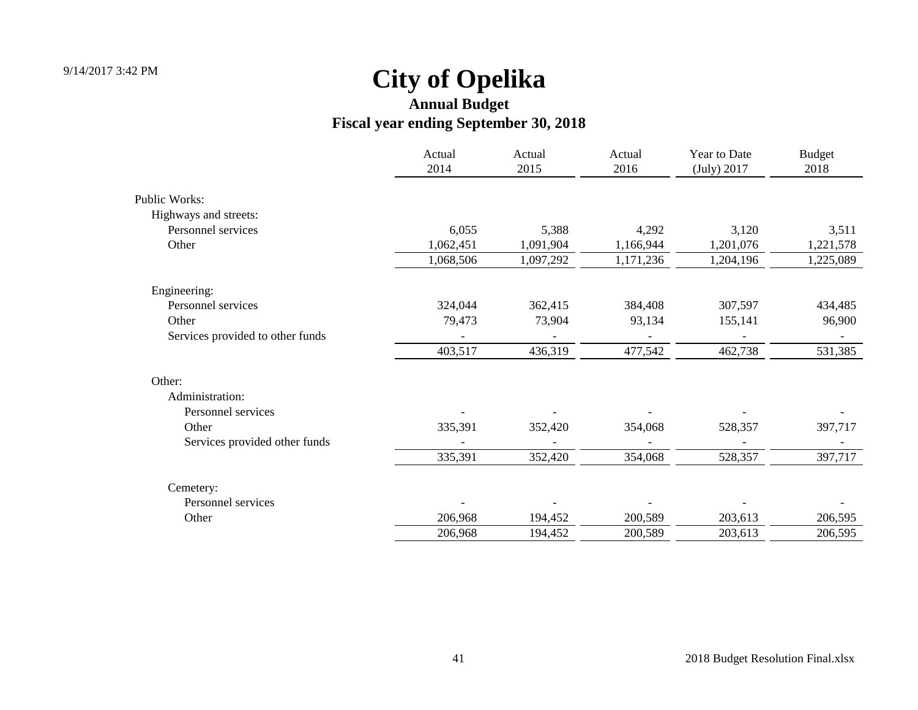# City of Opelika

## Annual Budget

## Fiscal year ending September 30, 2018

| | Actual 2014 | Actual 2015 | Actual 2016 | Year to Date (July) 2017 | Budget 2018 |
|---|---|---|---|---|---|
| Public Works: | | | | | |
| Highways and streets: | | | | | |
| Personnel services | 6,055 | 5,388 | 4,292 | 3,120 | 3,511 |
| Other | 1,062,451 | 1,091,904 | 1,166,944 | 1,201,076 | 1,221,578 |
| | 1,068,506 | 1,097,292 | 1,171,236 | 1,204,196 | 1,225,089 |
| Engineering: | | | | | |
| Personnel services | 324,044 | 362,415 | 384,408 | 307,597 | 434,485 |
| Other | 79,473 | 73,904 | 93,134 | 155,141 | 96,900 |
| Services provided to other funds | - | - | - | - | - |
| | 403,517 | 436,319 | 477,542 | 462,738 | 531,385 |
| Other: | | | | | |
| Administration: | | | | | |
| Personnel services | - | - | - | - | - |
| Other | 335,391 | 352,420 | 354,068 | 528,357 | 397,717 |
| Services provided other funds | - | - | - | - | - |
| | 335,391 | 352,420 | 354,068 | 528,357 | 397,717 |
| Cemetery: | | | | | |
| Personnel services | - | - | - | - | - |
| Other | 206,968 | 194,452 | 200,589 | 203,613 | 206,595 |
| | 206,968 | 194,452 | 200,589 | 203,613 | 206,595 |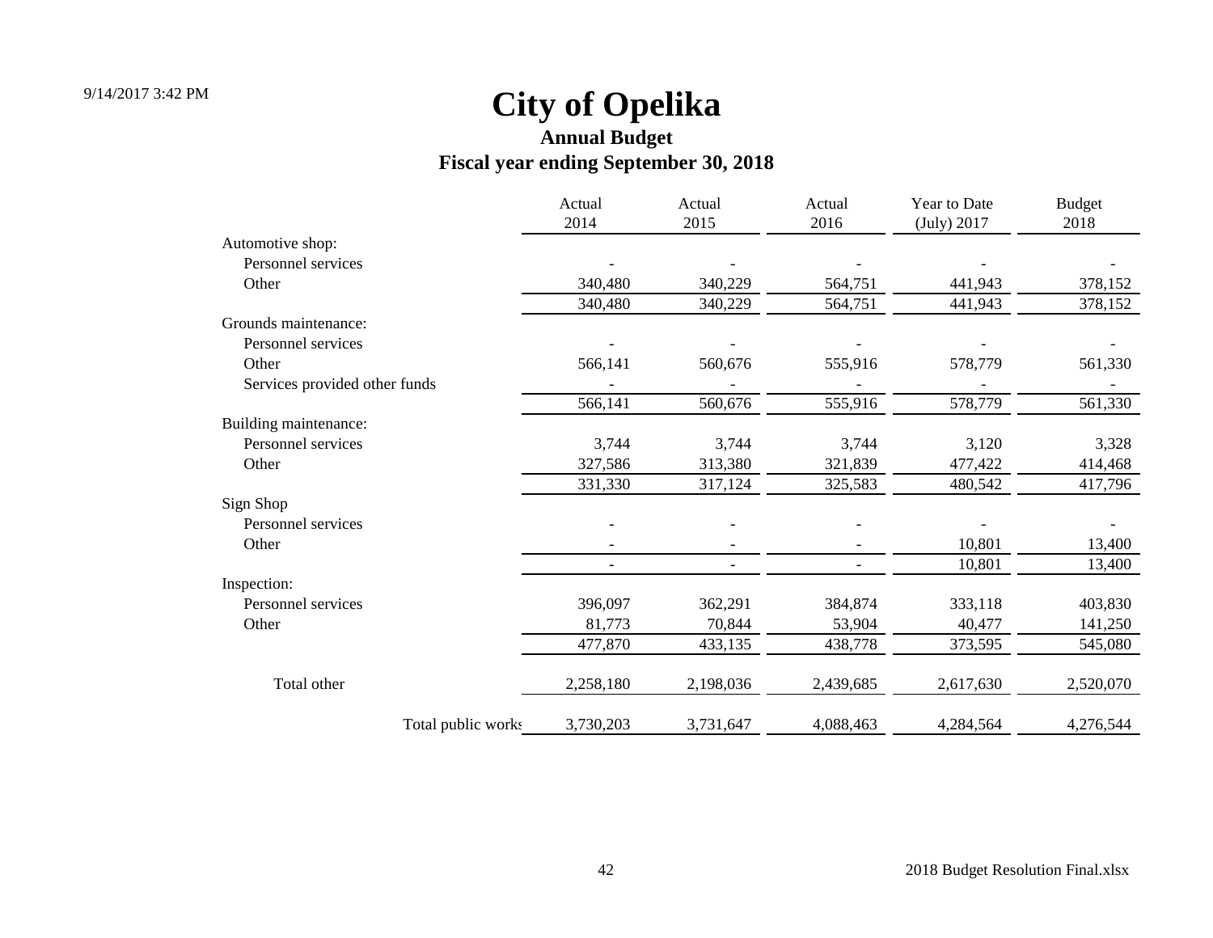# City of Opelika

## Annual Budget

## Fiscal year ending September 30, 2018

| | Actual 2014 | Actual 2015 | Actual 2016 | Year to Date (July) 2017 | Budget 2018 |
|---|---|---|---|---|---|
| Automotive shop: | | | | | |
| Personnel services | - | - | - | - | - |
| Other | 340,480 | 340,229 | 564,751 | 441,943 | 378,152 |
| | 340,480 | 340,229 | 564,751 | 441,943 | 378,152 |
| Grounds maintenance: | | | | | |
| Personnel services | - | - | - | - | - |
| Other | 566,141 | 560,676 | 555,916 | 578,779 | 561,330 |
| Services provided other funds | - | - | - | - | - |
| | 566,141 | 560,676 | 555,916 | 578,779 | 561,330 |
| Building maintenance: | | | | | |
| Personnel services | 3,744 | 3,744 | 3,744 | 3,120 | 3,328 |
| Other | 327,586 | 313,380 | 321,839 | 477,422 | 414,468 |
| | 331,330 | 317,124 | 325,583 | 480,542 | 417,796 |
| Sign Shop | | | | | |
| Personnel services | - | - | - | - | - |
| Other | - | - | - | 10,801 | 13,400 |
| | - | - | - | 10,801 | 13,400 |
| Inspection: | | | | | |
| Personnel services | 396,097 | 362,291 | 384,874 | 333,118 | 403,830 |
| Other | 81,773 | 70,844 | 53,904 | 40,477 | 141,250 |
| | 477,870 | 433,135 | 438,778 | 373,595 | 545,080 |
| Total other | 2,258,180 | 2,198,036 | 2,439,685 | 2,617,630 | 2,520,070 |
| Total public works | 3,730,203 | 3,731,647 | 4,088,463 | 4,284,564 | 4,276,544 |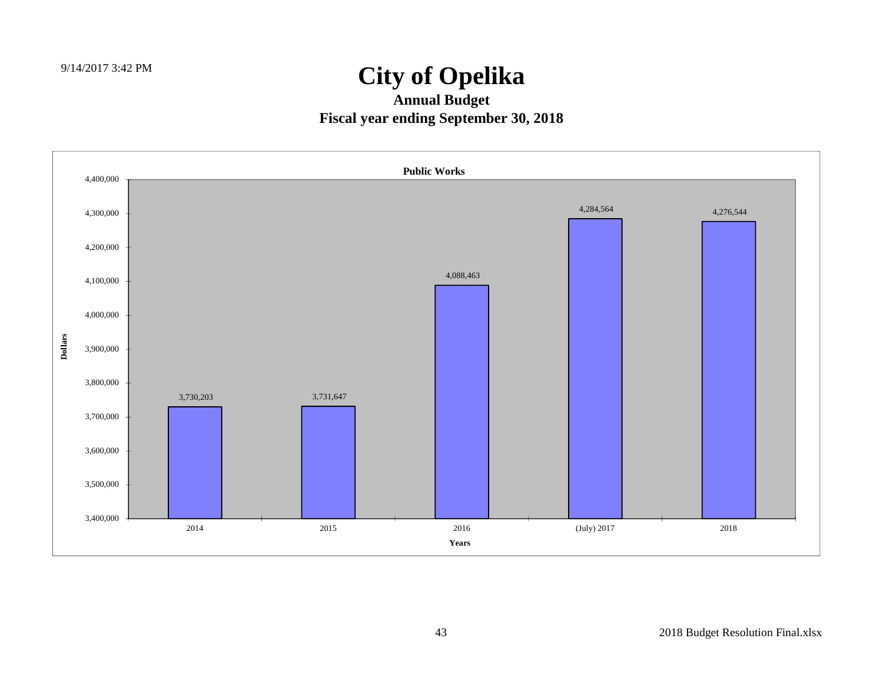# City of Opelika

## Annual Budget

## Fiscal year ending September 30, 2018

**Public Works**

| Years | Dollars |
|---|---|
| 2014 | 3,730,203 |
| 2015 | 3,731,647 |
| 2016 | 4,088,463 |
| (July) 2017 | 4,284,564 |
| 2018 | 4,276,544 |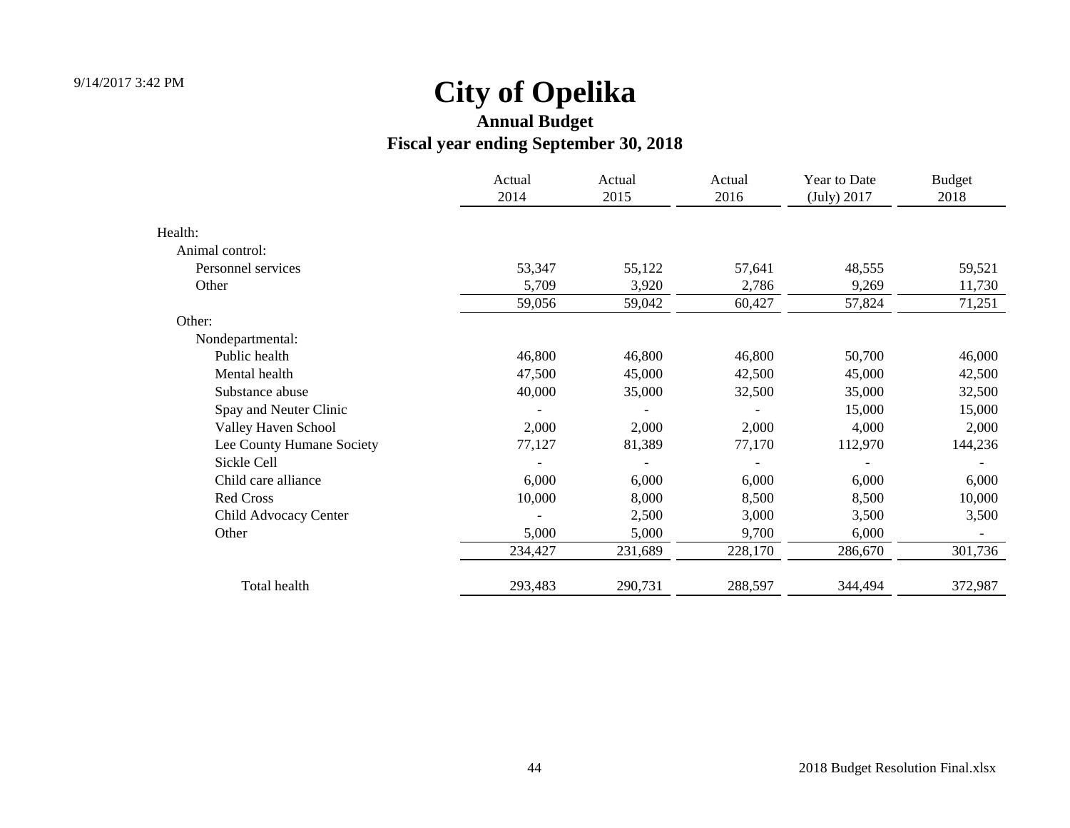# City of Opelika

## Annual Budget

## Fiscal year ending September 30, 2018

| | Actual 2014 | Actual 2015 | Actual 2016 | Year to Date (July) 2017 | Budget 2018 |
|---|---|---|---|---|---|
| Health: | | | | | |
| Animal control: | | | | | |
| Personnel services | 53,347 | 55,122 | 57,641 | 48,555 | 59,521 |
| Other | 5,709 | 3,920 | 2,786 | 9,269 | 11,730 |
| | 59,056 | 59,042 | 60,427 | 57,824 | 71,251 |
| Other: | | | | | |
| Nondepartmental: | | | | | |
| Public health | 46,800 | 46,800 | 46,800 | 50,700 | 46,000 |
| Mental health | 47,500 | 45,000 | 42,500 | 45,000 | 42,500 |
| Substance abuse | 40,000 | 35,000 | 32,500 | 35,000 | 32,500 |
| Spay and Neuter Clinic | - | - | - | 15,000 | 15,000 |
| Valley Haven School | 2,000 | 2,000 | 2,000 | 4,000 | 2,000 |
| Lee County Humane Society | 77,127 | 81,389 | 77,170 | 112,970 | 144,236 |
| Sickle Cell | - | - | - | - | - |
| Child care alliance | 6,000 | 6,000 | 6,000 | 6,000 | 6,000 |
| Red Cross | 10,000 | 8,000 | 8,500 | 8,500 | 10,000 |
| Child Advocacy Center | - | 2,500 | 3,000 | 3,500 | 3,500 |
| Other | 5,000 | 5,000 | 9,700 | 6,000 | - |
| | 234,427 | 231,689 | 228,170 | 286,670 | 301,736 |
| Total health | 293,483 | 290,731 | 288,597 | 344,494 | 372,987 |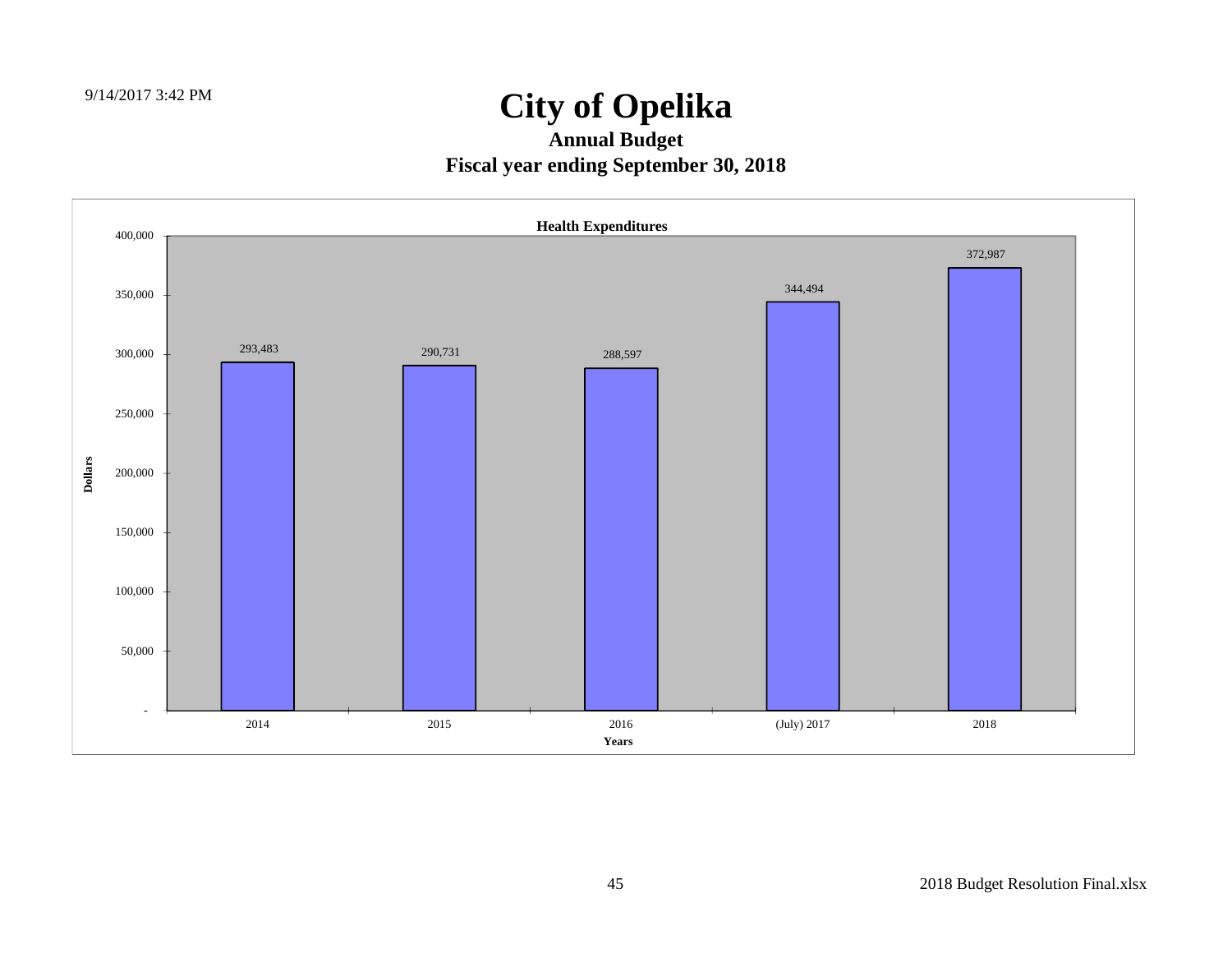# City of Opelika

## Annual Budget

## Fiscal year ending September 30, 2018

**Health Expenditures**

| Years | Dollars |
|---|---|
| 2014 | 293,483 |
| 2015 | 290,731 |
| 2016 | 288,597 |
| (July) 2017 | 344,494 |
| 2018 | 372,987 |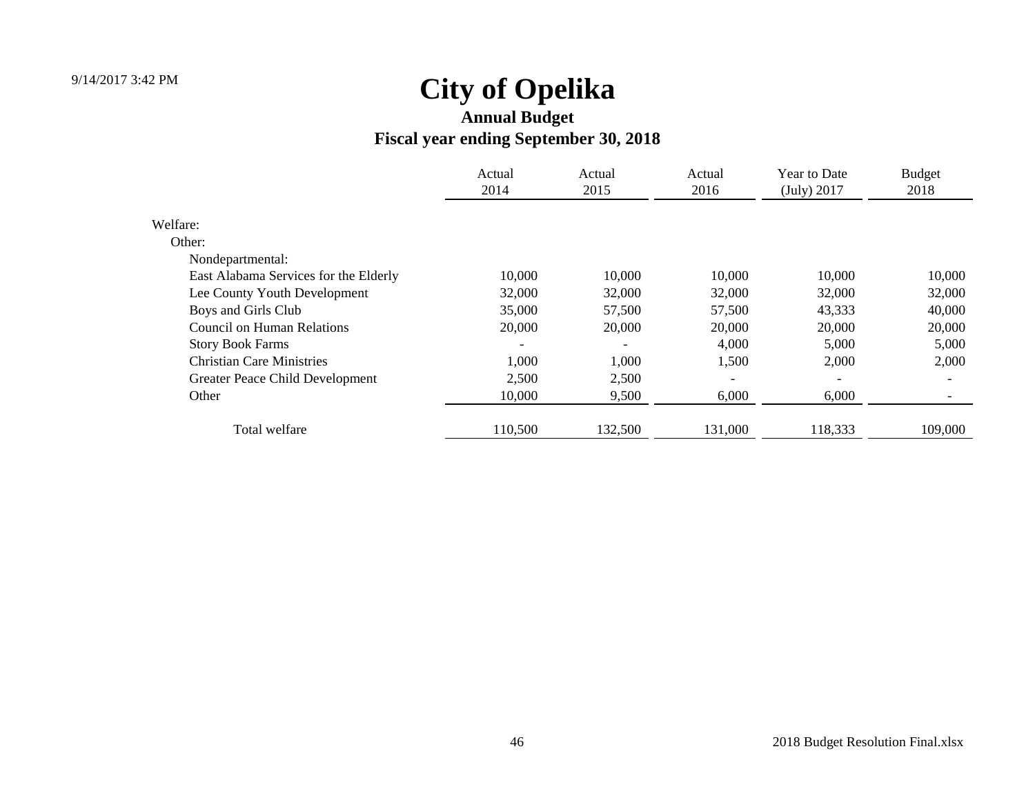# City of Opelika

## Annual Budget

## Fiscal year ending September 30, 2018

| | Actual 2014 | Actual 2015 | Actual 2016 | Year to Date (July) 2017 | Budget 2018 |
|---|---|---|---|---|---|
| Welfare: | | | | | |
| Other: | | | | | |
| Nondepartmental: | | | | | |
| East Alabama Services for the Elderly | 10,000 | 10,000 | 10,000 | 10,000 | 10,000 |
| Lee County Youth Development | 32,000 | 32,000 | 32,000 | 32,000 | 32,000 |
| Boys and Girls Club | 35,000 | 57,500 | 57,500 | 43,333 | 40,000 |
| Council on Human Relations | 20,000 | 20,000 | 20,000 | 20,000 | 20,000 |
| Story Book Farms | - | - | 4,000 | 5,000 | 5,000 |
| Christian Care Ministries | 1,000 | 1,000 | 1,500 | 2,000 | 2,000 |
| Greater Peace Child Development | 2,500 | 2,500 | - | - | - |
| Other | 10,000 | 9,500 | 6,000 | 6,000 | - |
| Total welfare | 110,500 | 132,500 | 131,000 | 118,333 | 109,000 |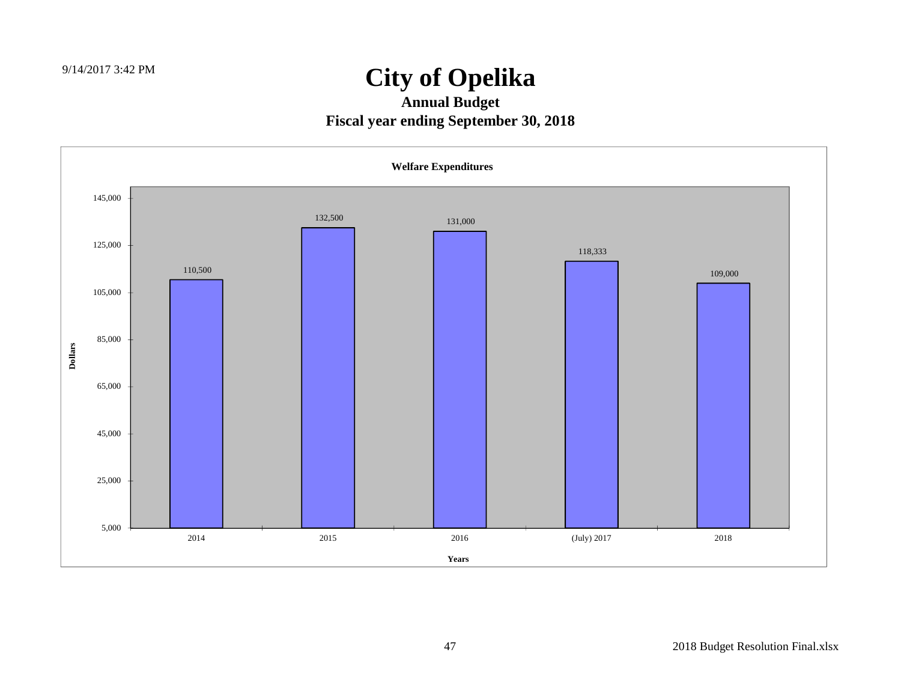# City of Opelika

## Annual Budget

## Fiscal year ending September 30, 2018

### Welfare Expenditures

| Years | Dollars |
|---|---|
| 2014 | 110,500 |
| 2015 | 132,500 |
| 2016 | 131,000 |
| (July) 2017 | 118,333 |
| 2018 | 109,000 |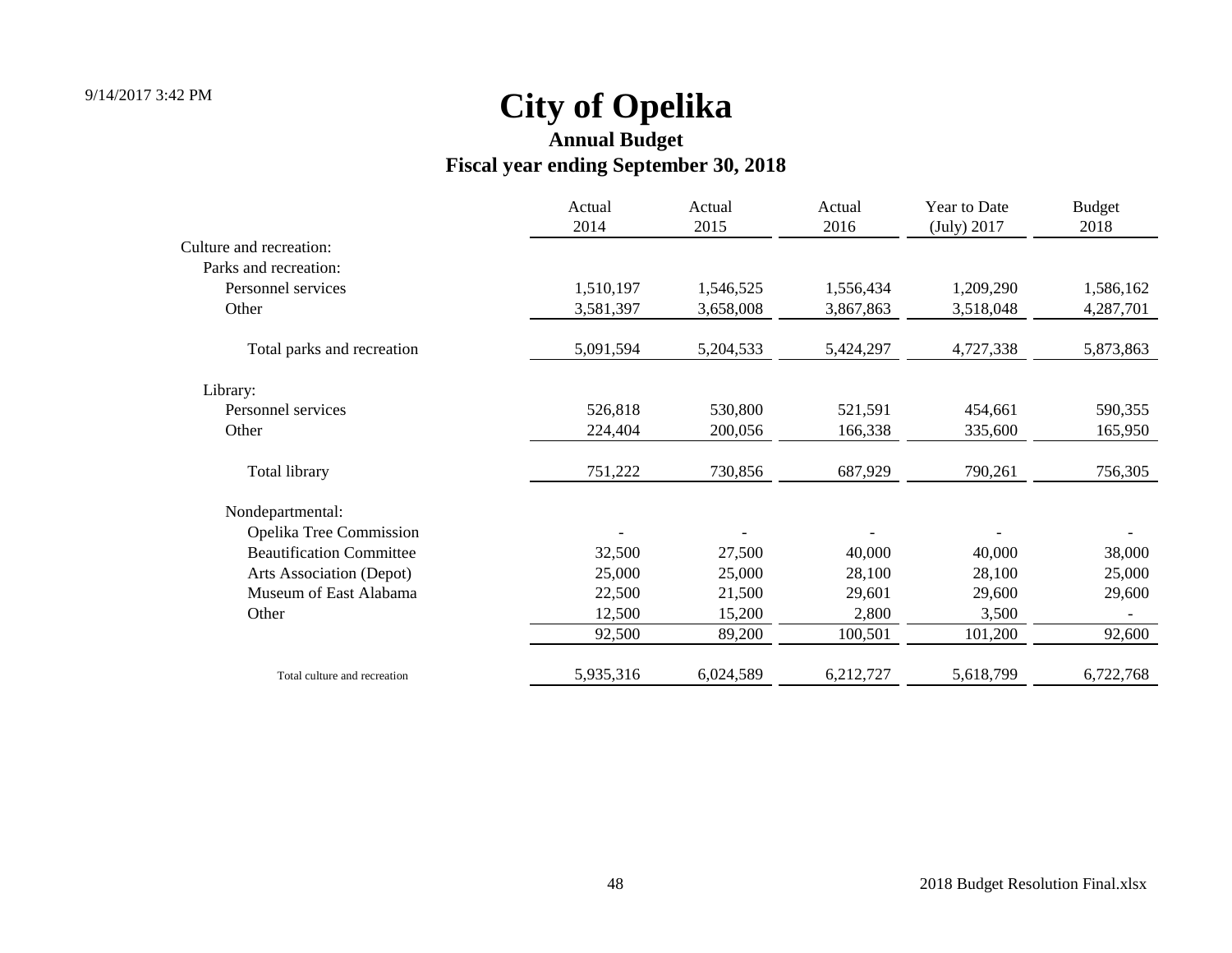# City of Opelika

## Annual Budget

## Fiscal year ending September 30, 2018

| | Actual 2014 | Actual 2015 | Actual 2016 | Year to Date (July) 2017 | Budget 2018 |
|---|---|---|---|---|---|
| Culture and recreation: | | | | | |
| Parks and recreation: | | | | | |
| Personnel services | 1,510,197 | 1,546,525 | 1,556,434 | 1,209,290 | 1,586,162 |
| Other | 3,581,397 | 3,658,008 | 3,867,863 | 3,518,048 | 4,287,701 |
| Total parks and recreation | 5,091,594 | 5,204,533 | 5,424,297 | 4,727,338 | 5,873,863 |
| Library: | | | | | |
| Personnel services | 526,818 | 530,800 | 521,591 | 454,661 | 590,355 |
| Other | 224,404 | 200,056 | 166,338 | 335,600 | 165,950 |
| Total library | 751,222 | 730,856 | 687,929 | 790,261 | 756,305 |
| Nondepartmental: | | | | | |
| Opelika Tree Commission | - | - | - | - | - |
| Beautification Committee | 32,500 | 27,500 | 40,000 | 40,000 | 38,000 |
| Arts Association (Depot) | 25,000 | 25,000 | 28,100 | 28,100 | 25,000 |
| Museum of East Alabama | 22,500 | 21,500 | 29,601 | 29,600 | 29,600 |
| Other | 12,500 | 15,200 | 2,800 | 3,500 | - |
| | 92,500 | 89,200 | 100,501 | 101,200 | 92,600 |
| Total culture and recreation | 5,935,316 | 6,024,589 | 6,212,727 | 5,618,799 | 6,722,768 |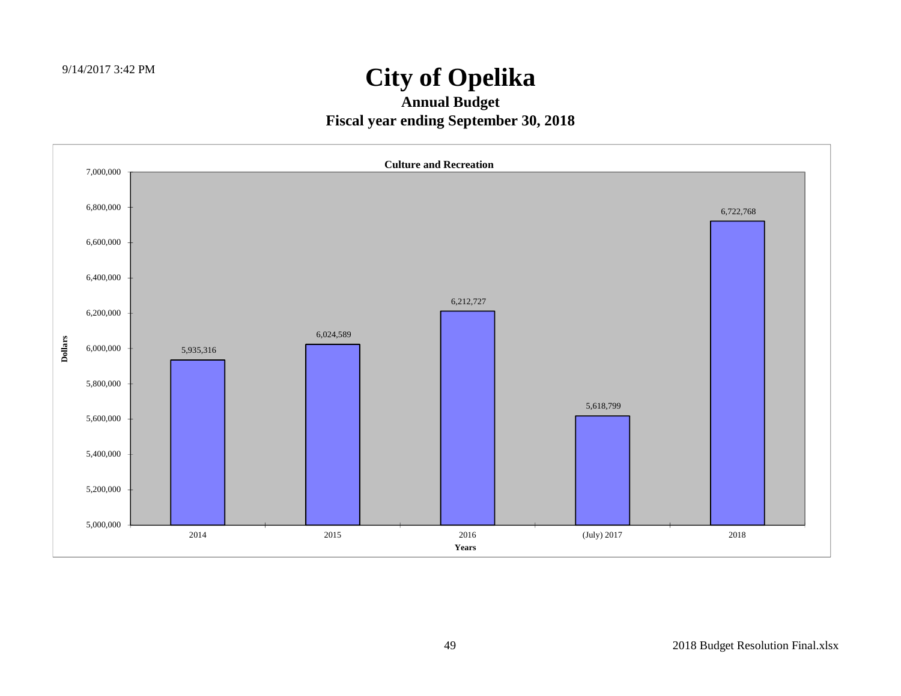# City of Opelika

## Annual Budget

## Fiscal year ending September 30, 2018

**Culture and Recreation**

| Years | Dollars |
|---|---|
| 2014 | 5,935,316 |
| 2015 | 6,024,589 |
| 2016 | 6,212,727 |
| (July) 2017 | 5,618,799 |
| 2018 | 6,722,768 |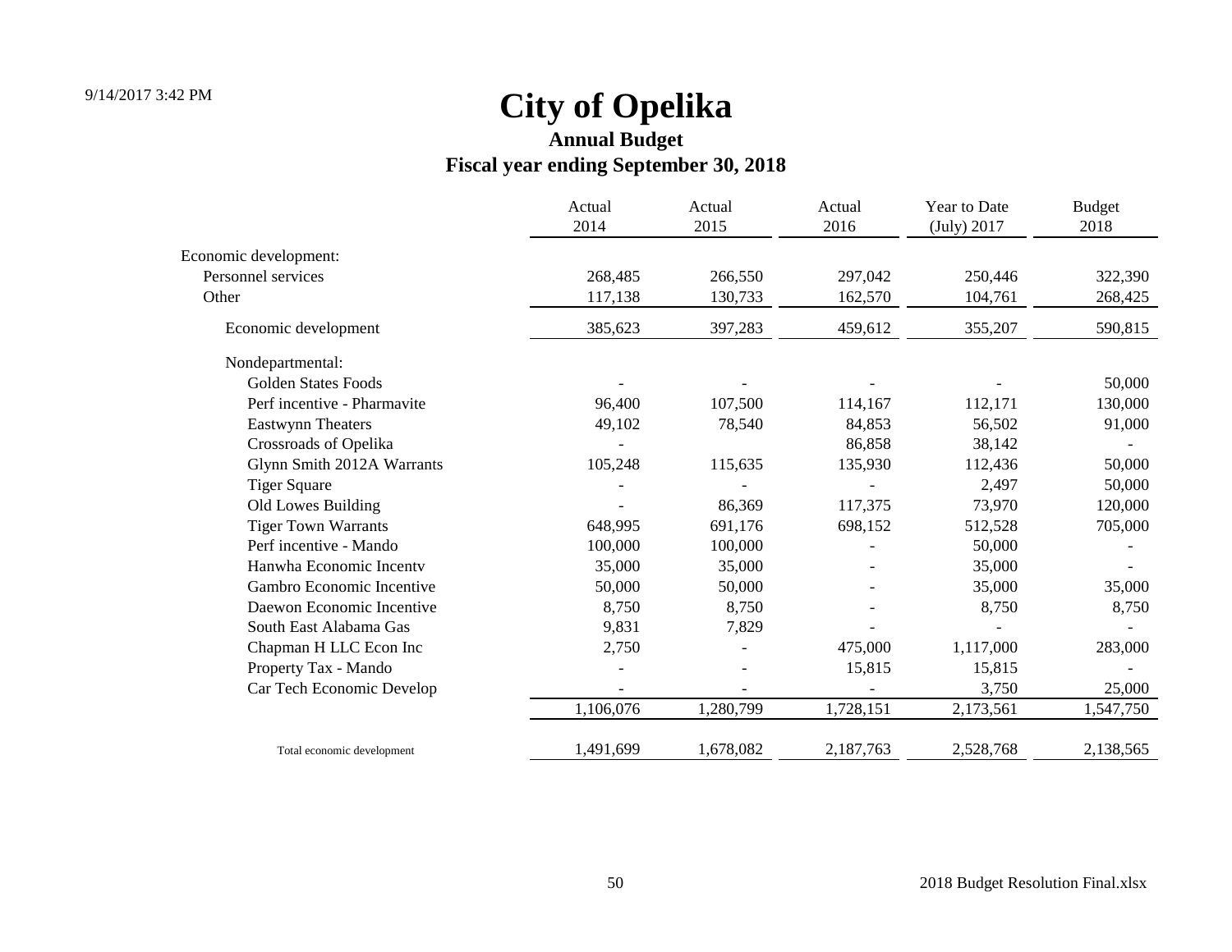# City of Opelika

## Annual Budget

### Fiscal year ending September 30, 2018

| | Actual 2014 | Actual 2015 | Actual 2016 | Year to Date (July) 2017 | Budget 2018 |
|---|---|---|---|---|---|
| Economic development: | | | | | |
| Personnel services | 268,485 | 266,550 | 297,042 | 250,446 | 322,390 |
| Other | 117,138 | 130,733 | 162,570 | 104,761 | 268,425 |
| Economic development | 385,623 | 397,283 | 459,612 | 355,207 | 590,815 |
| Nondepartmental: | | | | | |
| Golden States Foods | - | - | - | - | 50,000 |
| Perf incentive - Pharmavite | 96,400 | 107,500 | 114,167 | 112,171 | 130,000 |
| Eastwynn Theaters | 49,102 | 78,540 | 84,853 | 56,502 | 91,000 |
| Crossroads of Opelika | - | | 86,858 | 38,142 | - |
| Glynn Smith 2012A Warrants | 105,248 | 115,635 | 135,930 | 112,436 | 50,000 |
| Tiger Square | - | - | - | 2,497 | 50,000 |
| Old Lowes Building | - | 86,369 | 117,375 | 73,970 | 120,000 |
| Tiger Town Warrants | 648,995 | 691,176 | 698,152 | 512,528 | 705,000 |
| Perf incentive - Mando | 100,000 | 100,000 | - | 50,000 | - |
| Hanwha Economic Incentv | 35,000 | 35,000 | - | 35,000 | - |
| Gambro Economic Incentive | 50,000 | 50,000 | - | 35,000 | 35,000 |
| Daewon Economic Incentive | 8,750 | 8,750 | - | 8,750 | 8,750 |
| South East Alabama Gas | 9,831 | 7,829 | - | - | - |
| Chapman H LLC Econ Inc | 2,750 | - | 475,000 | 1,117,000 | 283,000 |
| Property Tax - Mando | - | - | 15,815 | 15,815 | - |
| Car Tech Economic Develop | - | - | - | 3,750 | 25,000 |
| | 1,106,076 | 1,280,799 | 1,728,151 | 2,173,561 | 1,547,750 |
| Total economic development | 1,491,699 | 1,678,082 | 2,187,763 | 2,528,768 | 2,138,565 |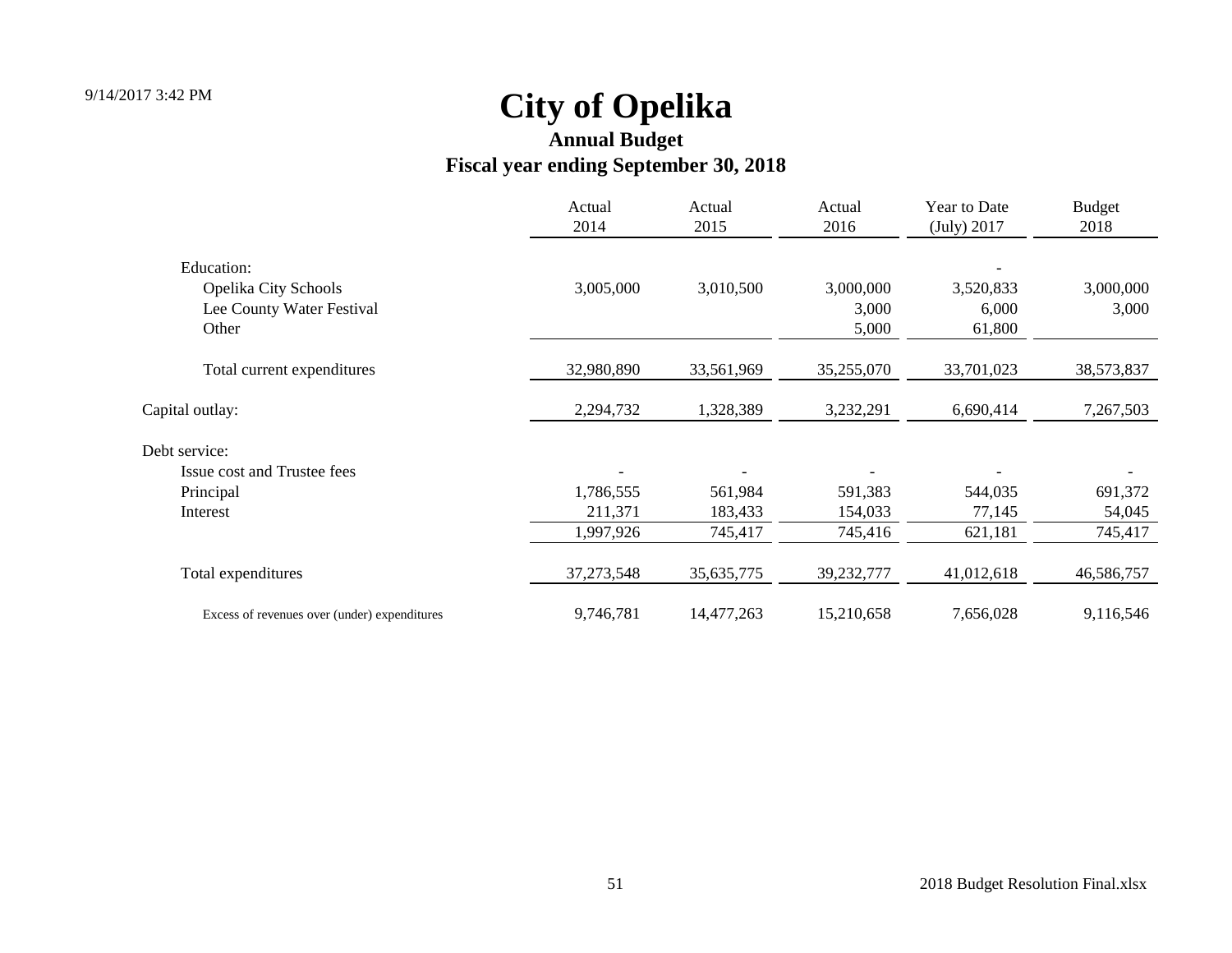# City of Opelika

## Annual Budget

## Fiscal year ending September 30, 2018

| | Actual 2014 | Actual 2015 | Actual 2016 | Year to Date (July) 2017 | Budget 2018 |
|---|---|---|---|---|---|
| Education: | | | | - | |
| Opelika City Schools | 3,005,000 | 3,010,500 | 3,000,000 | 3,520,833 | 3,000,000 |
| Lee County Water Festival | | | 3,000 | 6,000 | 3,000 |
| Other | | | 5,000 | 61,800 | |
| Total current expenditures | 32,980,890 | 33,561,969 | 35,255,070 | 33,701,023 | 38,573,837 |
| Capital outlay: | 2,294,732 | 1,328,389 | 3,232,291 | 6,690,414 | 7,267,503 |
| Debt service: | | | | | |
| Issue cost and Trustee fees | - | - | - | - | - |
| Principal | 1,786,555 | 561,984 | 591,383 | 544,035 | 691,372 |
| Interest | 211,371 | 183,433 | 154,033 | 77,145 | 54,045 |
| | 1,997,926 | 745,417 | 745,416 | 621,181 | 745,417 |
| Total expenditures | 37,273,548 | 35,635,775 | 39,232,777 | 41,012,618 | 46,586,757 |
| Excess of revenues over (under) expenditures | 9,746,781 | 14,477,263 | 15,210,658 | 7,656,028 | 9,116,546 |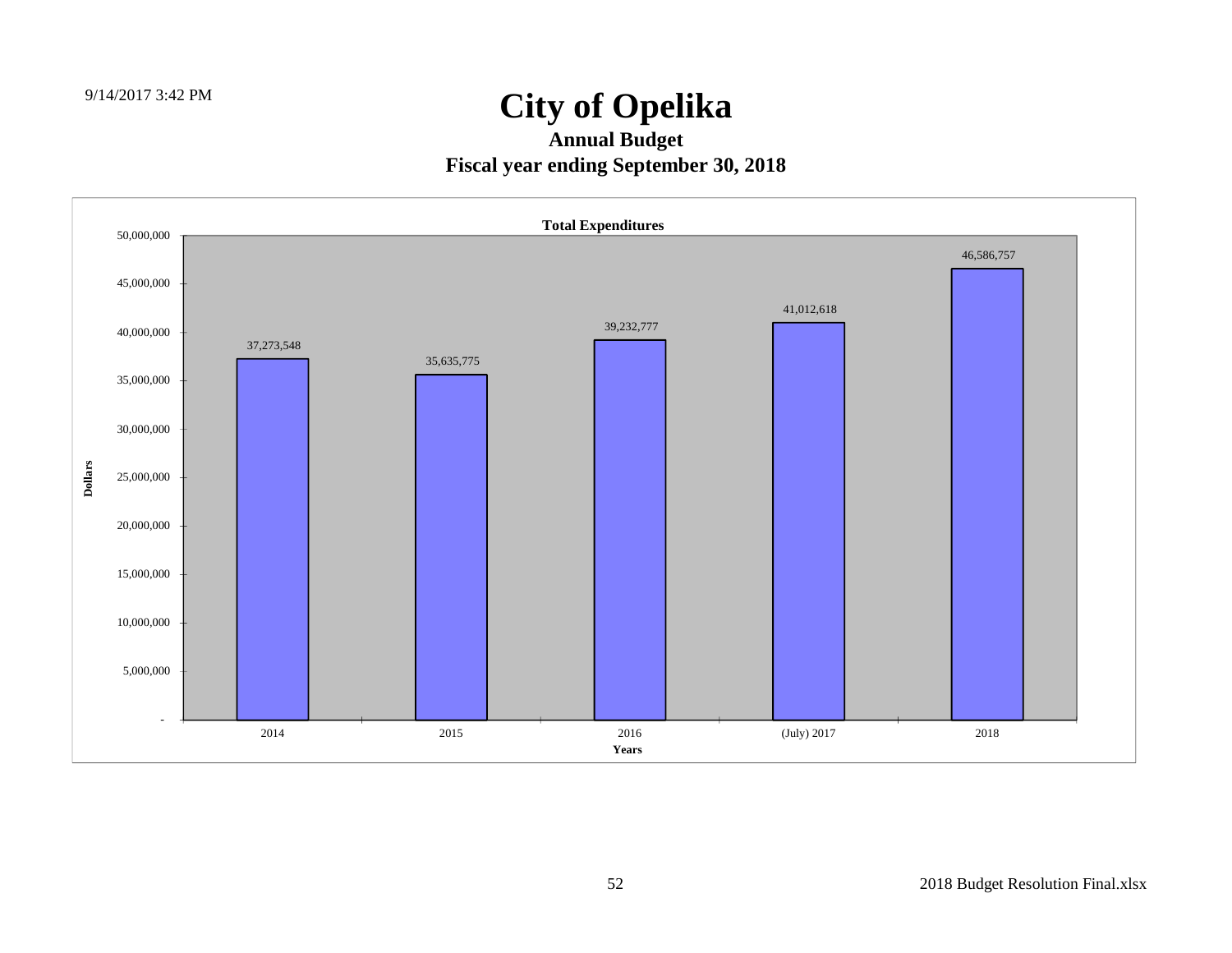# City of Opelika

## Annual Budget

## Fiscal year ending September 30, 2018

**Total Expenditures**

| Years | Dollars |
| --- | --- |
| 2014 | 37,273,548 |
| 2015 | 35,635,775 |
| 2016 | 39,232,777 |
| (July) 2017 | 41,012,618 |
| 2018 | 46,586,757 |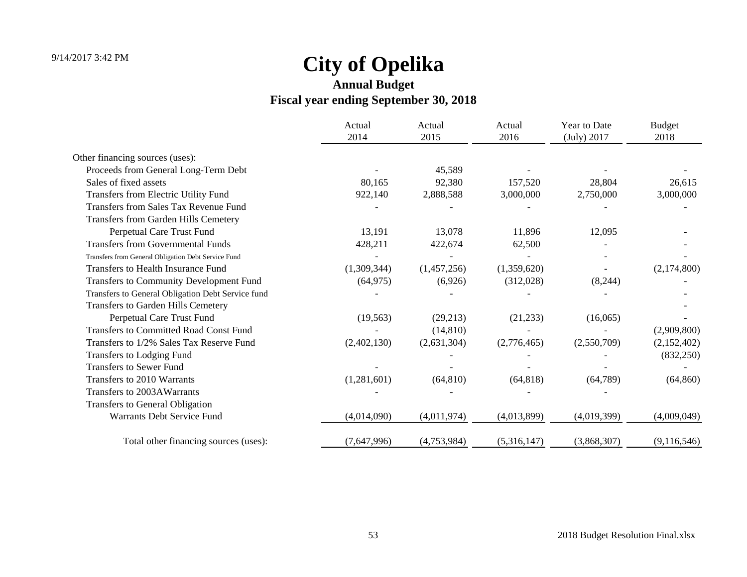# City of Opelika

## Annual Budget

## Fiscal year ending September 30, 2018

| | Actual 2014 | Actual 2015 | Actual 2016 | Year to Date (July) 2017 | Budget 2018 |
|---|---|---|---|---|---|
| Other financing sources (uses): | | | | | |
| Proceeds from General Long-Term Debt | - | 45,589 | - | - | - |
| Sales of fixed assets | 80,165 | 92,380 | 157,520 | 28,804 | 26,615 |
| Transfers from Electric Utility Fund | 922,140 | 2,888,588 | 3,000,000 | 2,750,000 | 3,000,000 |
| Transfers from Sales Tax Revenue Fund | - | - | - | - | - |
| Transfers from Garden Hills Cemetery Perpetual Care Trust Fund | 13,191 | 13,078 | 11,896 | 12,095 | - |
| Transfers from Governmental Funds | 428,211 | 422,674 | 62,500 | - | - |
| Transfers from General Obligation Debt Service Fund | - | - | - | - | - |
| Transfers to Health Insurance Fund | (1,309,344) | (1,457,256) | (1,359,620) | - | (2,174,800) |
| Transfers to Community Development Fund | (64,975) | (6,926) | (312,028) | (8,244) | - |
| Transfers to General Obligation Debt Service fund | - | - | - | - | - |
| Transfers to Garden Hills Cemetery Perpetual Care Trust Fund | (19,563) | (29,213) | (21,233) | (16,065) | - |
| Transfers to Committed Road Const Fund | - | (14,810) | - | - | (2,909,800) |
| Transfers to 1/2% Sales Tax Reserve Fund | (2,402,130) | (2,631,304) | (2,776,465) | (2,550,709) | (2,152,402) |
| Transfers to Lodging Fund | | - | - | - | (832,250) |
| Transfers to Sewer Fund | - | - | - | - | - |
| Transfers to 2010 Warrants | (1,281,601) | (64,810) | (64,818) | (64,789) | (64,860) |
| Transfers to 2003AWarrants | - | - | - | - | |
| Transfers to General Obligation Warrants Debt Service Fund | (4,014,090) | (4,011,974) | (4,013,899) | (4,019,399) | (4,009,049) |
| Total other financing sources (uses): | (7,647,996) | (4,753,984) | (5,316,147) | (3,868,307) | (9,116,546) |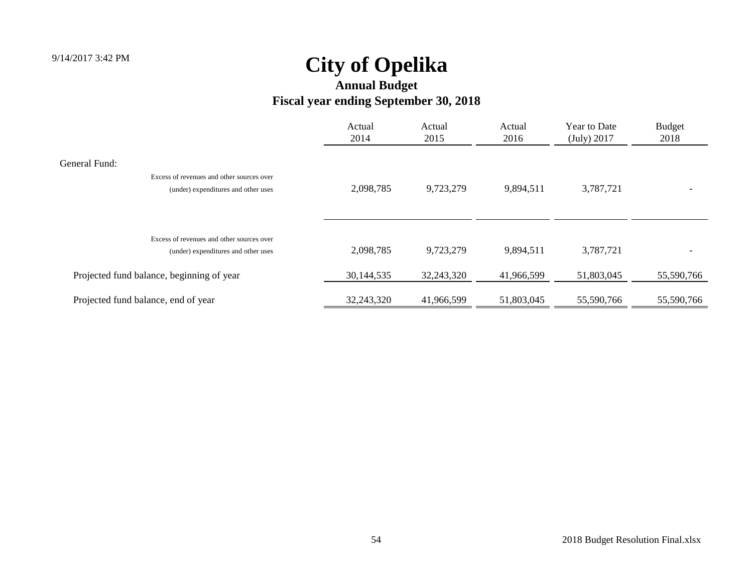# City of Opelika

## Annual Budget

## Fiscal year ending September 30, 2018

| | Actual 2014 | Actual 2015 | Actual 2016 | Year to Date (July) 2017 | Budget 2018 |
|---|---|---|---|---|---|
| General Fund: | | | | | |
| Excess of revenues and other sources over (under) expenditures and other uses | 2,098,785 | 9,723,279 | 9,894,511 | 3,787,721 | - |
| | | | | | |
| Excess of revenues and other sources over (under) expenditures and other uses | 2,098,785 | 9,723,279 | 9,894,511 | 3,787,721 | - |
| Projected fund balance, beginning of year | 30,144,535 | 32,243,320 | 41,966,599 | 51,803,045 | 55,590,766 |
| Projected fund balance, end of year | 32,243,320 | 41,966,599 | 51,803,045 | 55,590,766 | 55,590,766 |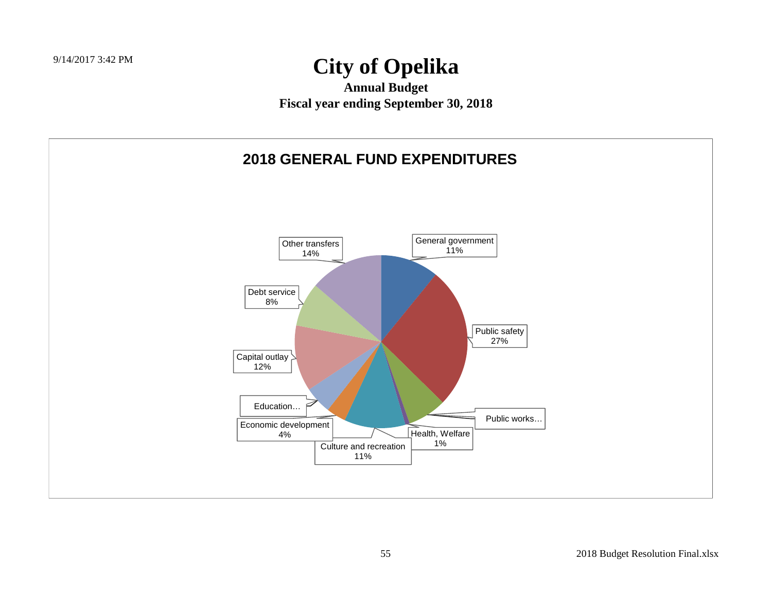# City of Opelika

**Annual Budget**

**Fiscal year ending September 30, 2018**

## 2018 GENERAL FUND EXPENDITURES

General government 11%

Public safety 27%

Public works…

Health, Welfare 1%

Culture and recreation 11%

Economic development 4%

Education…

Capital outlay 12%

Debt service 8%

Other transfers 14%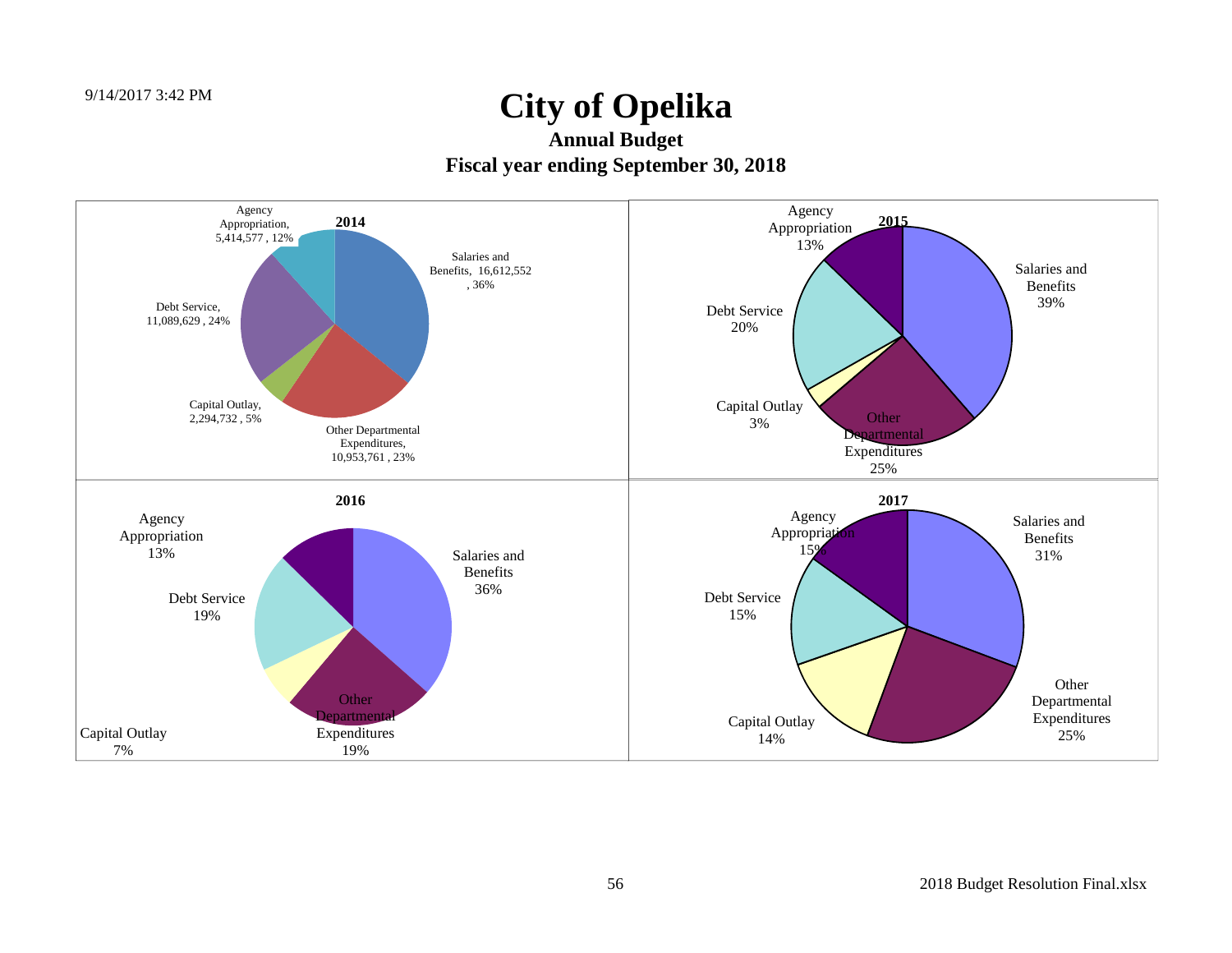# City of Opelika

## Annual Budget

## Fiscal year ending September 30, 2018

**2014**

Agency Appropriation, 5,414,577 , 12%

Salaries and Benefits, 16,612,552 , 36%

Debt Service, 11,089,629 , 24%

Capital Outlay, 2,294,732 , 5%

Other Departmental Expenditures, 10,953,761 , 23%

**2015**

Agency Appropriation 13%

Salaries and Benefits 39%

Debt Service 20%

Capital Outlay 3%

Other Departmental Expenditures 25%

**2016**

Agency Appropriation 13%

Salaries and Benefits 36%

Debt Service 19%

Capital Outlay 7%

Other Departmental Expenditures 19%

**2017**

Agency Appropriation 15%

Salaries and Benefits 31%

Debt Service 15%

Capital Outlay 14%

Other Departmental Expenditures 25%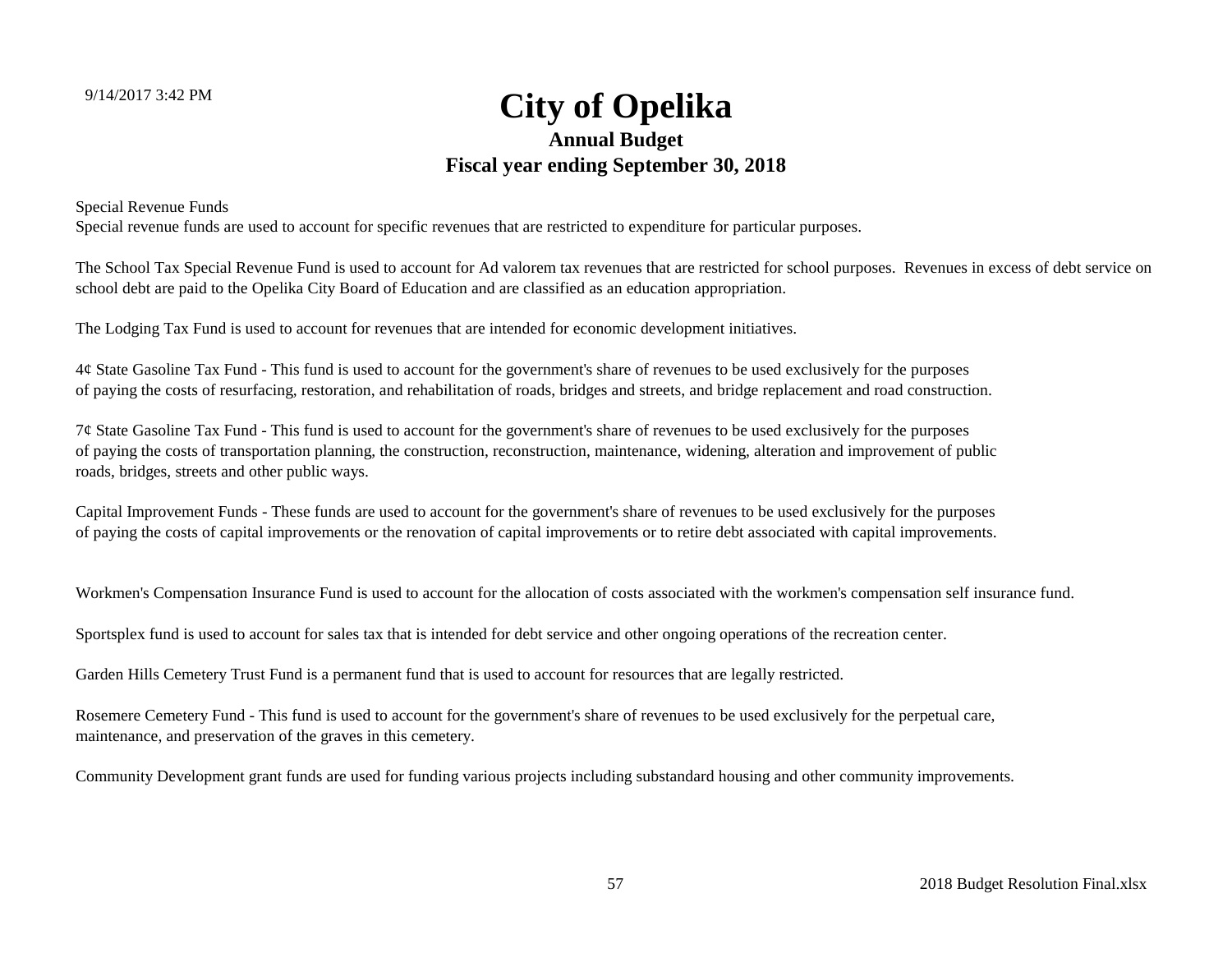# City of Opelika

## Annual Budget

## Fiscal year ending September 30, 2018

Special Revenue Funds

Special revenue funds are used to account for specific revenues that are restricted to expenditure for particular purposes.

The School Tax Special Revenue Fund is used to account for Ad valorem tax revenues that are restricted for school purposes. Revenues in excess of debt service on school debt are paid to the Opelika City Board of Education and are classified as an education appropriation.

The Lodging Tax Fund is used to account for revenues that are intended for economic development initiatives.

4¢ State Gasoline Tax Fund - This fund is used to account for the government's share of revenues to be used exclusively for the purposes of paying the costs of resurfacing, restoration, and rehabilitation of roads, bridges and streets, and bridge replacement and road construction.

7¢ State Gasoline Tax Fund - This fund is used to account for the government's share of revenues to be used exclusively for the purposes of paying the costs of transportation planning, the construction, reconstruction, maintenance, widening, alteration and improvement of public roads, bridges, streets and other public ways.

Capital Improvement Funds - These funds are used to account for the government's share of revenues to be used exclusively for the purposes of paying the costs of capital improvements or the renovation of capital improvements or to retire debt associated with capital improvements.

Workmen's Compensation Insurance Fund is used to account for the allocation of costs associated with the workmen's compensation self insurance fund.

Sportsplex fund is used to account for sales tax that is intended for debt service and other ongoing operations of the recreation center.

Garden Hills Cemetery Trust Fund is a permanent fund that is used to account for resources that are legally restricted.

Rosemere Cemetery Fund - This fund is used to account for the government's share of revenues to be used exclusively for the perpetual care, maintenance, and preservation of the graves in this cemetery.

Community Development grant funds are used for funding various projects including substandard housing and other community improvements.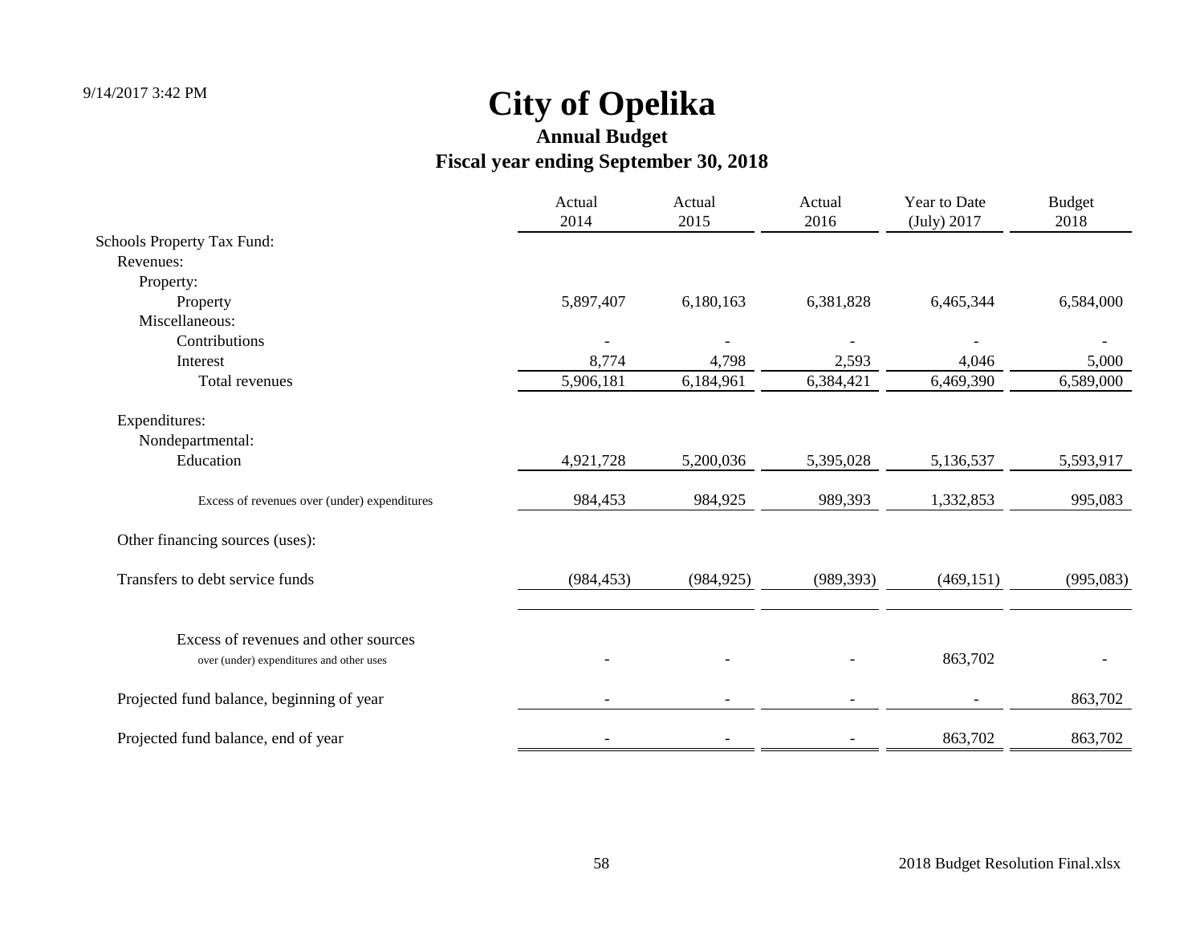# City of Opelika

## Annual Budget

## Fiscal year ending September 30, 2018

| | Actual 2014 | Actual 2015 | Actual 2016 | Year to Date (July) 2017 | Budget 2018 |
|---|---|---|---|---|---|
| Schools Property Tax Fund: | | | | | |
| Revenues: | | | | | |
| Property: | | | | | |
| Property | 5,897,407 | 6,180,163 | 6,381,828 | 6,465,344 | 6,584,000 |
| Miscellaneous: | | | | | |
| Contributions | - | - | - | - | - |
| Interest | 8,774 | 4,798 | 2,593 | 4,046 | 5,000 |
| Total revenues | 5,906,181 | 6,184,961 | 6,384,421 | 6,469,390 | 6,589,000 |
| Expenditures: | | | | | |
| Nondepartmental: | | | | | |
| Education | 4,921,728 | 5,200,036 | 5,395,028 | 5,136,537 | 5,593,917 |
| Excess of revenues over (under) expenditures | 984,453 | 984,925 | 989,393 | 1,332,853 | 995,083 |
| Other financing sources (uses): | | | | | |
| Transfers to debt service funds | (984,453) | (984,925) | (989,393) | (469,151) | (995,083) |
| Excess of revenues and other sources over (under) expenditures and other uses | - | - | - | 863,702 | - |
| Projected fund balance, beginning of year | - | - | - | - | 863,702 |
| Projected fund balance, end of year | - | - | - | 863,702 | 863,702 |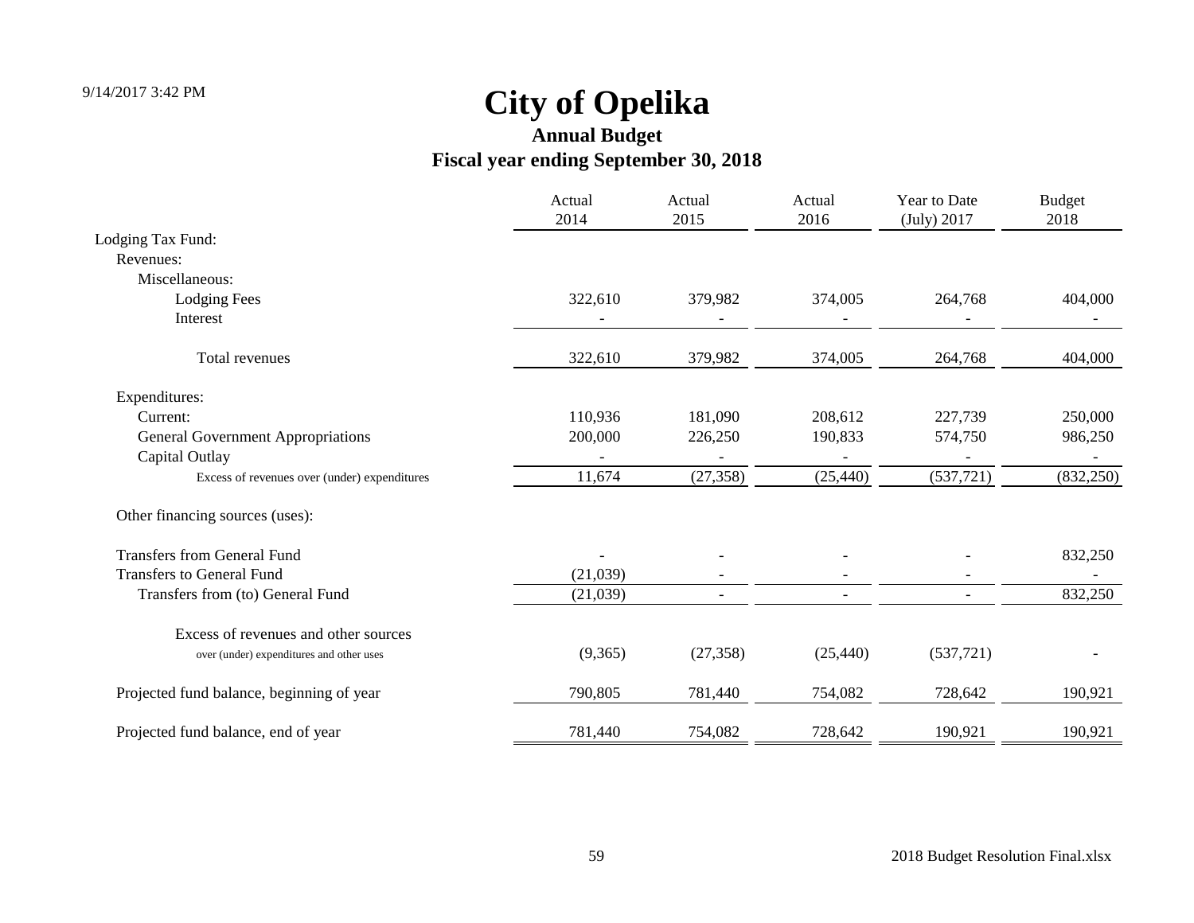# City of Opelika

## Annual Budget

## Fiscal year ending September 30, 2018

| | Actual 2014 | Actual 2015 | Actual 2016 | Year to Date (July) 2017 | Budget 2018 |
|---|---|---|---|---|---|
| Lodging Tax Fund: | | | | | |
| Revenues: | | | | | |
| Miscellaneous: | | | | | |
| Lodging Fees | 322,610 | 379,982 | 374,005 | 264,768 | 404,000 |
| Interest | - | - | - | - | - |
| Total revenues | 322,610 | 379,982 | 374,005 | 264,768 | 404,000 |
| Expenditures: | | | | | |
| Current: | 110,936 | 181,090 | 208,612 | 227,739 | 250,000 |
| General Government Appropriations | 200,000 | 226,250 | 190,833 | 574,750 | 986,250 |
| Capital Outlay | - | - | - | - | - |
| Excess of revenues over (under) expenditures | 11,674 | (27,358) | (25,440) | (537,721) | (832,250) |
| Other financing sources (uses): | | | | | |
| Transfers from General Fund | - | - | - | - | 832,250 |
| Transfers to General Fund | (21,039) | - | - | - | - |
| Transfers from (to) General Fund | (21,039) | - | - | - | 832,250 |
| Excess of revenues and other sources over (under) expenditures and other uses | (9,365) | (27,358) | (25,440) | (537,721) | - |
| Projected fund balance, beginning of year | 790,805 | 781,440 | 754,082 | 728,642 | 190,921 |
| Projected fund balance, end of year | 781,440 | 754,082 | 728,642 | 190,921 | 190,921 |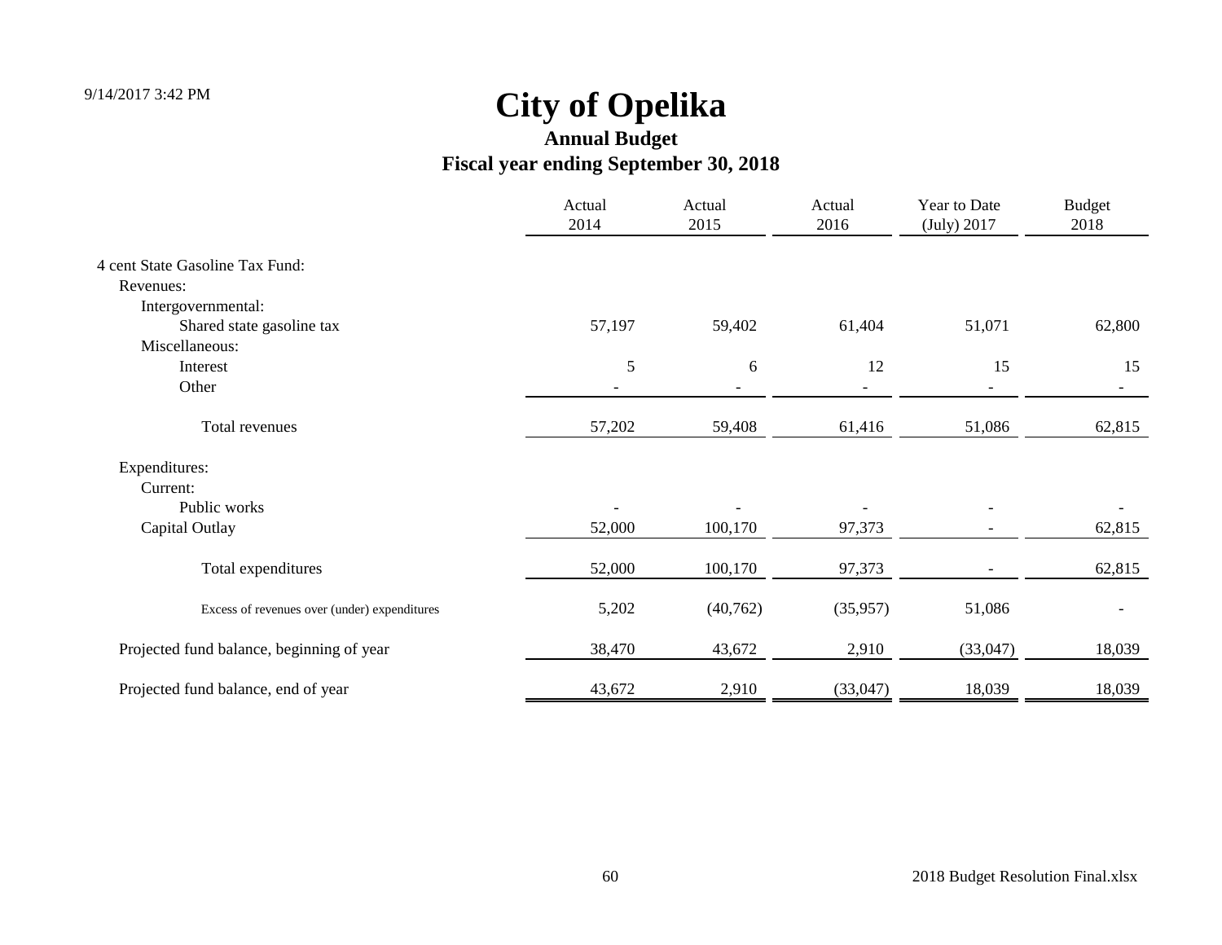# City of Opelika

## Annual Budget

## Fiscal year ending September 30, 2018

| | Actual 2014 | Actual 2015 | Actual 2016 | Year to Date (July) 2017 | Budget 2018 |
|---|---|---|---|---|---|
| 4 cent State Gasoline Tax Fund: | | | | | |
| Revenues: | | | | | |
| Intergovernmental: | | | | | |
| Shared state gasoline tax | 57,197 | 59,402 | 61,404 | 51,071 | 62,800 |
| Miscellaneous: | | | | | |
| Interest | 5 | 6 | 12 | 15 | 15 |
| Other | - | - | - | - | - |
| Total revenues | 57,202 | 59,408 | 61,416 | 51,086 | 62,815 |
| Expenditures: | | | | | |
| Current: | | | | | |
| Public works | - | - | - | - | - |
| Capital Outlay | 52,000 | 100,170 | 97,373 | - | 62,815 |
| Total expenditures | 52,000 | 100,170 | 97,373 | - | 62,815 |
| Excess of revenues over (under) expenditures | 5,202 | (40,762) | (35,957) | 51,086 | - |
| Projected fund balance, beginning of year | 38,470 | 43,672 | 2,910 | (33,047) | 18,039 |
| Projected fund balance, end of year | 43,672 | 2,910 | (33,047) | 18,039 | 18,039 |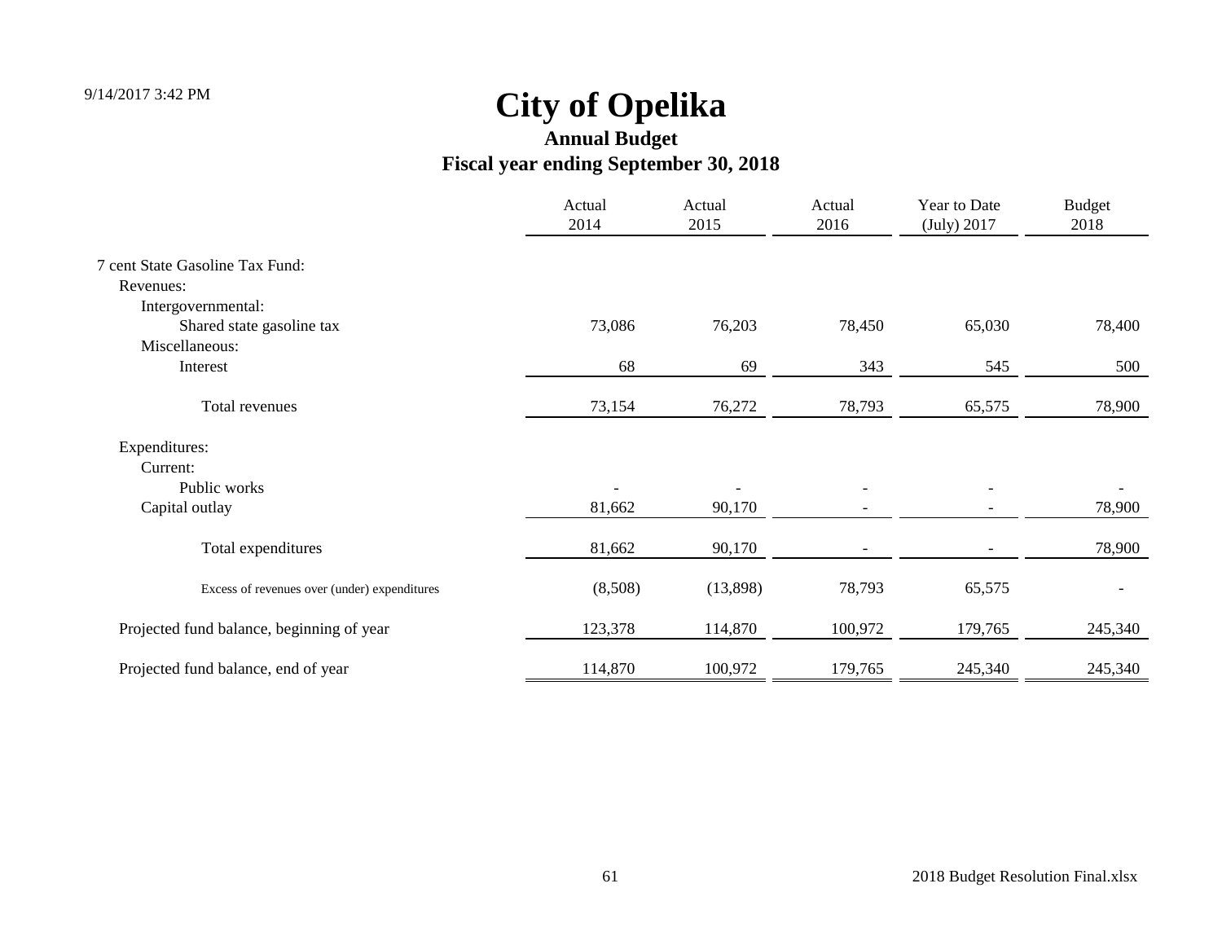# City of Opelika

## Annual Budget

## Fiscal year ending September 30, 2018

| | Actual 2014 | Actual 2015 | Actual 2016 | Year to Date (July) 2017 | Budget 2018 |
|---|---|---|---|---|---|
| 7 cent State Gasoline Tax Fund: | | | | | |
| Revenues: | | | | | |
| Intergovernmental: | | | | | |
| Shared state gasoline tax | 73,086 | 76,203 | 78,450 | 65,030 | 78,400 |
| Miscellaneous: | | | | | |
| Interest | 68 | 69 | 343 | 545 | 500 |
| Total revenues | 73,154 | 76,272 | 78,793 | 65,575 | 78,900 |
| Expenditures: | | | | | |
| Current: | | | | | |
| Public works | - | - | - | - | - |
| Capital outlay | 81,662 | 90,170 | - | - | 78,900 |
| Total expenditures | 81,662 | 90,170 | - | - | 78,900 |
| Excess of revenues over (under) expenditures | (8,508) | (13,898) | 78,793 | 65,575 | - |
| Projected fund balance, beginning of year | 123,378 | 114,870 | 100,972 | 179,765 | 245,340 |
| Projected fund balance, end of year | 114,870 | 100,972 | 179,765 | 245,340 | 245,340 |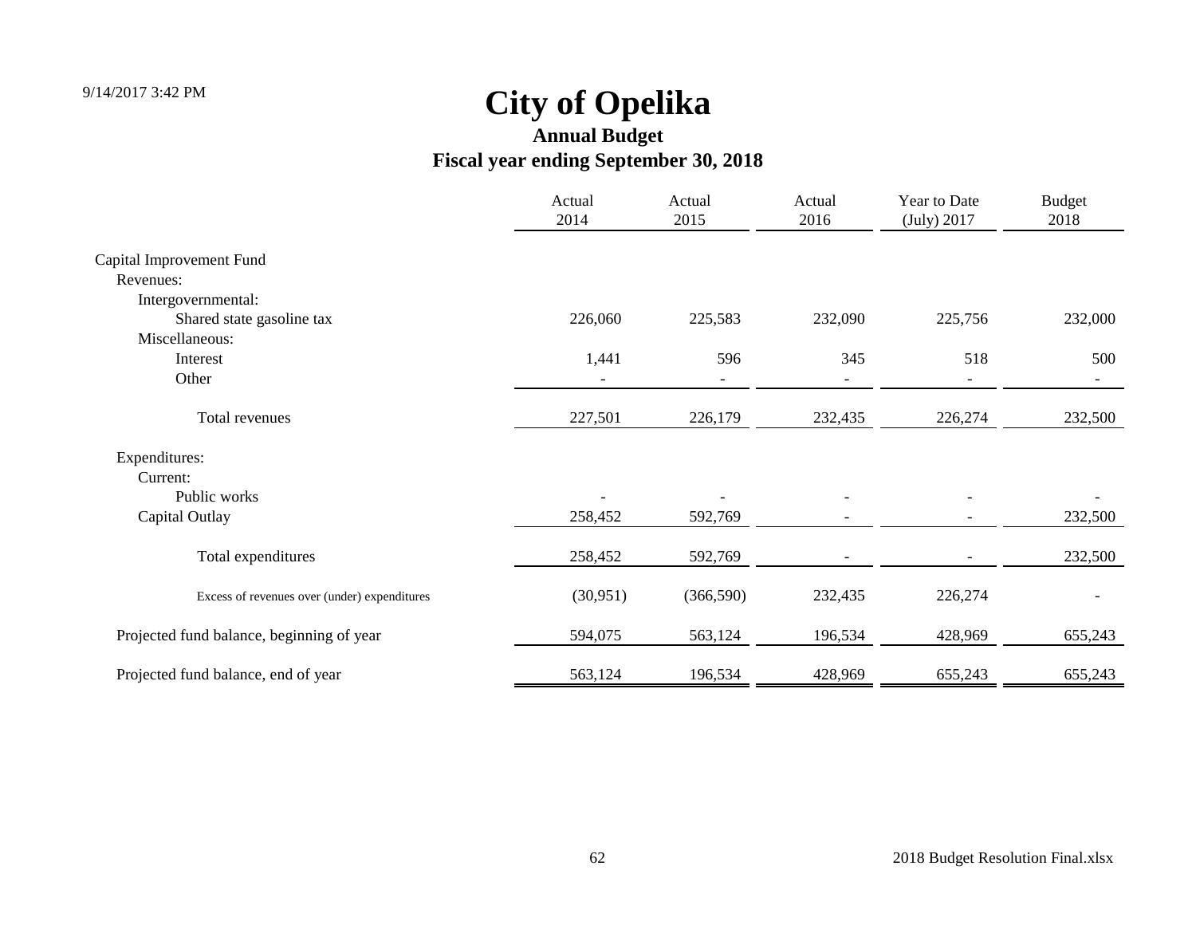# City of Opelika

## Annual Budget

### Fiscal year ending September 30, 2018

| | Actual 2014 | Actual 2015 | Actual 2016 | Year to Date (July) 2017 | Budget 2018 |
|---|---|---|---|---|---|
| Capital Improvement Fund | | | | | |
| Revenues: | | | | | |
| Intergovernmental: | | | | | |
| Shared state gasoline tax | 226,060 | 225,583 | 232,090 | 225,756 | 232,000 |
| Miscellaneous: | | | | | |
| Interest | 1,441 | 596 | 345 | 518 | 500 |
| Other | - | - | - | - | - |
| Total revenues | 227,501 | 226,179 | 232,435 | 226,274 | 232,500 |
| Expenditures: | | | | | |
| Current: | | | | | |
| Public works | - | - | - | - | - |
| Capital Outlay | 258,452 | 592,769 | - | - | 232,500 |
| Total expenditures | 258,452 | 592,769 | - | - | 232,500 |
| Excess of revenues over (under) expenditures | (30,951) | (366,590) | 232,435 | 226,274 | - |
| Projected fund balance, beginning of year | 594,075 | 563,124 | 196,534 | 428,969 | 655,243 |
| Projected fund balance, end of year | 563,124 | 196,534 | 428,969 | 655,243 | 655,243 |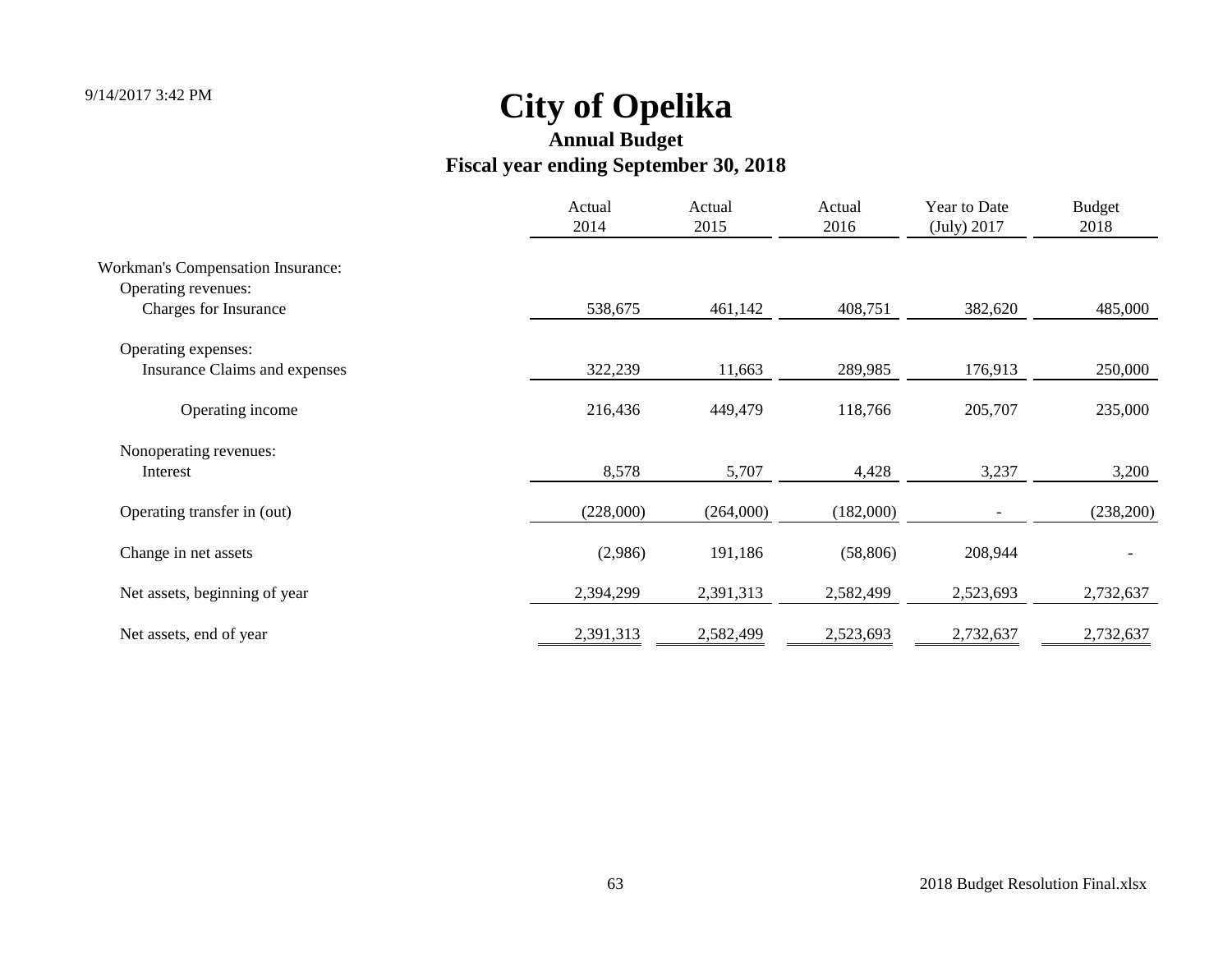# City of Opelika

## Annual Budget

## Fiscal year ending September 30, 2018

| | Actual 2014 | Actual 2015 | Actual 2016 | Year to Date (July) 2017 | Budget 2018 |
|---|---|---|---|---|---|
| Workman's Compensation Insurance: | | | | | |
| Operating revenues: | | | | | |
| Charges for Insurance | 538,675 | 461,142 | 408,751 | 382,620 | 485,000 |
| Operating expenses: | | | | | |
| Insurance Claims and expenses | 322,239 | 11,663 | 289,985 | 176,913 | 250,000 |
| Operating income | 216,436 | 449,479 | 118,766 | 205,707 | 235,000 |
| Nonoperating revenues: | | | | | |
| Interest | 8,578 | 5,707 | 4,428 | 3,237 | 3,200 |
| Operating transfer in (out) | (228,000) | (264,000) | (182,000) | - | (238,200) |
| Change in net assets | (2,986) | 191,186 | (58,806) | 208,944 | - |
| Net assets, beginning of year | 2,394,299 | 2,391,313 | 2,582,499 | 2,523,693 | 2,732,637 |
| Net assets, end of year | 2,391,313 | 2,582,499 | 2,523,693 | 2,732,637 | 2,732,637 |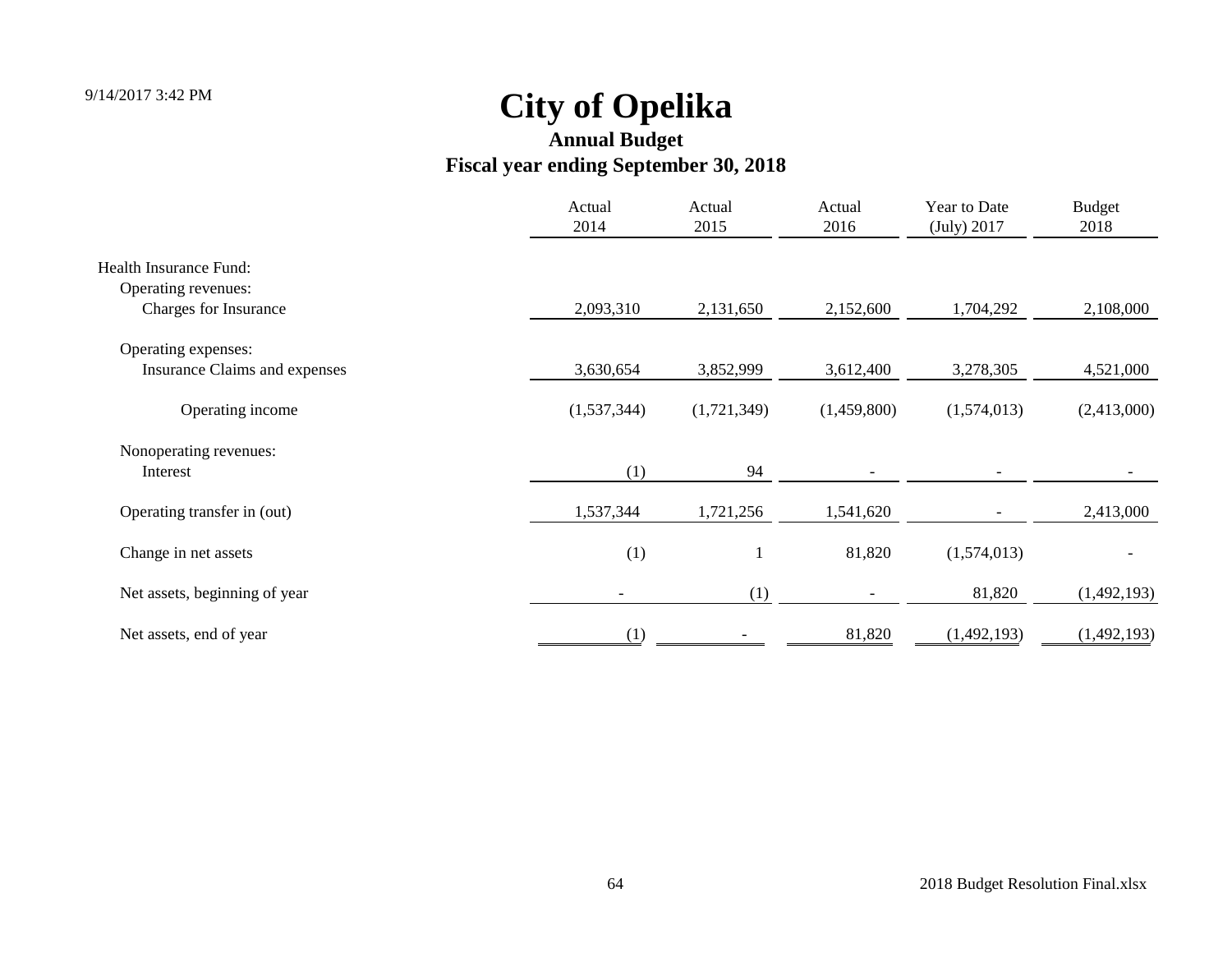# City of Opelika

## Annual Budget

## Fiscal year ending September 30, 2018

| | Actual 2014 | Actual 2015 | Actual 2016 | Year to Date (July) 2017 | Budget 2018 |
|---|---|---|---|---|---|
| Health Insurance Fund: | | | | | |
| Operating revenues: | | | | | |
| Charges for Insurance | 2,093,310 | 2,131,650 | 2,152,600 | 1,704,292 | 2,108,000 |
| Operating expenses: | | | | | |
| Insurance Claims and expenses | 3,630,654 | 3,852,999 | 3,612,400 | 3,278,305 | 4,521,000 |
| Operating income | (1,537,344) | (1,721,349) | (1,459,800) | (1,574,013) | (2,413,000) |
| Nonoperating revenues: | | | | | |
| Interest | (1) | 94 | - | - | - |
| Operating transfer in (out) | 1,537,344 | 1,721,256 | 1,541,620 | - | 2,413,000 |
| Change in net assets | (1) | 1 | 81,820 | (1,574,013) | - |
| Net assets, beginning of year | - | (1) | - | 81,820 | (1,492,193) |
| Net assets, end of year | (1) | - | 81,820 | (1,492,193) | (1,492,193) |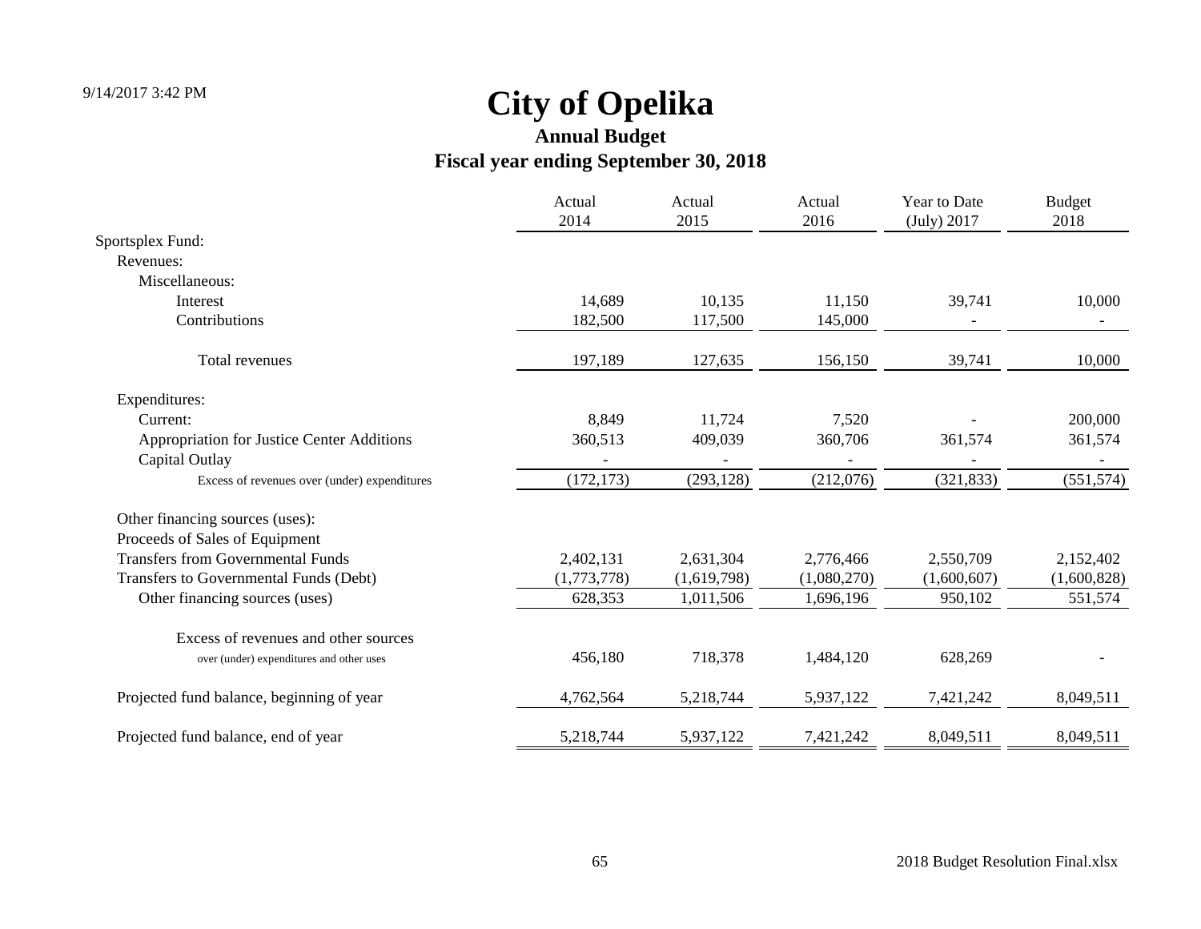# City of Opelika

## Annual Budget

## Fiscal year ending September 30, 2018

| | Actual 2014 | Actual 2015 | Actual 2016 | Year to Date (July) 2017 | Budget 2018 |
|---|---|---|---|---|---|
| Sportsplex Fund: | | | | | |
| Revenues: | | | | | |
| Miscellaneous: | | | | | |
| Interest | 14,689 | 10,135 | 11,150 | 39,741 | 10,000 |
| Contributions | 182,500 | 117,500 | 145,000 | - | - |
| Total revenues | 197,189 | 127,635 | 156,150 | 39,741 | 10,000 |
| Expenditures: | | | | | |
| Current: | 8,849 | 11,724 | 7,520 | - | 200,000 |
| Appropriation for Justice Center Additions | 360,513 | 409,039 | 360,706 | 361,574 | 361,574 |
| Capital Outlay | - | - | - | - | - |
| Excess of revenues over (under) expenditures | (172,173) | (293,128) | (212,076) | (321,833) | (551,574) |
| Other financing sources (uses): | | | | | |
| Proceeds of Sales of Equipment | | | | | |
| Transfers from Governmental Funds | 2,402,131 | 2,631,304 | 2,776,466 | 2,550,709 | 2,152,402 |
| Transfers to Governmental Funds (Debt) | (1,773,778) | (1,619,798) | (1,080,270) | (1,600,607) | (1,600,828) |
| Other financing sources (uses) | 628,353 | 1,011,506 | 1,696,196 | 950,102 | 551,574 |
| Excess of revenues and other sources over (under) expenditures and other uses | 456,180 | 718,378 | 1,484,120 | 628,269 | - |
| Projected fund balance, beginning of year | 4,762,564 | 5,218,744 | 5,937,122 | 7,421,242 | 8,049,511 |
| Projected fund balance, end of year | 5,218,744 | 5,937,122 | 7,421,242 | 8,049,511 | 8,049,511 |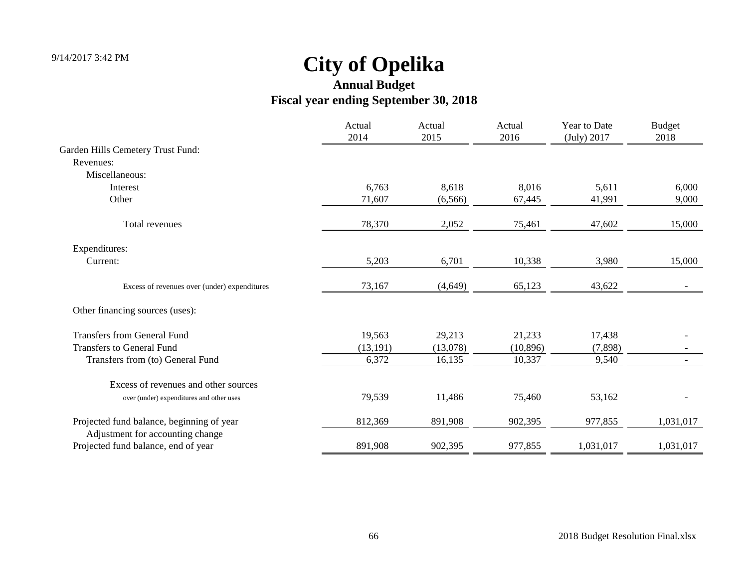# City of Opelika

## Annual Budget

### Fiscal year ending September 30, 2018

| | Actual 2014 | Actual 2015 | Actual 2016 | Year to Date (July) 2017 | Budget 2018 |
|---|---|---|---|---|---|
| Garden Hills Cemetery Trust Fund: | | | | | |
| Revenues: | | | | | |
| Miscellaneous: | | | | | |
| Interest | 6,763 | 8,618 | 8,016 | 5,611 | 6,000 |
| Other | 71,607 | (6,566) | 67,445 | 41,991 | 9,000 |
| Total revenues | 78,370 | 2,052 | 75,461 | 47,602 | 15,000 |
| Expenditures: | | | | | |
| Current: | 5,203 | 6,701 | 10,338 | 3,980 | 15,000 |
| Excess of revenues over (under) expenditures | 73,167 | (4,649) | 65,123 | 43,622 | - |
| Other financing sources (uses): | | | | | |
| Transfers from General Fund | 19,563 | 29,213 | 21,233 | 17,438 | - |
| Transfers to General Fund | (13,191) | (13,078) | (10,896) | (7,898) | - |
| Transfers from (to) General Fund | 6,372 | 16,135 | 10,337 | 9,540 | - |
| Excess of revenues and other sources over (under) expenditures and other uses | 79,539 | 11,486 | 75,460 | 53,162 | - |
| Projected fund balance, beginning of year | 812,369 | 891,908 | 902,395 | 977,855 | 1,031,017 |
| Adjustment for accounting change | | | | | |
| Projected fund balance, end of year | 891,908 | 902,395 | 977,855 | 1,031,017 | 1,031,017 |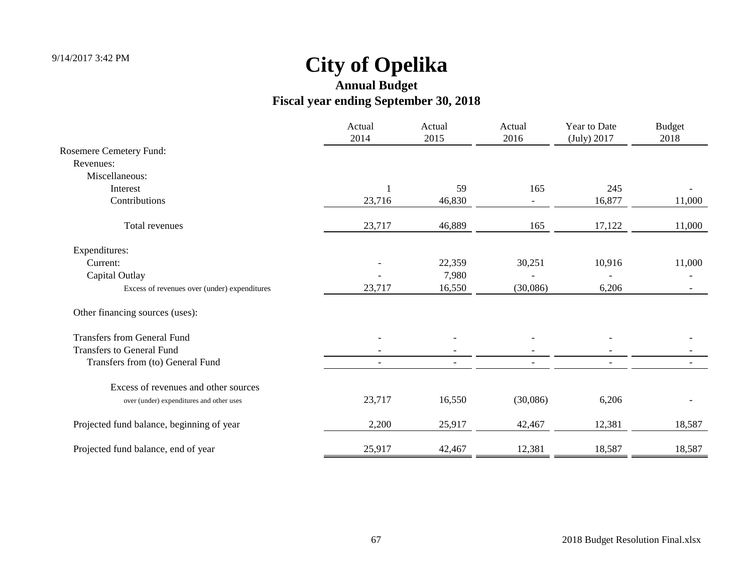# City of Opelika

## Annual Budget

### Fiscal year ending September 30, 2018

| | Actual 2014 | Actual 2015 | Actual 2016 | Year to Date (July) 2017 | Budget 2018 |
|---|---|---|---|---|---|
| Rosemere Cemetery Fund: | | | | | |
| Revenues: | | | | | |
| Miscellaneous: | | | | | |
| Interest | 1 | 59 | 165 | 245 | - |
| Contributions | 23,716 | 46,830 | - | 16,877 | 11,000 |
| Total revenues | 23,717 | 46,889 | 165 | 17,122 | 11,000 |
| Expenditures: | | | | | |
| Current: | - | 22,359 | 30,251 | 10,916 | 11,000 |
| Capital Outlay | - | 7,980 | - | - | - |
| Excess of revenues over (under) expenditures | 23,717 | 16,550 | (30,086) | 6,206 | - |
| Other financing sources (uses): | | | | | |
| Transfers from General Fund | - | - | - | - | - |
| Transfers to General Fund | - | - | - | - | - |
| Transfers from (to) General Fund | - | - | - | - | - |
| Excess of revenues and other sources over (under) expenditures and other uses | 23,717 | 16,550 | (30,086) | 6,206 | - |
| Projected fund balance, beginning of year | 2,200 | 25,917 | 42,467 | 12,381 | 18,587 |
| Projected fund balance, end of year | 25,917 | 42,467 | 12,381 | 18,587 | 18,587 |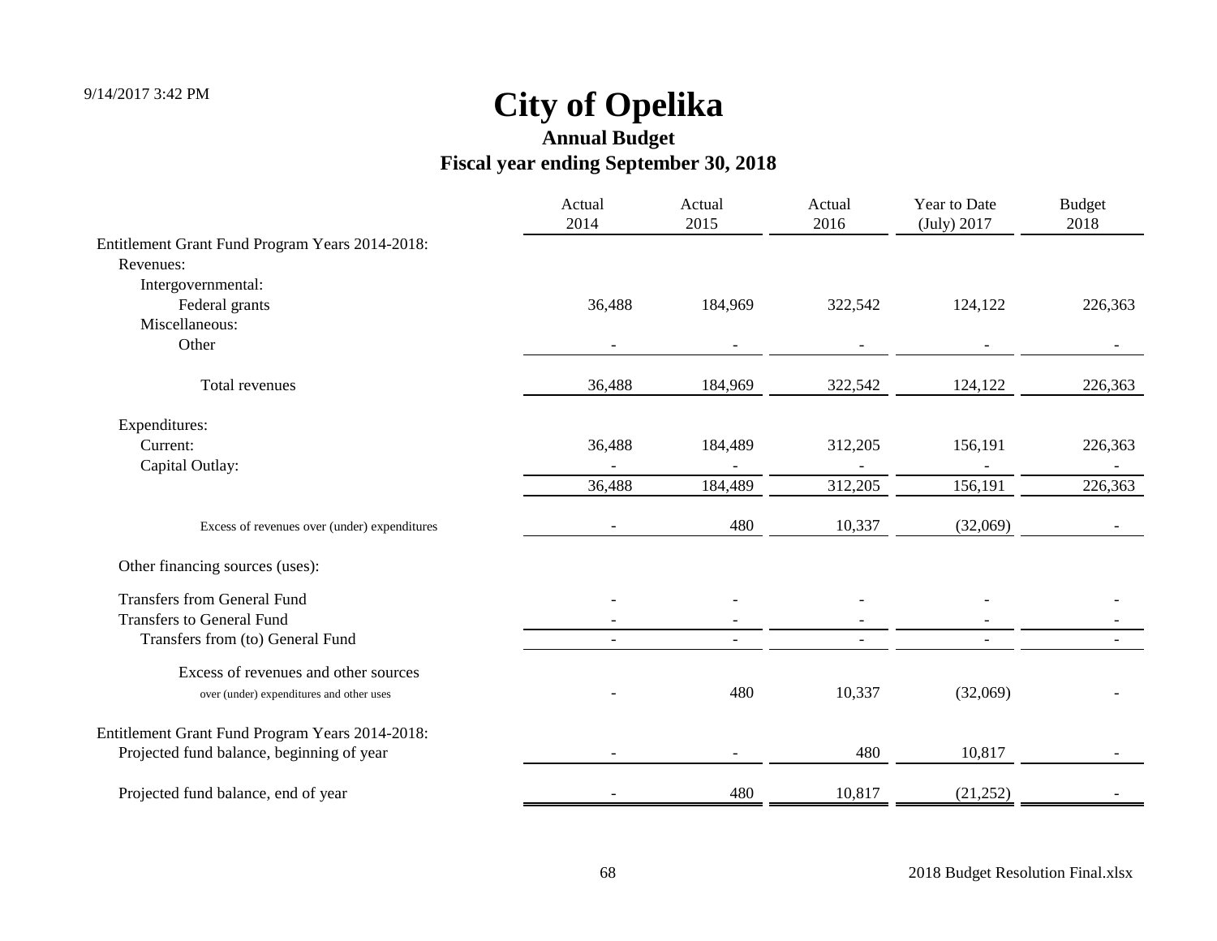# City of Opelika

## Annual Budget

## Fiscal year ending September 30, 2018

| | Actual 2014 | Actual 2015 | Actual 2016 | Year to Date (July) 2017 | Budget 2018 |
|---|---|---|---|---|---|
| Entitlement Grant Fund Program Years 2014-2018: | | | | | |
| Revenues: | | | | | |
| Intergovernmental: | | | | | |
| Federal grants | 36,488 | 184,969 | 322,542 | 124,122 | 226,363 |
| Miscellaneous: | | | | | |
| Other | - | - | - | - | - |
| Total revenues | 36,488 | 184,969 | 322,542 | 124,122 | 226,363 |
| Expenditures: | | | | | |
| Current: | 36,488 | 184,489 | 312,205 | 156,191 | 226,363 |
| Capital Outlay: | - | - | - | - | - |
| | 36,488 | 184,489 | 312,205 | 156,191 | 226,363 |
| Excess of revenues over (under) expenditures | - | 480 | 10,337 | (32,069) | - |
| Other financing sources (uses): | | | | | |
| Transfers from General Fund | - | - | - | - | - |
| Transfers to General Fund | - | - | - | - | - |
| Transfers from (to) General Fund | - | - | - | - | - |
| Excess of revenues and other sources over (under) expenditures and other uses | - | 480 | 10,337 | (32,069) | - |
| Entitlement Grant Fund Program Years 2014-2018: | | | | | |
| Projected fund balance, beginning of year | - | - | 480 | 10,817 | - |
| Projected fund balance, end of year | - | 480 | 10,817 | (21,252) | - |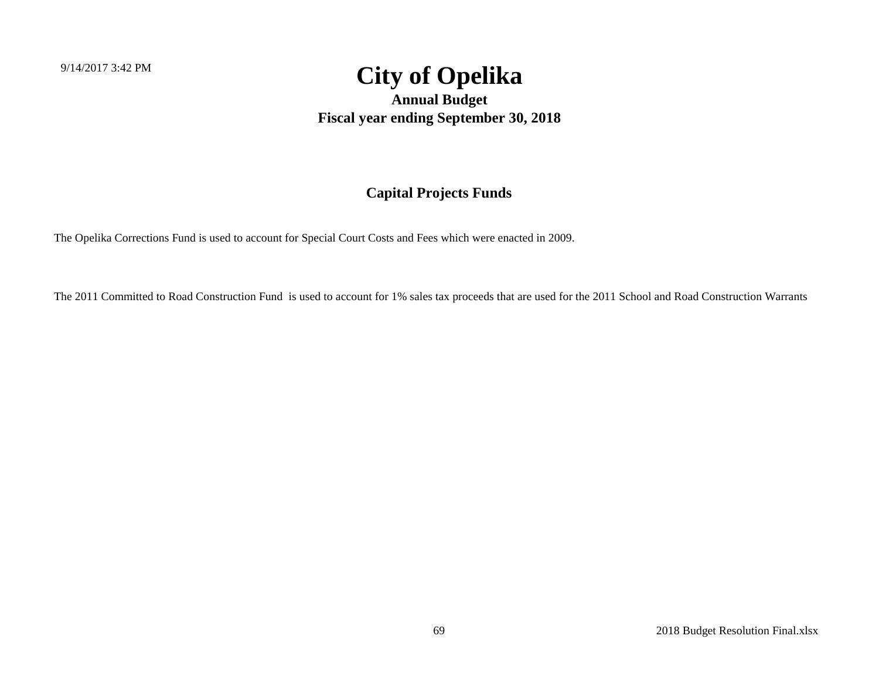# City of Opelika

**Annual Budget**

**Fiscal year ending September 30, 2018**

## Capital Projects Funds

The Opelika Corrections Fund is used to account for Special Court Costs and Fees which were enacted in 2009.

The 2011 Committed to Road Construction Fund is used to account for 1% sales tax proceeds that are used for the 2011 School and Road Construction Warrants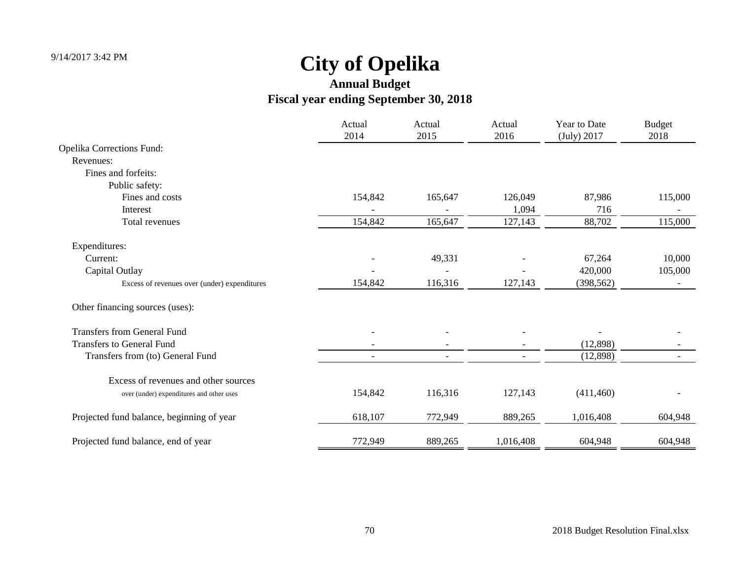# City of Opelika

## Annual Budget

## Fiscal year ending September 30, 2018

| | Actual 2014 | Actual 2015 | Actual 2016 | Year to Date (July) 2017 | Budget 2018 |
|---|---|---|---|---|---|
| Opelika Corrections Fund: | | | | | |
| Revenues: | | | | | |
| Fines and forfeits: | | | | | |
| Public safety: | | | | | |
| Fines and costs | 154,842 | 165,647 | 126,049 | 87,986 | 115,000 |
| Interest | - | - | 1,094 | 716 | - |
| Total revenues | 154,842 | 165,647 | 127,143 | 88,702 | 115,000 |
| Expenditures: | | | | | |
| Current: | - | 49,331 | - | 67,264 | 10,000 |
| Capital Outlay | - | - | - | 420,000 | 105,000 |
| Excess of revenues over (under) expenditures | 154,842 | 116,316 | 127,143 | (398,562) | - |
| Other financing sources (uses): | | | | | |
| Transfers from General Fund | - | - | - | - | - |
| Transfers to General Fund | - | - | - | (12,898) | - |
| Transfers from (to) General Fund | - | - | - | (12,898) | - |
| Excess of revenues and other sources over (under) expenditures and other uses | 154,842 | 116,316 | 127,143 | (411,460) | - |
| Projected fund balance, beginning of year | 618,107 | 772,949 | 889,265 | 1,016,408 | 604,948 |
| Projected fund balance, end of year | 772,949 | 889,265 | 1,016,408 | 604,948 | 604,948 |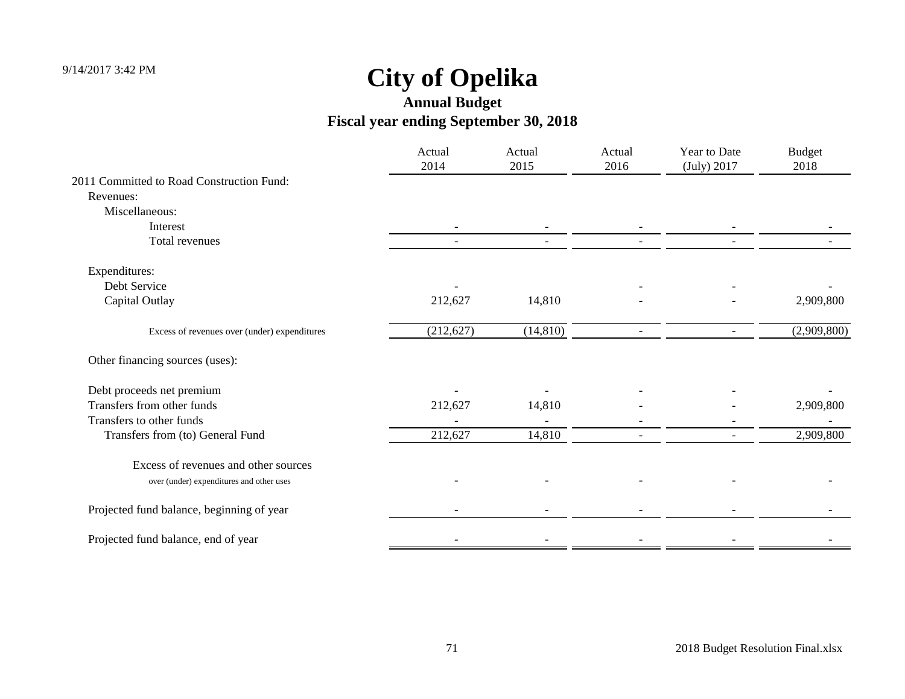# City of Opelika

## Annual Budget

## Fiscal year ending September 30, 2018

| | Actual 2014 | Actual 2015 | Actual 2016 | Year to Date (July) 2017 | Budget 2018 |
|---|---|---|---|---|---|
| 2011 Committed to Road Construction Fund: | | | | | |
| Revenues: | | | | | |
| Miscellaneous: | | | | | |
| Interest | - | - | - | - | - |
| Total revenues | - | - | - | - | - |
| | | | | | |
| Expenditures: | | | | | |
| Debt Service | - | | - | - | - |
| Capital Outlay | 212,627 | 14,810 | - | - | 2,909,800 |
| | | | | | |
| Excess of revenues over (under) expenditures | (212,627) | (14,810) | - | - | (2,909,800) |
| | | | | | |
| Other financing sources (uses): | | | | | |
| | | | | | |
| Debt proceeds net premium | - | - | - | - | - |
| Transfers from other funds | 212,627 | 14,810 | - | - | 2,909,800 |
| Transfers to other funds | - | - | - | - | - |
| Transfers from (to) General Fund | 212,627 | 14,810 | - | - | 2,909,800 |
| | | | | | |
| Excess of revenues and other sources over (under) expenditures and other uses | - | - | - | - | - |
| | | | | | |
| Projected fund balance, beginning of year | - | - | - | - | - |
| | | | | | |
| Projected fund balance, end of year | - | - | - | - | - |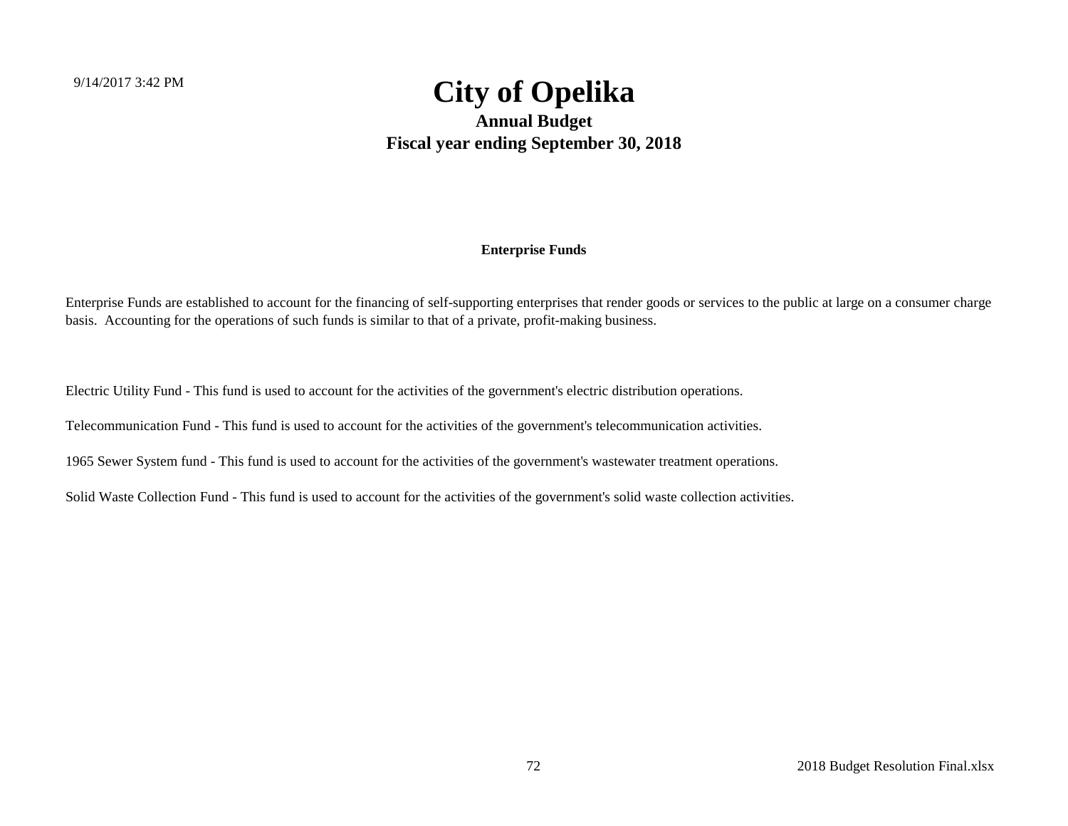# City of Opelika

## Annual Budget

## Fiscal year ending September 30, 2018

### Enterprise Funds

Enterprise Funds are established to account for the financing of self-supporting enterprises that render goods or services to the public at large on a consumer charge basis. Accounting for the operations of such funds is similar to that of a private, profit-making business.

Electric Utility Fund - This fund is used to account for the activities of the government's electric distribution operations.

Telecommunication Fund - This fund is used to account for the activities of the government's telecommunication activities.

1965 Sewer System fund - This fund is used to account for the activities of the government's wastewater treatment operations.

Solid Waste Collection Fund - This fund is used to account for the activities of the government's solid waste collection activities.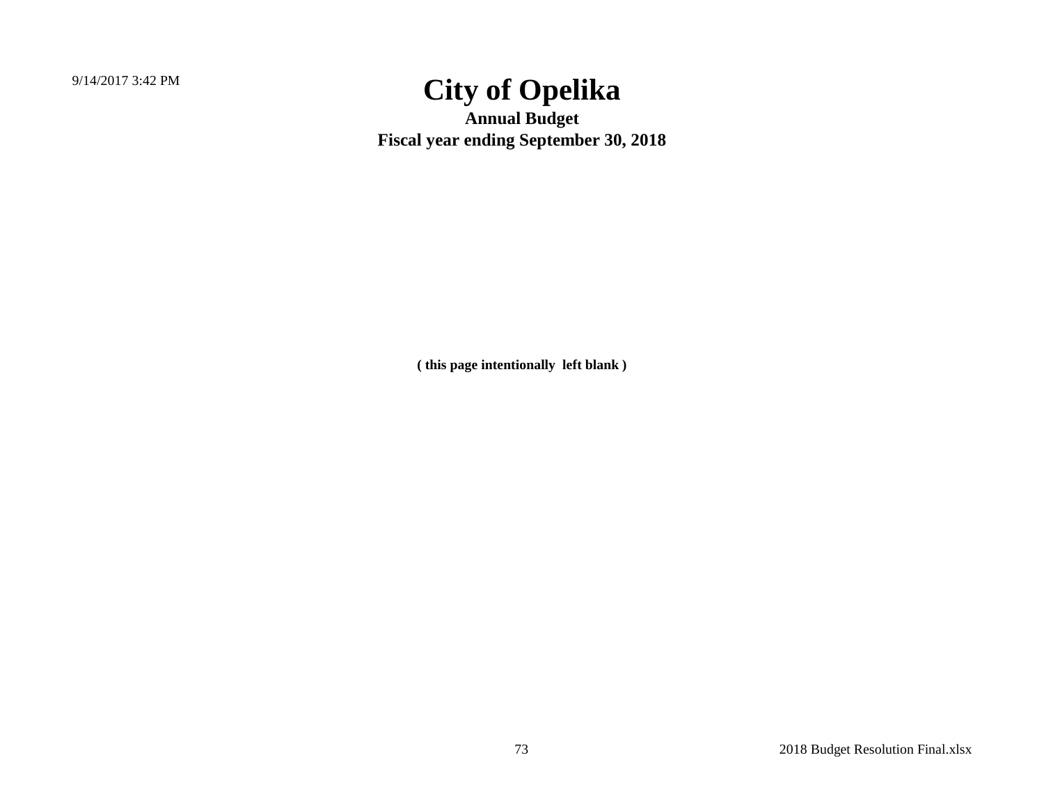# City of Opelika

**Annual Budget**

**Fiscal year ending September 30, 2018**

**( this page intentionally left blank )**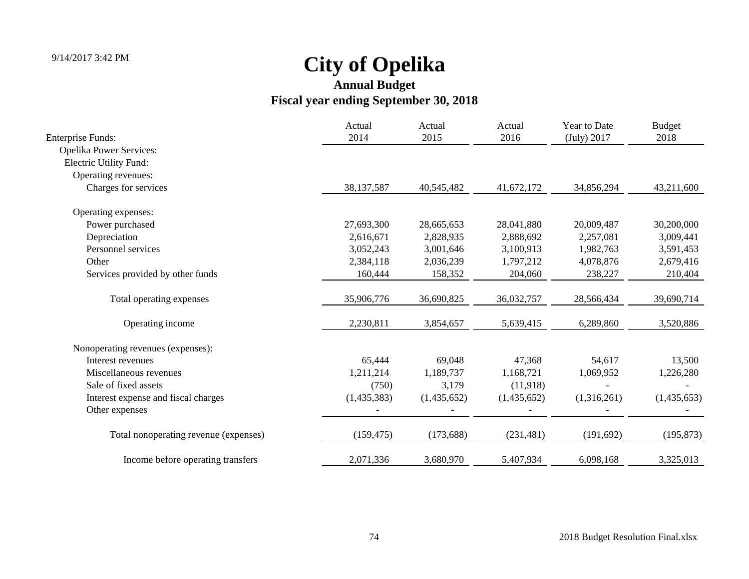# City of Opelika

## Annual Budget

## Fiscal year ending September 30, 2018

| Enterprise Funds: | Actual 2014 | Actual 2015 | Actual 2016 | Year to Date (July) 2017 | Budget 2018 |
|---|---|---|---|---|---|
| Opelika Power Services: | | | | | |
| Electric Utility Fund: | | | | | |
| Operating revenues: | | | | | |
| Charges for services | 38,137,587 | 40,545,482 | 41,672,172 | 34,856,294 | 43,211,600 |
| Operating expenses: | | | | | |
| Power purchased | 27,693,300 | 28,665,653 | 28,041,880 | 20,009,487 | 30,200,000 |
| Depreciation | 2,616,671 | 2,828,935 | 2,888,692 | 2,257,081 | 3,009,441 |
| Personnel services | 3,052,243 | 3,001,646 | 3,100,913 | 1,982,763 | 3,591,453 |
| Other | 2,384,118 | 2,036,239 | 1,797,212 | 4,078,876 | 2,679,416 |
| Services provided by other funds | 160,444 | 158,352 | 204,060 | 238,227 | 210,404 |
| Total operating expenses | 35,906,776 | 36,690,825 | 36,032,757 | 28,566,434 | 39,690,714 |
| Operating income | 2,230,811 | 3,854,657 | 5,639,415 | 6,289,860 | 3,520,886 |
| Nonoperating revenues (expenses): | | | | | |
| Interest revenues | 65,444 | 69,048 | 47,368 | 54,617 | 13,500 |
| Miscellaneous revenues | 1,211,214 | 1,189,737 | 1,168,721 | 1,069,952 | 1,226,280 |
| Sale of fixed assets | (750) | 3,179 | (11,918) | - | - |
| Interest expense and fiscal charges | (1,435,383) | (1,435,652) | (1,435,652) | (1,316,261) | (1,435,653) |
| Other expenses | - | - | - | - | - |
| Total nonoperating revenue (expenses) | (159,475) | (173,688) | (231,481) | (191,692) | (195,873) |
| Income before operating transfers | 2,071,336 | 3,680,970 | 5,407,934 | 6,098,168 | 3,325,013 |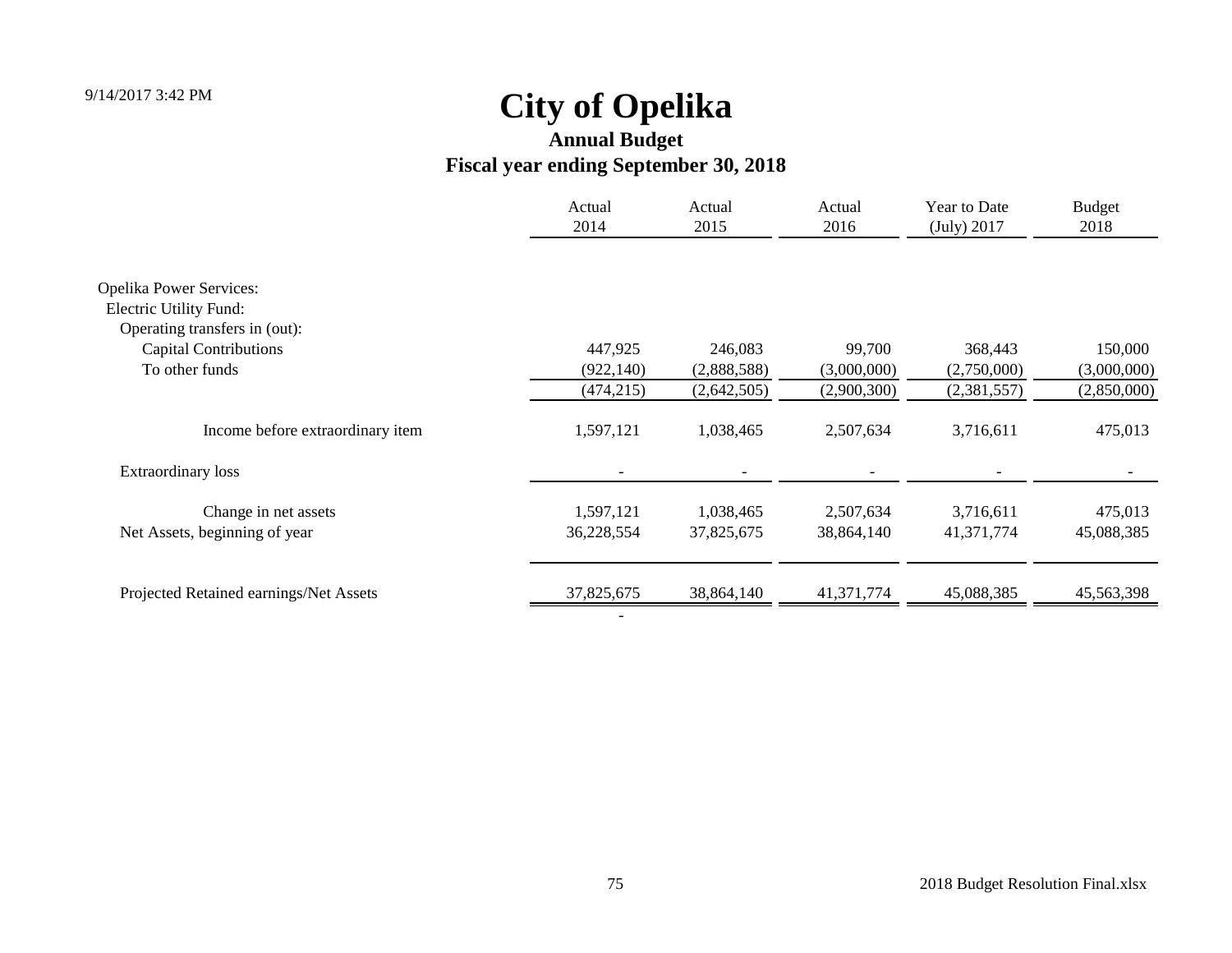9/14/2017 3:42 PM

# City of Opelika

## Annual Budget

## Fiscal year ending September 30, 2018

| | Actual 2014 | Actual 2015 | Actual 2016 | Year to Date (July) 2017 | Budget 2018 |
|---|---|---|---|---|---|
| Opelika Power Services: | | | | | |
| Electric Utility Fund: | | | | | |
| Operating transfers in (out): | | | | | |
| Capital Contributions | 447,925 | 246,083 | 99,700 | 368,443 | 150,000 |
| To other funds | (922,140) | (2,888,588) | (3,000,000) | (2,750,000) | (3,000,000) |
| | (474,215) | (2,642,505) | (2,900,300) | (2,381,557) | (2,850,000) |
| Income before extraordinary item | 1,597,121 | 1,038,465 | 2,507,634 | 3,716,611 | 475,013 |
| Extraordinary loss | - | - | - | - | - |
| Change in net assets | 1,597,121 | 1,038,465 | 2,507,634 | 3,716,611 | 475,013 |
| Net Assets, beginning of year | 36,228,554 | 37,825,675 | 38,864,140 | 41,371,774 | 45,088,385 |
| Projected Retained earnings/Net Assets | 37,825,675 | 38,864,140 | 41,371,774 | 45,088,385 | 45,563,398 |
| | - | | | | |

2018 Budget Resolution Final.xlsx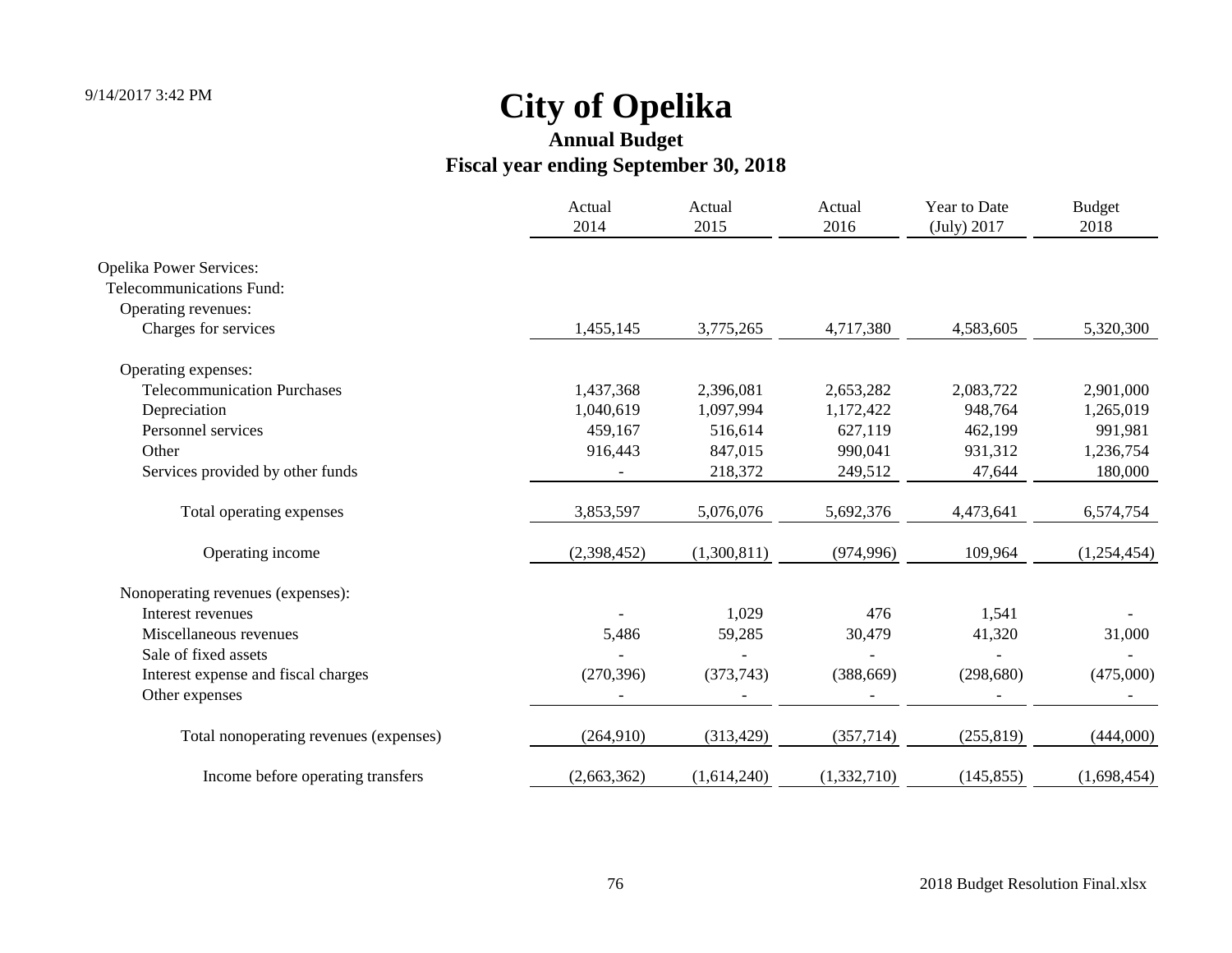# City of Opelika

## Annual Budget

### Fiscal year ending September 30, 2018

| | Actual 2014 | Actual 2015 | Actual 2016 | Year to Date (July) 2017 | Budget 2018 |
|---|---|---|---|---|---|
| Opelika Power Services: | | | | | |
| Telecommunications Fund: | | | | | |
| Operating revenues: | | | | | |
| Charges for services | 1,455,145 | 3,775,265 | 4,717,380 | 4,583,605 | 5,320,300 |
| Operating expenses: | | | | | |
| Telecommunication Purchases | 1,437,368 | 2,396,081 | 2,653,282 | 2,083,722 | 2,901,000 |
| Depreciation | 1,040,619 | 1,097,994 | 1,172,422 | 948,764 | 1,265,019 |
| Personnel services | 459,167 | 516,614 | 627,119 | 462,199 | 991,981 |
| Other | 916,443 | 847,015 | 990,041 | 931,312 | 1,236,754 |
| Services provided by other funds | - | 218,372 | 249,512 | 47,644 | 180,000 |
| Total operating expenses | 3,853,597 | 5,076,076 | 5,692,376 | 4,473,641 | 6,574,754 |
| Operating income | (2,398,452) | (1,300,811) | (974,996) | 109,964 | (1,254,454) |
| Nonoperating revenues (expenses): | | | | | |
| Interest revenues | - | 1,029 | 476 | 1,541 | - |
| Miscellaneous revenues | 5,486 | 59,285 | 30,479 | 41,320 | 31,000 |
| Sale of fixed assets | - | - | - | - | - |
| Interest expense and fiscal charges | (270,396) | (373,743) | (388,669) | (298,680) | (475,000) |
| Other expenses | - | - | - | - | - |
| Total nonoperating revenues (expenses) | (264,910) | (313,429) | (357,714) | (255,819) | (444,000) |
| Income before operating transfers | (2,663,362) | (1,614,240) | (1,332,710) | (145,855) | (1,698,454) |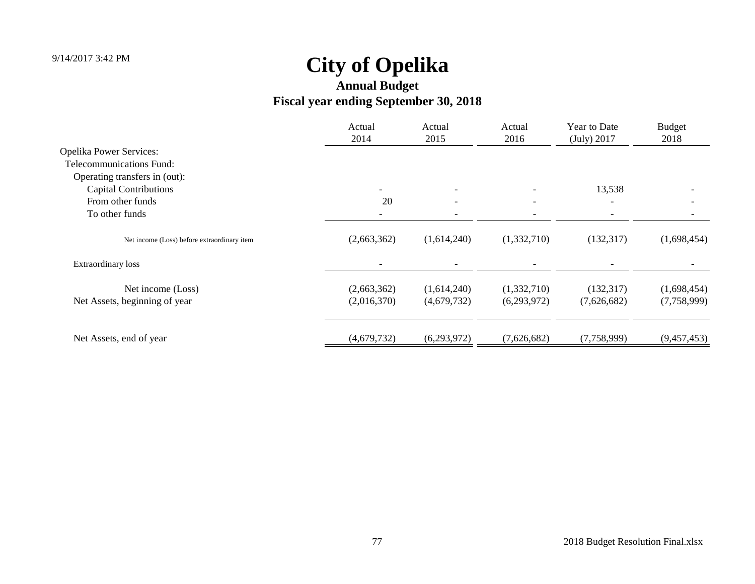9/14/2017 3:42 PM

# City of Opelika

## Annual Budget

## Fiscal year ending September 30, 2018

| | Actual 2014 | Actual 2015 | Actual 2016 | Year to Date (July) 2017 | Budget 2018 |
|---|---|---|---|---|---|
| Opelika Power Services: | | | | | |
| Telecommunications Fund: | | | | | |
| Operating transfers in (out): | | | | | |
| Capital Contributions | - | - | - | 13,538 | - |
| From other funds | 20 | - | - | - | - |
| To other funds | - | - | - | - | - |
| Net income (Loss) before extraordinary item | (2,663,362) | (1,614,240) | (1,332,710) | (132,317) | (1,698,454) |
| Extraordinary loss | - | - | - | - | - |
| Net income (Loss) | (2,663,362) | (1,614,240) | (1,332,710) | (132,317) | (1,698,454) |
| Net Assets, beginning of year | (2,016,370) | (4,679,732) | (6,293,972) | (7,626,682) | (7,758,999) |
| Net Assets, end of year | (4,679,732) | (6,293,972) | (7,626,682) | (7,758,999) | (9,457,453) |

2018 Budget Resolution Final.xlsx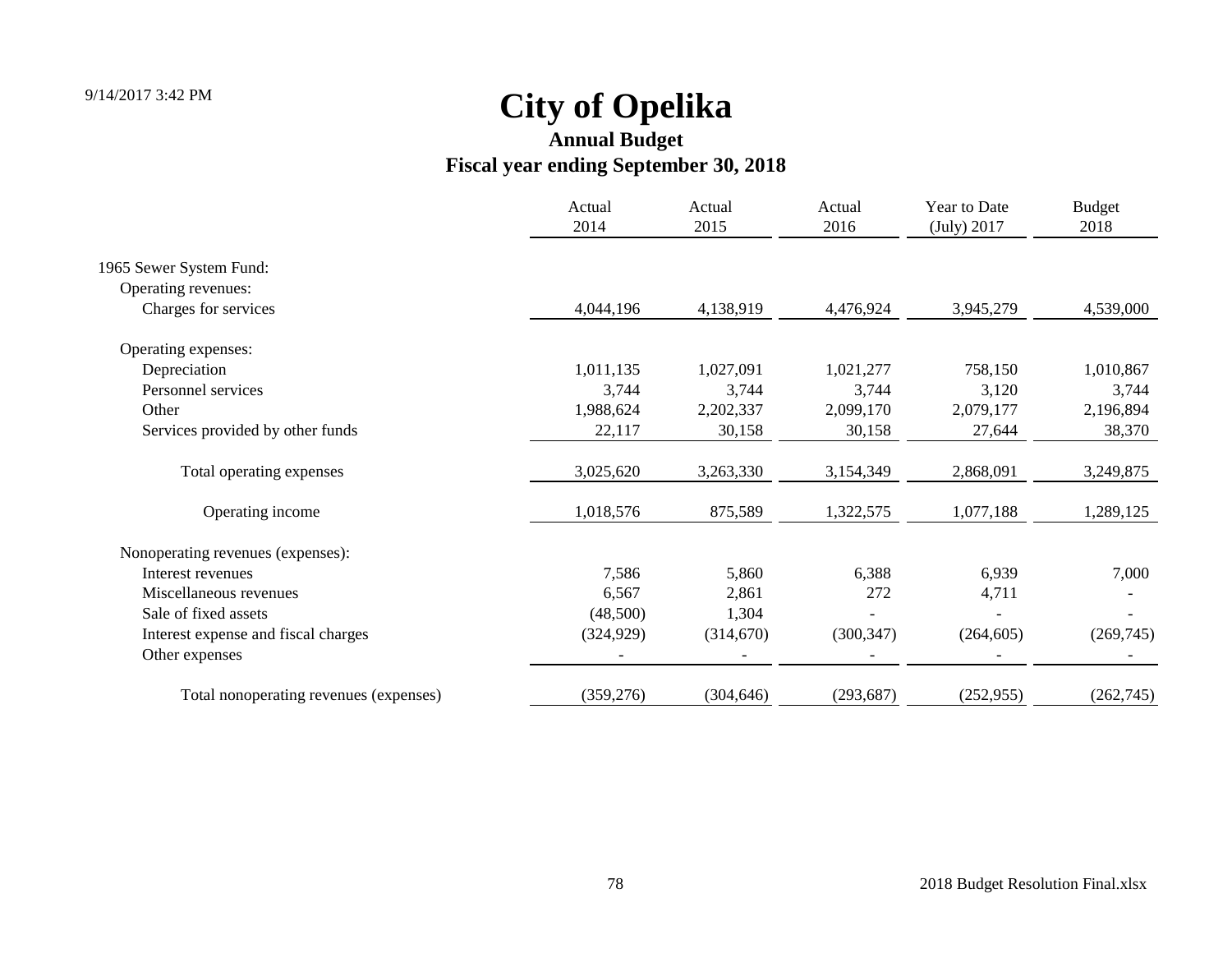# City of Opelika

## Annual Budget

## Fiscal year ending September 30, 2018

| | Actual 2014 | Actual 2015 | Actual 2016 | Year to Date (July) 2017 | Budget 2018 |
|---|---|---|---|---|---|
| 1965 Sewer System Fund: | | | | | |
| Operating revenues: | | | | | |
| Charges for services | 4,044,196 | 4,138,919 | 4,476,924 | 3,945,279 | 4,539,000 |
| Operating expenses: | | | | | |
| Depreciation | 1,011,135 | 1,027,091 | 1,021,277 | 758,150 | 1,010,867 |
| Personnel services | 3,744 | 3,744 | 3,744 | 3,120 | 3,744 |
| Other | 1,988,624 | 2,202,337 | 2,099,170 | 2,079,177 | 2,196,894 |
| Services provided by other funds | 22,117 | 30,158 | 30,158 | 27,644 | 38,370 |
| Total operating expenses | 3,025,620 | 3,263,330 | 3,154,349 | 2,868,091 | 3,249,875 |
| Operating income | 1,018,576 | 875,589 | 1,322,575 | 1,077,188 | 1,289,125 |
| Nonoperating revenues (expenses): | | | | | |
| Interest revenues | 7,586 | 5,860 | 6,388 | 6,939 | 7,000 |
| Miscellaneous revenues | 6,567 | 2,861 | 272 | 4,711 | - |
| Sale of fixed assets | (48,500) | 1,304 | - | - | - |
| Interest expense and fiscal charges | (324,929) | (314,670) | (300,347) | (264,605) | (269,745) |
| Other expenses | - | - | - | - | - |
| Total nonoperating revenues (expenses) | (359,276) | (304,646) | (293,687) | (252,955) | (262,745) |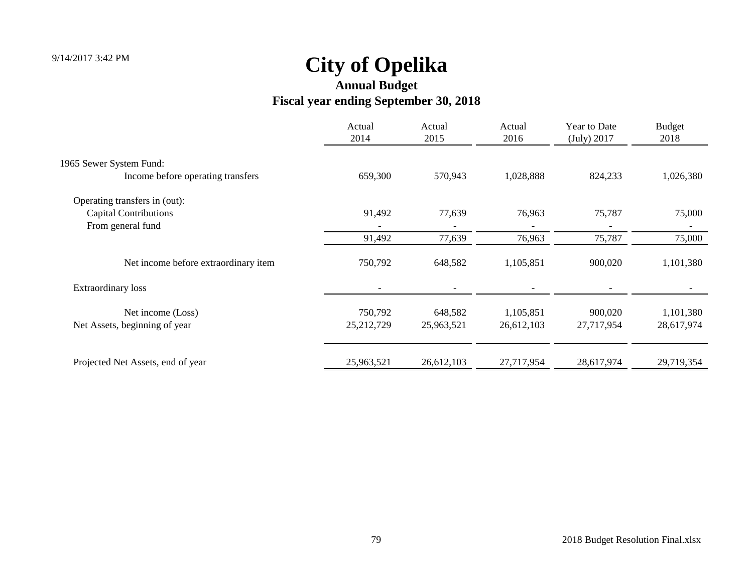# City of Opelika

## Annual Budget

## Fiscal year ending September 30, 2018

| | Actual 2014 | Actual 2015 | Actual 2016 | Year to Date (July) 2017 | Budget 2018 |
|---|---|---|---|---|---|
| 1965 Sewer System Fund: | | | | | |
| Income before operating transfers | 659,300 | 570,943 | 1,028,888 | 824,233 | 1,026,380 |
| Operating transfers in (out): | | | | | |
| Capital Contributions | 91,492 | 77,639 | 76,963 | 75,787 | 75,000 |
| From general fund | - | - | - | - | - |
| | 91,492 | 77,639 | 76,963 | 75,787 | 75,000 |
| Net income before extraordinary item | 750,792 | 648,582 | 1,105,851 | 900,020 | 1,101,380 |
| Extraordinary loss | - | - | - | - | - |
| Net income (Loss) | 750,792 | 648,582 | 1,105,851 | 900,020 | 1,101,380 |
| Net Assets, beginning of year | 25,212,729 | 25,963,521 | 26,612,103 | 27,717,954 | 28,617,974 |
| Projected Net Assets, end of year | 25,963,521 | 26,612,103 | 27,717,954 | 28,617,974 | 29,719,354 |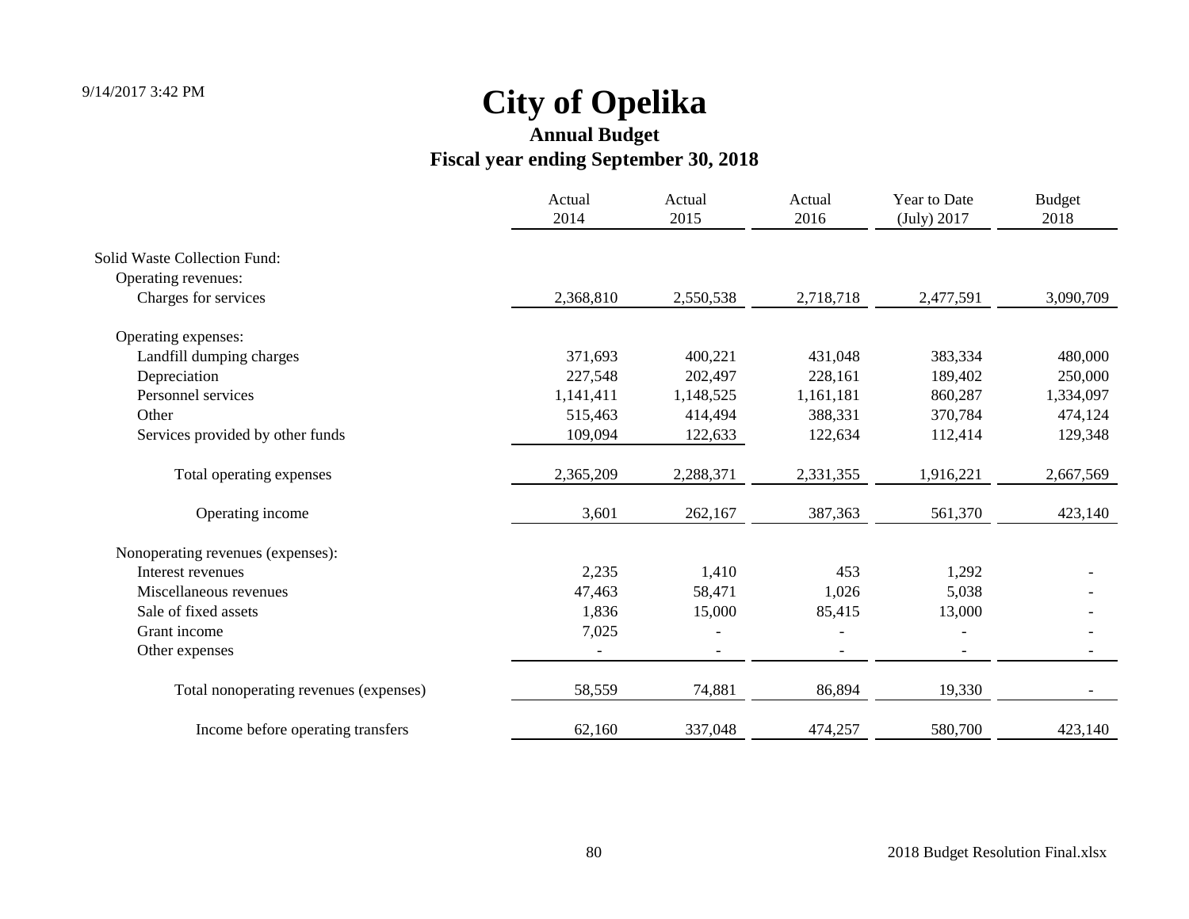# City of Opelika

## Annual Budget

### Fiscal year ending September 30, 2018

| | Actual 2014 | Actual 2015 | Actual 2016 | Year to Date (July) 2017 | Budget 2018 |
|---|---|---|---|---|---|
| Solid Waste Collection Fund: | | | | | |
| Operating revenues: | | | | | |
| Charges for services | 2,368,810 | 2,550,538 | 2,718,718 | 2,477,591 | 3,090,709 |
| Operating expenses: | | | | | |
| Landfill dumping charges | 371,693 | 400,221 | 431,048 | 383,334 | 480,000 |
| Depreciation | 227,548 | 202,497 | 228,161 | 189,402 | 250,000 |
| Personnel services | 1,141,411 | 1,148,525 | 1,161,181 | 860,287 | 1,334,097 |
| Other | 515,463 | 414,494 | 388,331 | 370,784 | 474,124 |
| Services provided by other funds | 109,094 | 122,633 | 122,634 | 112,414 | 129,348 |
| Total operating expenses | 2,365,209 | 2,288,371 | 2,331,355 | 1,916,221 | 2,667,569 |
| Operating income | 3,601 | 262,167 | 387,363 | 561,370 | 423,140 |
| Nonoperating revenues (expenses): | | | | | |
| Interest revenues | 2,235 | 1,410 | 453 | 1,292 | - |
| Miscellaneous revenues | 47,463 | 58,471 | 1,026 | 5,038 | - |
| Sale of fixed assets | 1,836 | 15,000 | 85,415 | 13,000 | - |
| Grant income | 7,025 | - | - | - | - |
| Other expenses | - | - | - | - | - |
| Total nonoperating revenues (expenses) | 58,559 | 74,881 | 86,894 | 19,330 | - |
| Income before operating transfers | 62,160 | 337,048 | 474,257 | 580,700 | 423,140 |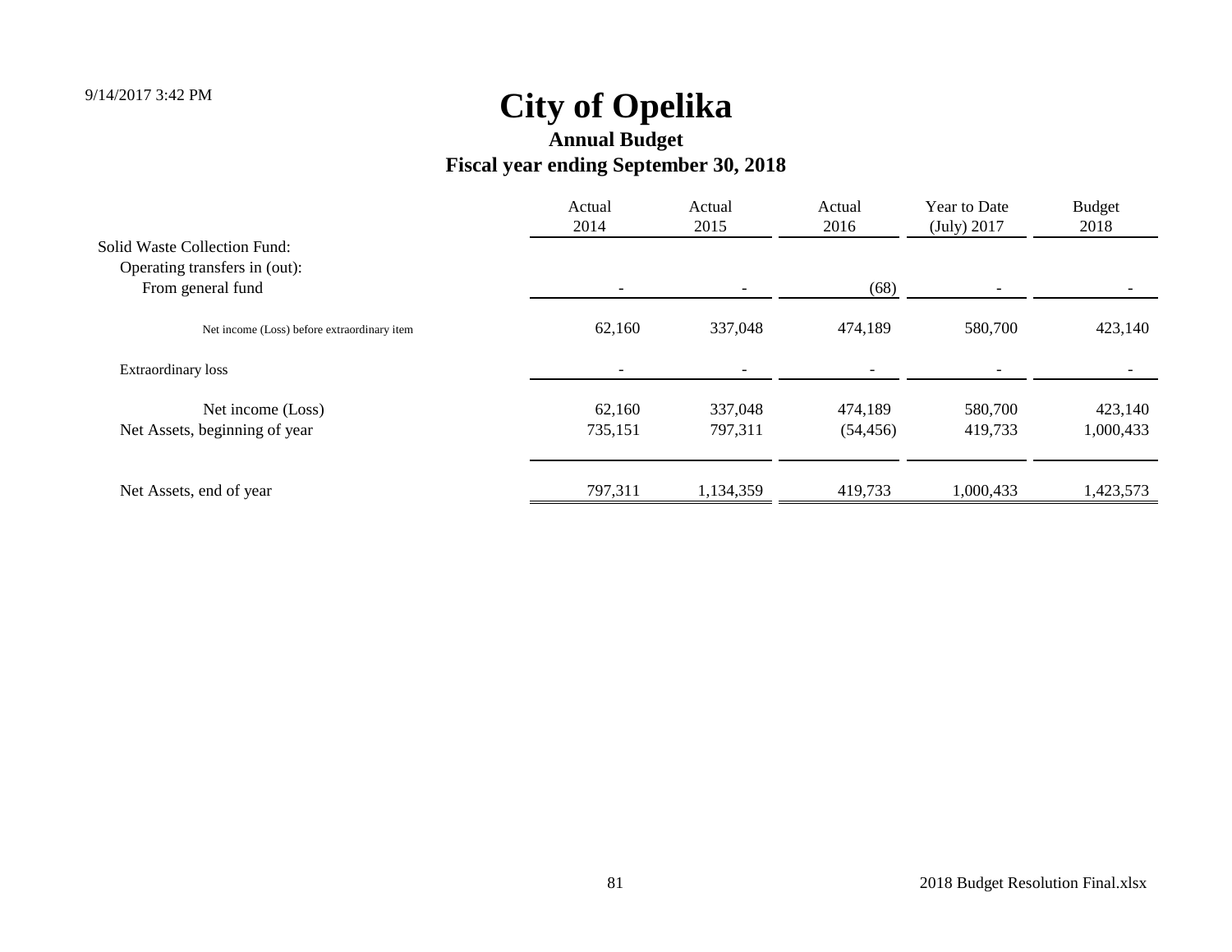# City of Opelika

## Annual Budget

## Fiscal year ending September 30, 2018

| | Actual 2014 | Actual 2015 | Actual 2016 | Year to Date (July) 2017 | Budget 2018 |
|---|---|---|---|---|---|
| Solid Waste Collection Fund: | | | | | |
| Operating transfers in (out): | | | | | |
| From general fund | - | - | (68) | - | - |
| Net income (Loss) before extraordinary item | 62,160 | 337,048 | 474,189 | 580,700 | 423,140 |
| Extraordinary loss | - | - | - | - | - |
| Net income (Loss) | 62,160 | 337,048 | 474,189 | 580,700 | 423,140 |
| Net Assets, beginning of year | 735,151 | 797,311 | (54,456) | 419,733 | 1,000,433 |
| Net Assets, end of year | 797,311 | 1,134,359 | 419,733 | 1,000,433 | 1,423,573 |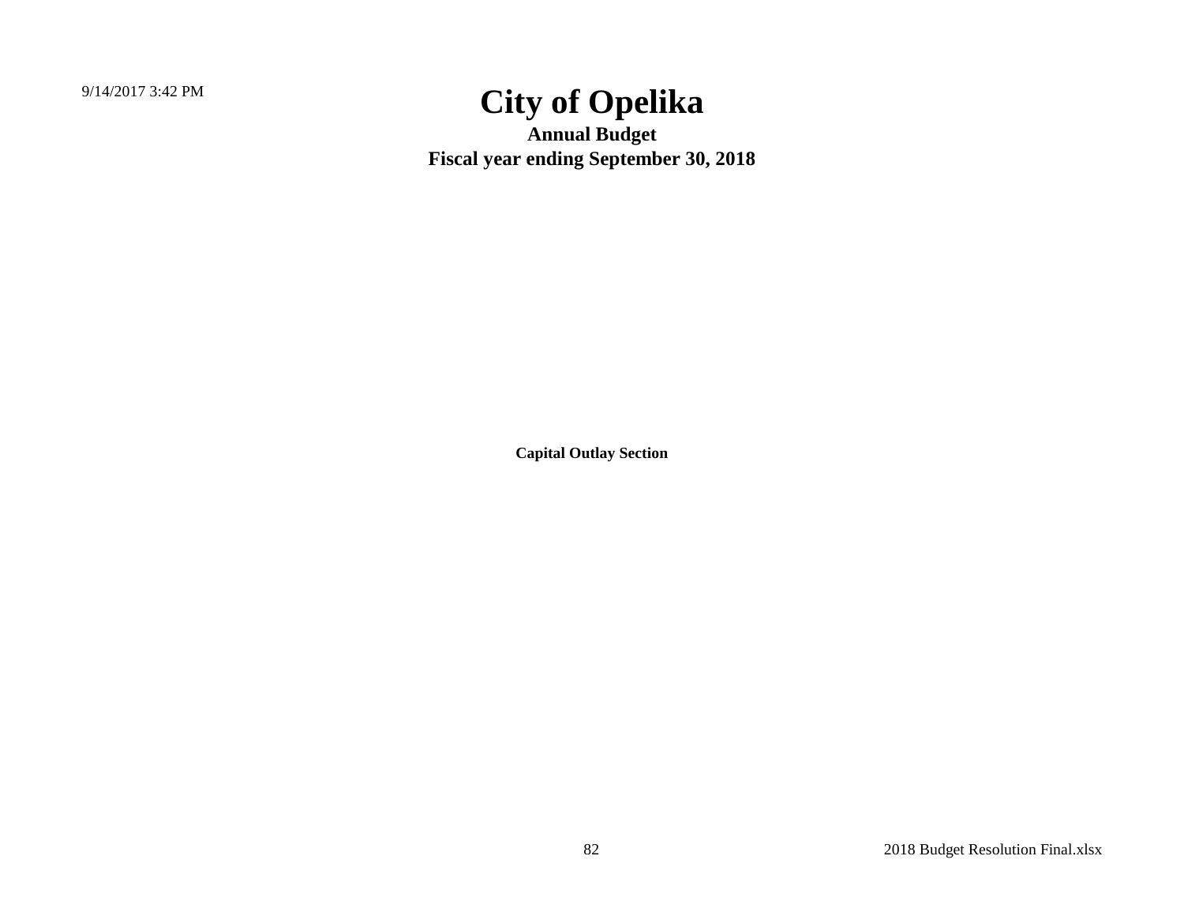# City of Opelika

**Annual Budget**

**Fiscal year ending September 30, 2018**

**Capital Outlay Section**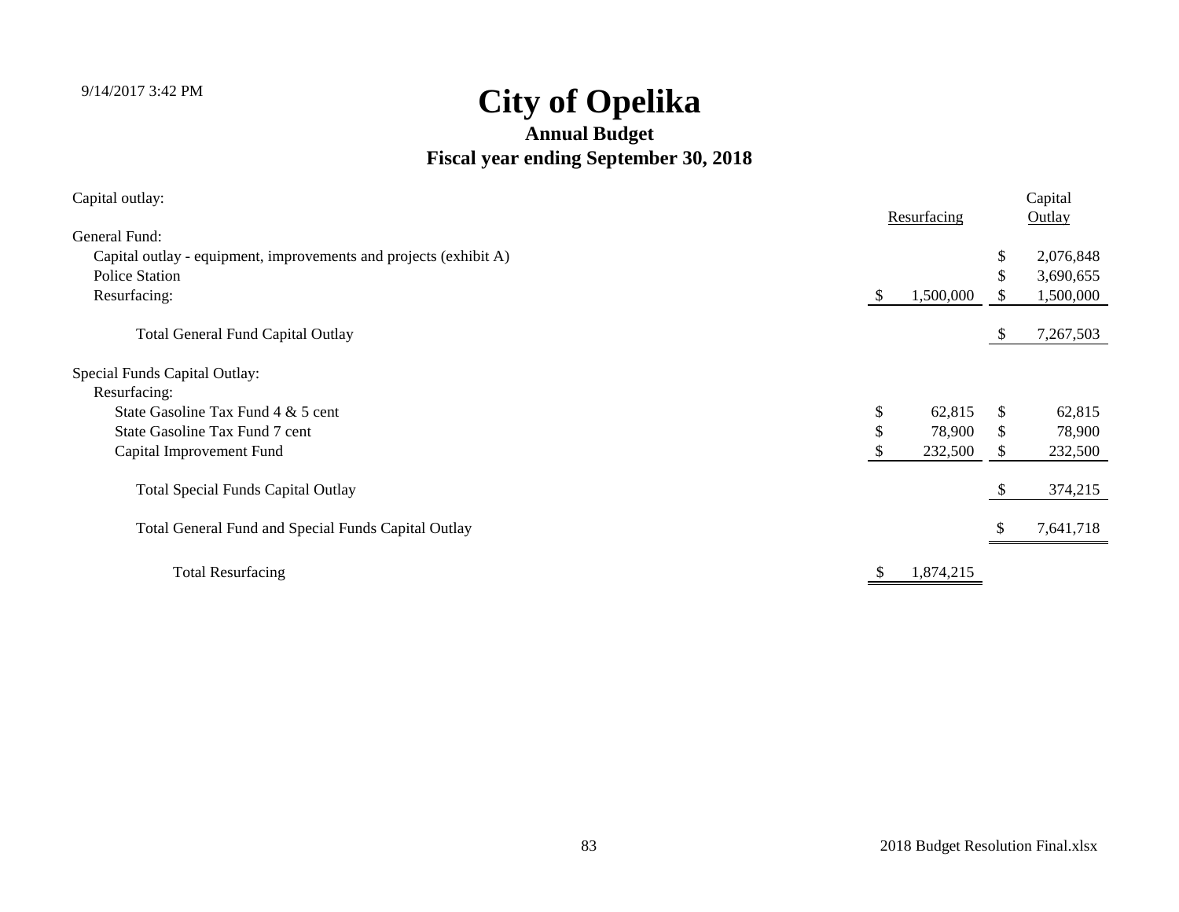# City of Opelika

## Annual Budget

### Fiscal year ending September 30, 2018

| Capital outlay: | Resurfacing | Capital Outlay |
|---|---|---|
| General Fund: | | |
| Capital outlay - equipment, improvements and projects (exhibit A) | | $ 2,076,848 |
| Police Station | | $ 3,690,655 |
| Resurfacing: | $ 1,500,000 | $ 1,500,000 |
| Total General Fund Capital Outlay | | $ 7,267,503 |
| Special Funds Capital Outlay: | | |
| Resurfacing: | | |
| State Gasoline Tax Fund 4 & 5 cent | $ 62,815 | $ 62,815 |
| State Gasoline Tax Fund 7 cent | $ 78,900 | $ 78,900 |
| Capital Improvement Fund | $ 232,500 | $ 232,500 |
| Total Special Funds Capital Outlay | | $ 374,215 |
| Total General Fund and Special Funds Capital Outlay | | $ 7,641,718 |
| Total Resurfacing | $ 1,874,215 | |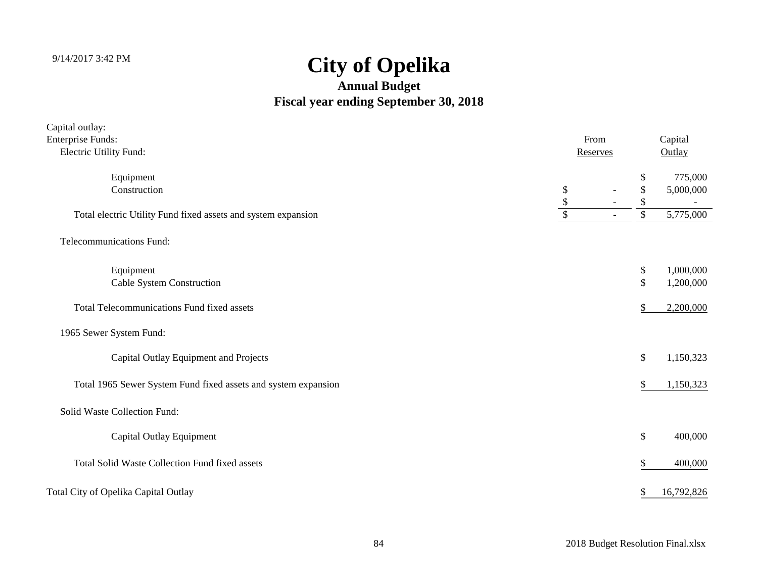# City of Opelika

## Annual Budget

## Fiscal year ending September 30, 2018

| Capital outlay: | | |
|---|---|---|
| Enterprise Funds: | From | Capital |
| Electric Utility Fund: | Reserves | Outlay |
| Equipment | | $ 775,000 |
| Construction | $ - | $ 5,000,000 |
| | $ - | $ - |
| Total electric Utility Fund fixed assets and system expansion | $ - | $ 5,775,000 |
| Telecommunications Fund: | | |
| Equipment | | $ 1,000,000 |
| Cable System Construction | | $ 1,200,000 |
| Total Telecommunications Fund fixed assets | | $ 2,200,000 |
| 1965 Sewer System Fund: | | |
| Capital Outlay Equipment and Projects | | $ 1,150,323 |
| Total 1965 Sewer System Fund fixed assets and system expansion | | $ 1,150,323 |
| Solid Waste Collection Fund: | | |
| Capital Outlay Equipment | | $ 400,000 |
| Total Solid Waste Collection Fund fixed assets | | $ 400,000 |
| Total City of Opelika Capital Outlay | | $ 16,792,826 |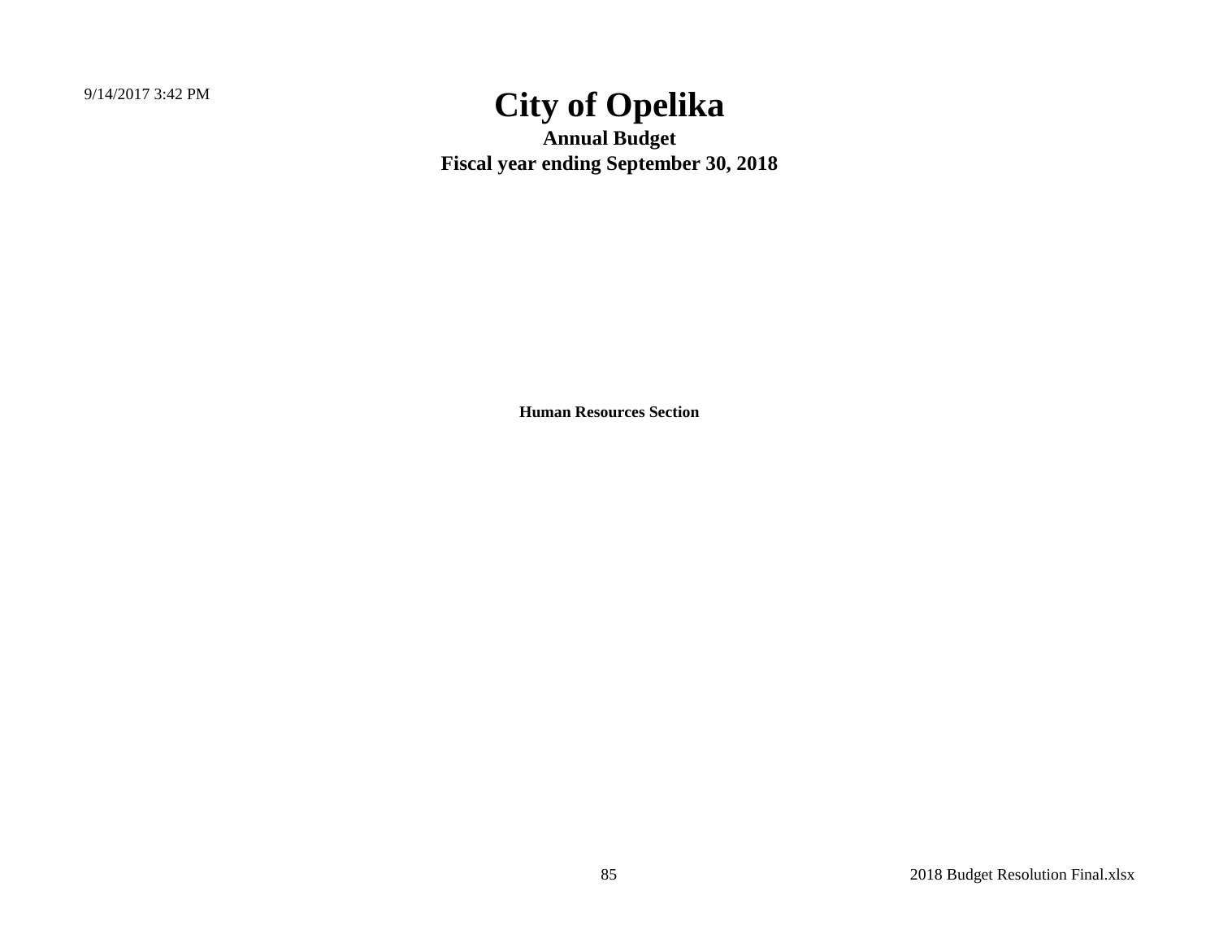# City of Opelika

**Annual Budget**

**Fiscal year ending September 30, 2018**

**Human Resources Section**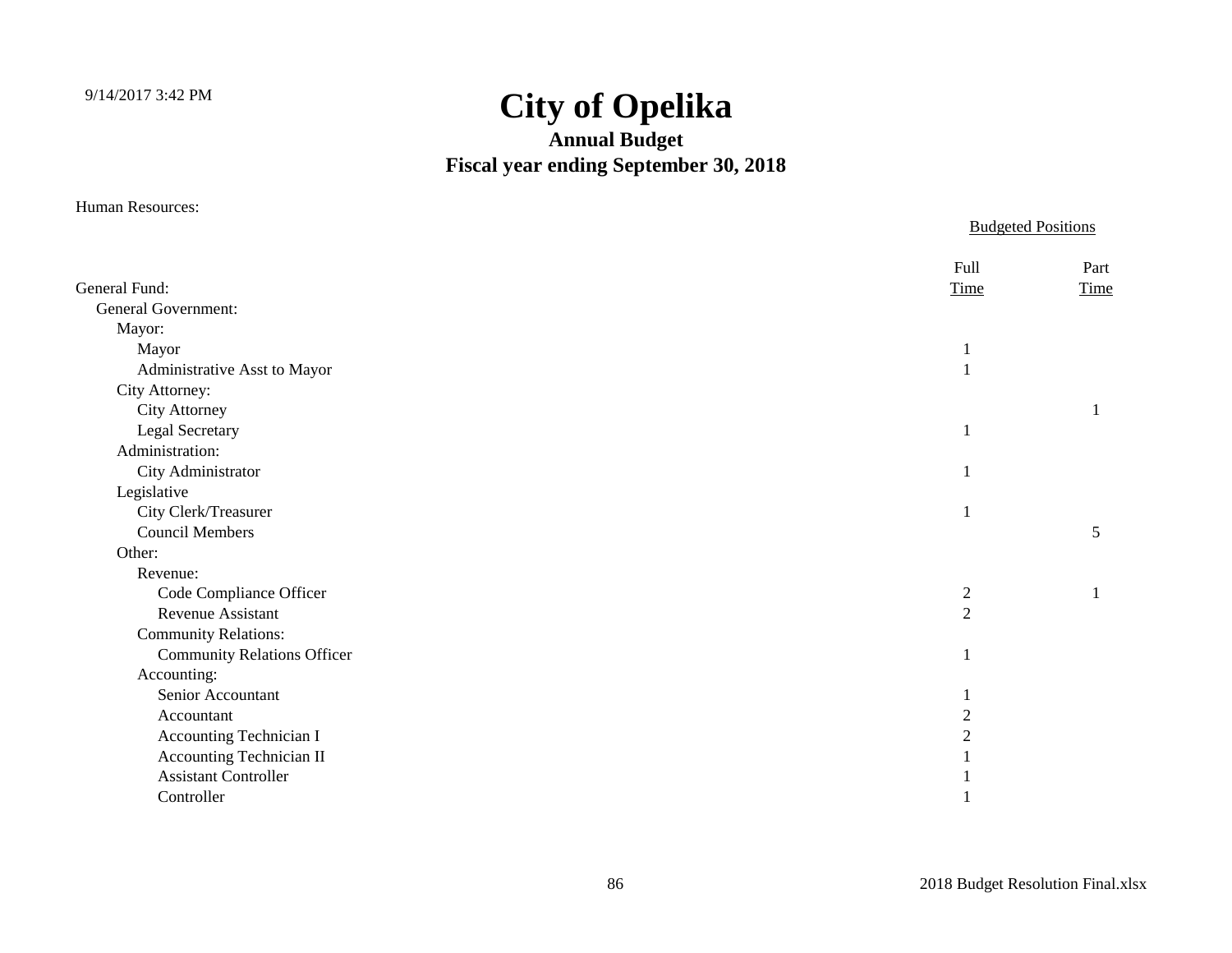# City of Opelika

## Annual Budget

## Fiscal year ending September 30, 2018

Human Resources:

| | Budgeted Positions | |
|---|---|---|
| General Fund: | Full Time | Part Time |
| General Government: | | |
| Mayor: | | |
| Mayor | 1 | |
| Administrative Asst to Mayor | 1 | |
| City Attorney: | | |
| City Attorney | | 1 |
| Legal Secretary | 1 | |
| Administration: | | |
| City Administrator | 1 | |
| Legislative | | |
| City Clerk/Treasurer | 1 | |
| Council Members | | 5 |
| Other: | | |
| Revenue: | | |
| Code Compliance Officer | 2 | 1 |
| Revenue Assistant | 2 | |
| Community Relations: | | |
| Community Relations Officer | 1 | |
| Accounting: | | |
| Senior Accountant | 1 | |
| Accountant | 2 | |
| Accounting Technician I | 2 | |
| Accounting Technician II | 1 | |
| Assistant Controller | 1 | |
| Controller | 1 | |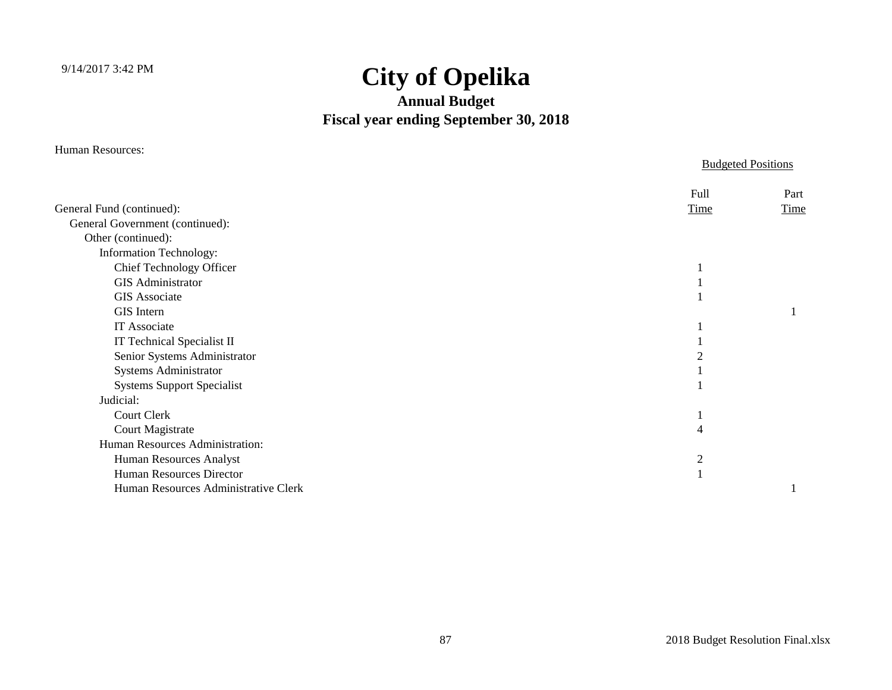# City of Opelika

## Annual Budget

## Fiscal year ending September 30, 2018

Human Resources:

| | Budgeted Positions | |
|---|---|---|
| | Full | Part |
| General Fund (continued): | Time | Time |
| General Government (continued): | | |
| Other (continued): | | |
| Information Technology: | | |
| Chief Technology Officer | 1 | |
| GIS Administrator | 1 | |
| GIS Associate | 1 | |
| GIS Intern | | 1 |
| IT Associate | 1 | |
| IT Technical Specialist II | 1 | |
| Senior Systems Administrator | 2 | |
| Systems Administrator | 1 | |
| Systems Support Specialist | 1 | |
| Judicial: | | |
| Court Clerk | 1 | |
| Court Magistrate | 4 | |
| Human Resources Administration: | | |
| Human Resources Analyst | 2 | |
| Human Resources Director | 1 | |
| Human Resources Administrative Clerk | | 1 |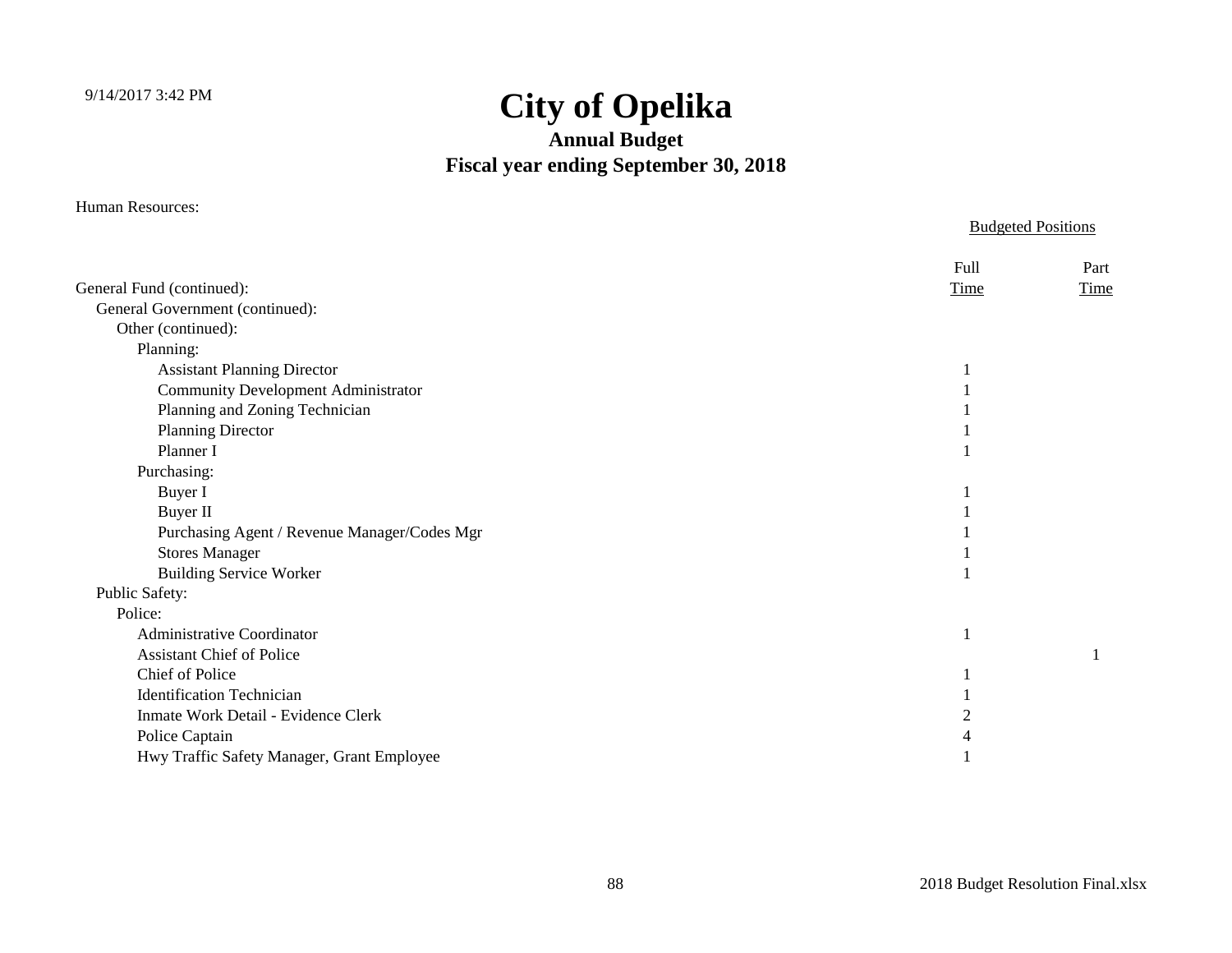# City of Opelika

## Annual Budget

## Fiscal year ending September 30, 2018

Human Resources:

| | Budgeted Positions | |
|---|---|---|
| | Full | Part |
| General Fund (continued): | Time | Time |
| General Government (continued): | | |
| Other (continued): | | |
| Planning: | | |
| Assistant Planning Director | 1 | |
| Community Development Administrator | 1 | |
| Planning and Zoning Technician | 1 | |
| Planning Director | 1 | |
| Planner I | 1 | |
| Purchasing: | | |
| Buyer I | 1 | |
| Buyer II | 1 | |
| Purchasing Agent / Revenue Manager/Codes Mgr | 1 | |
| Stores Manager | 1 | |
| Building Service Worker | 1 | |
| Public Safety: | | |
| Police: | | |
| Administrative Coordinator | 1 | |
| Assistant Chief of Police | | 1 |
| Chief of Police | 1 | |
| Identification Technician | 1 | |
| Inmate Work Detail - Evidence Clerk | 2 | |
| Police Captain | 4 | |
| Hwy Traffic Safety Manager, Grant Employee | 1 | |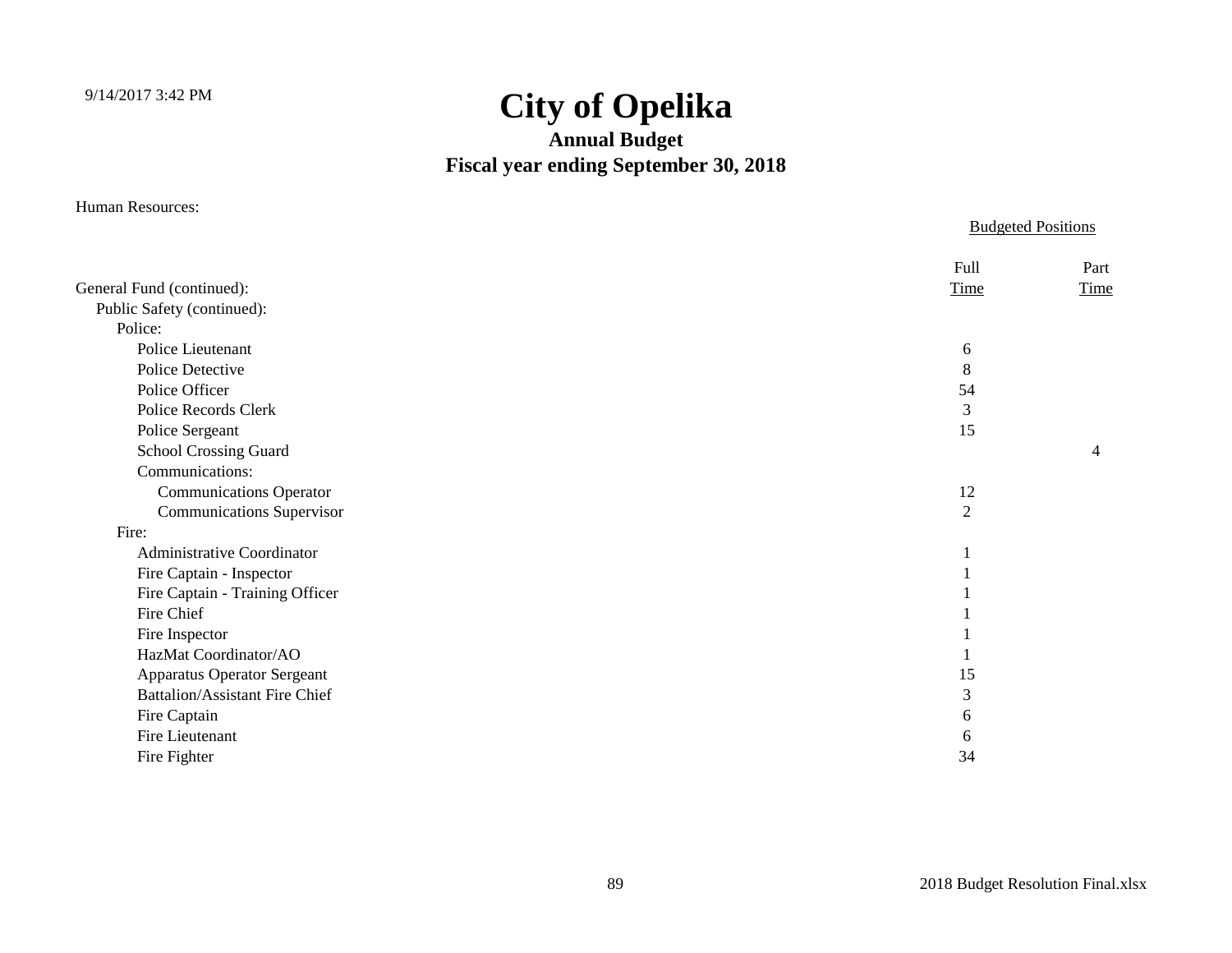# City of Opelika

## Annual Budget

## Fiscal year ending September 30, 2018

Human Resources:

| | Budgeted Positions | |
|---|---|---|
| | Full Time | Part Time |
| General Fund (continued): | | |
| Public Safety (continued): | | |
| Police: | | |
| Police Lieutenant | 6 | |
| Police Detective | 8 | |
| Police Officer | 54 | |
| Police Records Clerk | 3 | |
| Police Sergeant | 15 | |
| School Crossing Guard | | 4 |
| Communications: | | |
| Communications Operator | 12 | |
| Communications Supervisor | 2 | |
| Fire: | | |
| Administrative Coordinator | 1 | |
| Fire Captain - Inspector | 1 | |
| Fire Captain - Training Officer | 1 | |
| Fire Chief | 1 | |
| Fire Inspector | 1 | |
| HazMat Coordinator/AO | 1 | |
| Apparatus Operator Sergeant | 15 | |
| Battalion/Assistant Fire Chief | 3 | |
| Fire Captain | 6 | |
| Fire Lieutenant | 6 | |
| Fire Fighter | 34 | |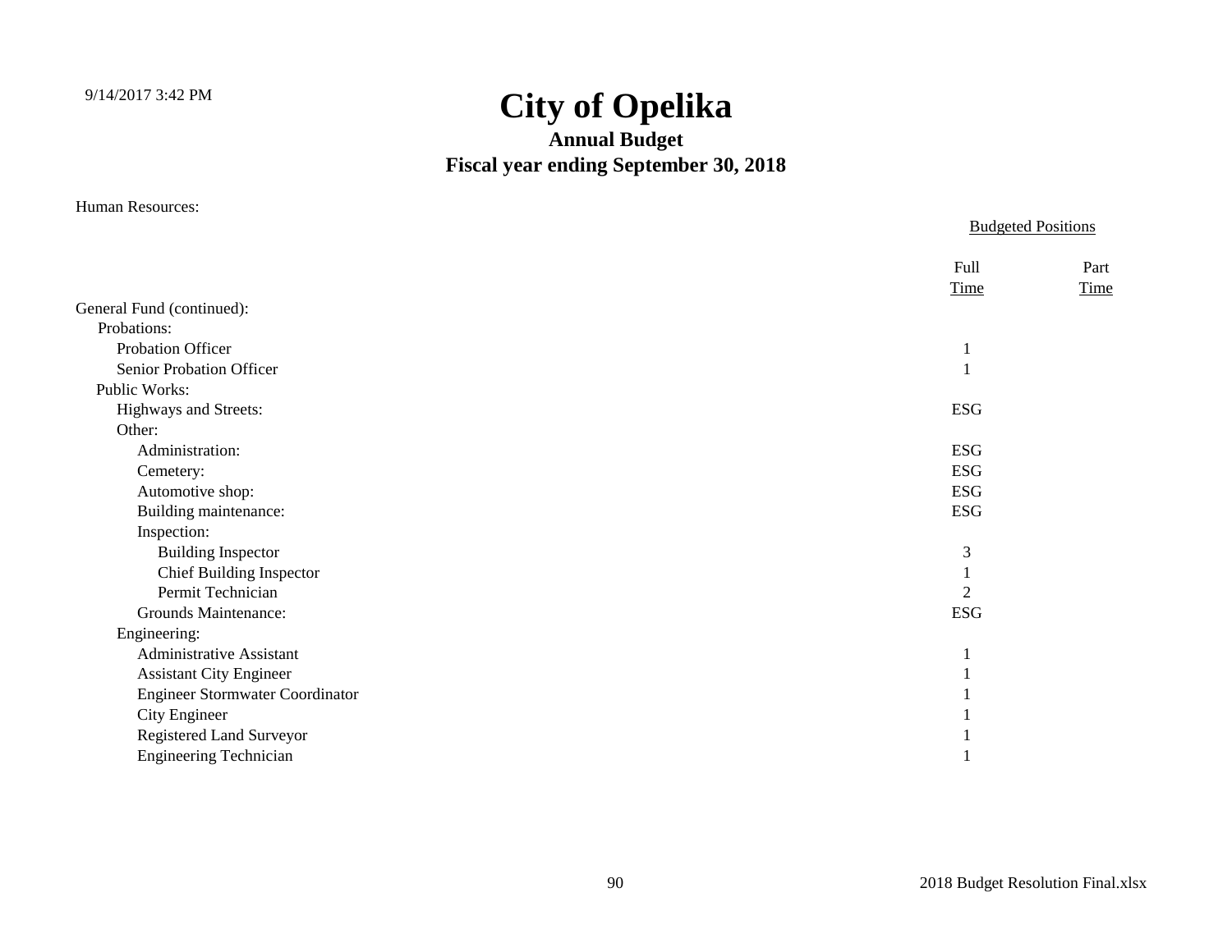# City of Opelika

## Annual Budget

## Fiscal year ending September 30, 2018

Human Resources:

| | Budgeted Positions | |
|---|---|---|
| | Full Time | Part Time |
| General Fund (continued): | | |
| Probations: | | |
| Probation Officer | 1 | |
| Senior Probation Officer | 1 | |
| Public Works: | | |
| Highways and Streets: | ESG | |
| Other: | | |
| Administration: | ESG | |
| Cemetery: | ESG | |
| Automotive shop: | ESG | |
| Building maintenance: | ESG | |
| Inspection: | | |
| Building Inspector | 3 | |
| Chief Building Inspector | 1 | |
| Permit Technician | 2 | |
| Grounds Maintenance: | ESG | |
| Engineering: | | |
| Administrative Assistant | 1 | |
| Assistant City Engineer | 1 | |
| Engineer Stormwater Coordinator | 1 | |
| City Engineer | 1 | |
| Registered Land Surveyor | 1 | |
| Engineering Technician | 1 | |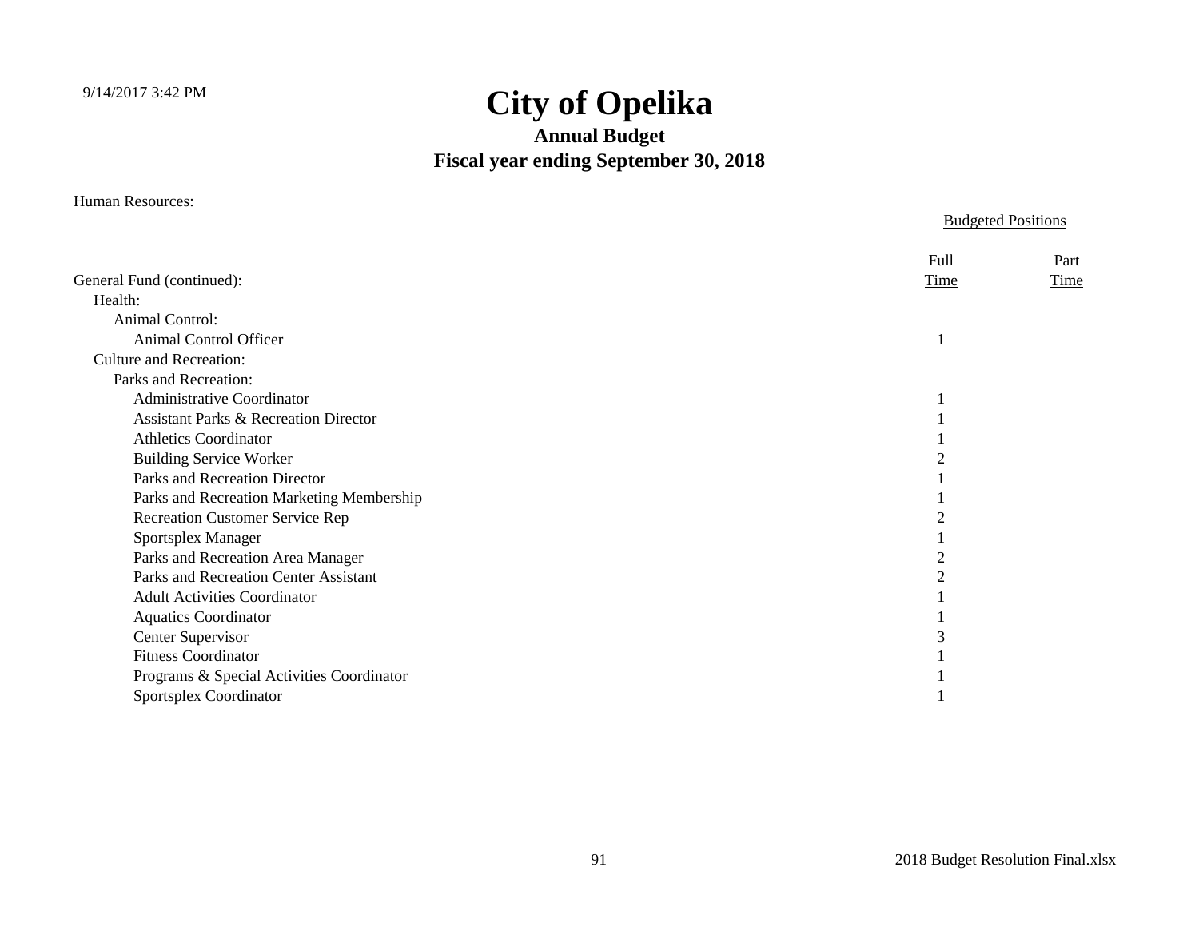# City of Opelika

## Annual Budget

## Fiscal year ending September 30, 2018

Human Resources:

| | Budgeted Positions | |
|---|---|---|
| | Full | Part |
| General Fund (continued): | Time | Time |
| Health: | | |
| Animal Control: | | |
| Animal Control Officer | 1 | |
| Culture and Recreation: | | |
| Parks and Recreation: | | |
| Administrative Coordinator | 1 | |
| Assistant Parks & Recreation Director | 1 | |
| Athletics Coordinator | 1 | |
| Building Service Worker | 2 | |
| Parks and Recreation Director | 1 | |
| Parks and Recreation Marketing Membership | 1 | |
| Recreation Customer Service Rep | 2 | |
| Sportsplex Manager | 1 | |
| Parks and Recreation Area Manager | 2 | |
| Parks and Recreation Center Assistant | 2 | |
| Adult Activities Coordinator | 1 | |
| Aquatics Coordinator | 1 | |
| Center Supervisor | 3 | |
| Fitness Coordinator | 1 | |
| Programs & Special Activities Coordinator | 1 | |
| Sportsplex Coordinator | 1 | |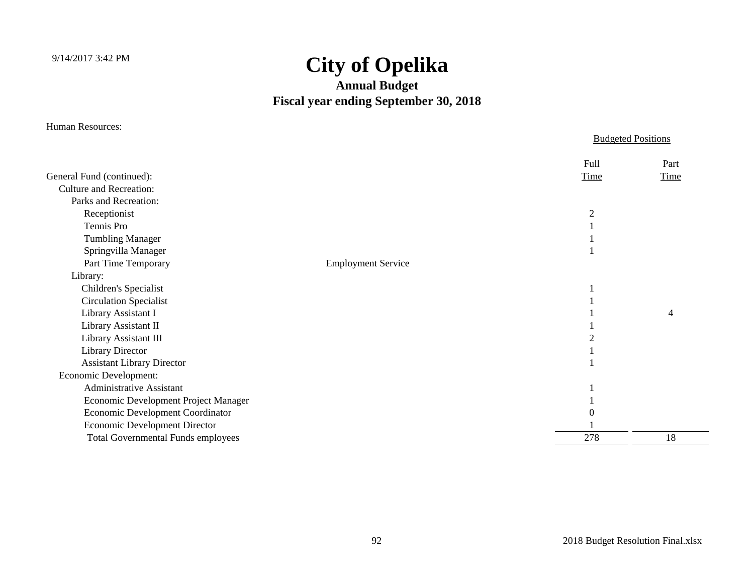# City of Opelika

## Annual Budget

## Fiscal year ending September 30, 2018

Human Resources:

| | | Budgeted Positions | |
|---|---|---|---|
| | | Full Time | Part Time |
| General Fund (continued): | | | |
| Culture and Recreation: | | | |
| Parks and Recreation: | | | |
| Receptionist | | 2 | |
| Tennis Pro | | 1 | |
| Tumbling Manager | | 1 | |
| Springvilla Manager | | 1 | |
| Part Time Temporary | Employment Service | | |
| Library: | | | |
| Children's Specialist | | 1 | |
| Circulation Specialist | | 1 | |
| Library Assistant I | | 1 | 4 |
| Library Assistant II | | 1 | |
| Library Assistant III | | 2 | |
| Library Director | | 1 | |
| Assistant Library Director | | 1 | |
| Economic Development: | | | |
| Administrative Assistant | | 1 | |
| Economic Development Project Manager | | 1 | |
| Economic Development Coordinator | | 0 | |
| Economic Development Director | | 1 | |
| Total Governmental Funds employees | | 278 | 18 |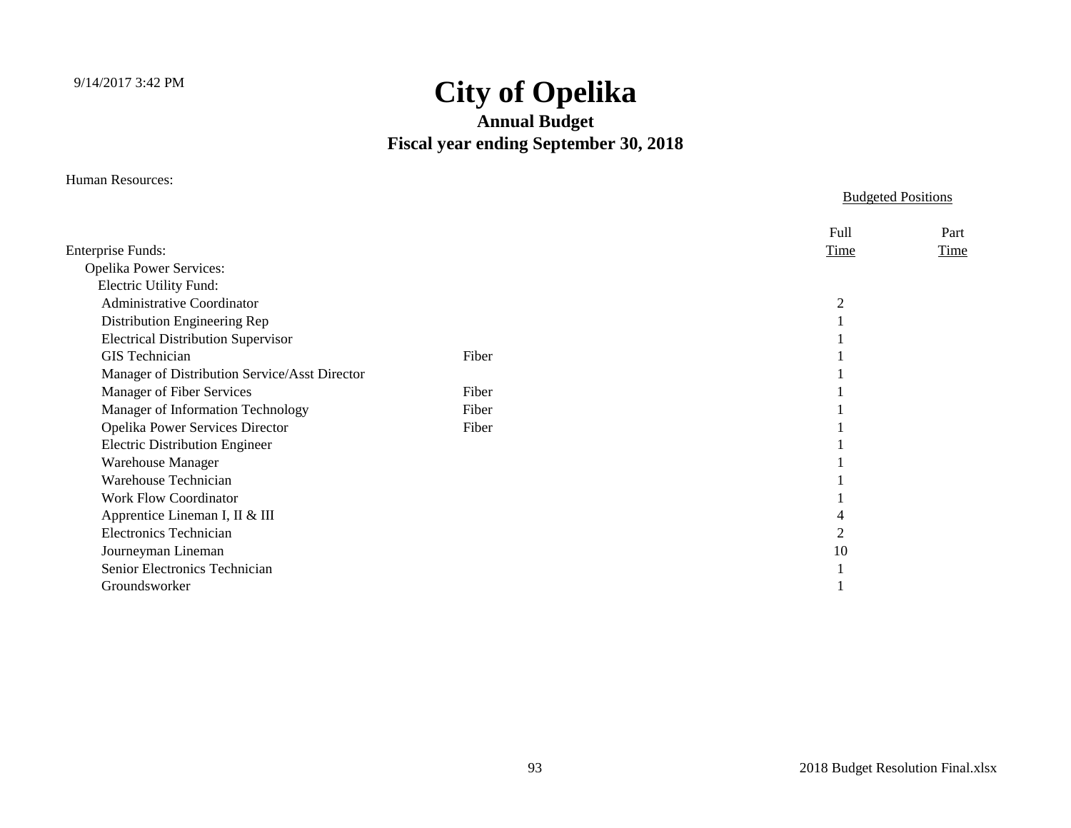# City of Opelika

## Annual Budget

## Fiscal year ending September 30, 2018

Human Resources:

| Enterprise Funds: | | Budgeted Positions Full Time | Part Time |
|---|---|---|---|
| Opelika Power Services: | | | |
| Electric Utility Fund: | | | |
| Administrative Coordinator | | 2 | |
| Distribution Engineering Rep | | 1 | |
| Electrical Distribution Supervisor | | 1 | |
| GIS Technician | Fiber | 1 | |
| Manager of Distribution Service/Asst Director | | 1 | |
| Manager of Fiber Services | Fiber | 1 | |
| Manager of Information Technology | Fiber | 1 | |
| Opelika Power Services Director | Fiber | 1 | |
| Electric Distribution Engineer | | 1 | |
| Warehouse Manager | | 1 | |
| Warehouse Technician | | 1 | |
| Work Flow Coordinator | | 1 | |
| Apprentice Lineman I, II & III | | 4 | |
| Electronics Technician | | 2 | |
| Journeyman Lineman | | 10 | |
| Senior Electronics Technician | | 1 | |
| Groundsworker | | 1 | |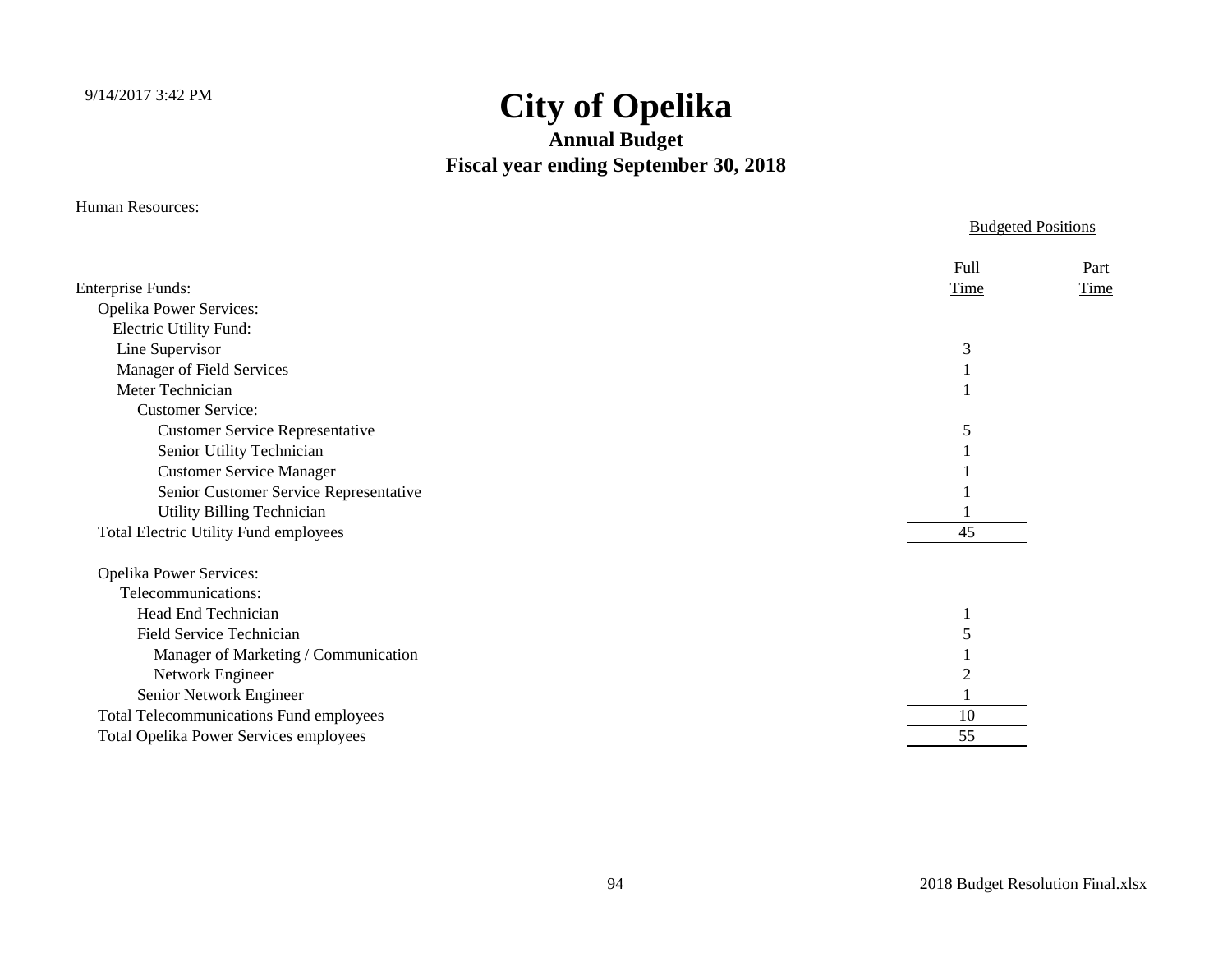# City of Opelika

## Annual Budget

## Fiscal year ending September 30, 2018

Human Resources:

| | Budgeted Positions | |
|---|---|---|
| Enterprise Funds: | Full Time | Part Time |
| Opelika Power Services: | | |
| Electric Utility Fund: | | |
| Line Supervisor | 3 | |
| Manager of Field Services | 1 | |
| Meter Technician | 1 | |
| Customer Service: | | |
| Customer Service Representative | 5 | |
| Senior Utility Technician | 1 | |
| Customer Service Manager | 1 | |
| Senior Customer Service Representative | 1 | |
| Utility Billing Technician | 1 | |
| Total Electric Utility Fund employees | 45 | |
| | | |
| Opelika Power Services: | | |
| Telecommunications: | | |
| Head End Technician | 1 | |
| Field Service Technician | 5 | |
| Manager of Marketing / Communication | 1 | |
| Network Engineer | 2 | |
| Senior Network Engineer | 1 | |
| Total Telecommunications Fund employees | 10 | |
| Total Opelika Power Services employees | 55 | |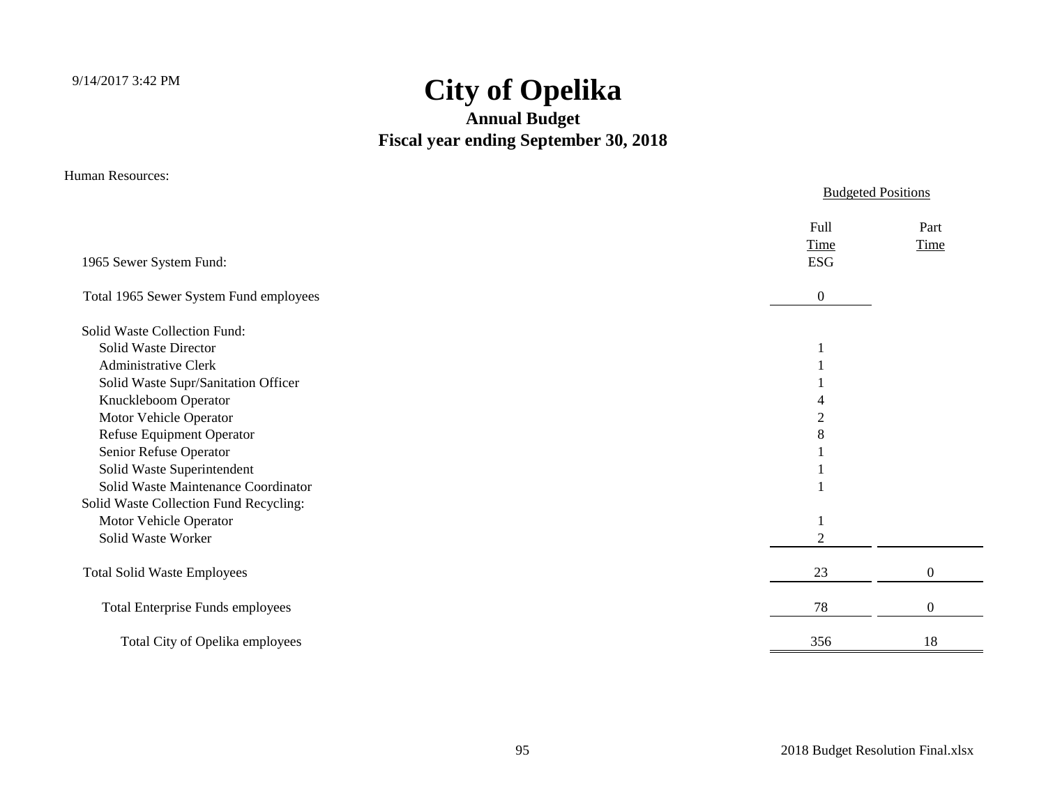# City of Opelika

## Annual Budget

## Fiscal year ending September 30, 2018

Human Resources:

| | Budgeted Positions | |
|---|---|---|
| | Full Time | Part Time |
| 1965 Sewer System Fund: | ESG | |
| Total 1965 Sewer System Fund employees | 0 | |
| Solid Waste Collection Fund: | | |
| Solid Waste Director | 1 | |
| Administrative Clerk | 1 | |
| Solid Waste Supr/Sanitation Officer | 1 | |
| Knuckleboom Operator | 4 | |
| Motor Vehicle Operator | 2 | |
| Refuse Equipment Operator | 8 | |
| Senior Refuse Operator | 1 | |
| Solid Waste Superintendent | 1 | |
| Solid Waste Maintenance Coordinator | 1 | |
| Solid Waste Collection Fund Recycling: | | |
| Motor Vehicle Operator | 1 | |
| Solid Waste Worker | 2 | |
| Total Solid Waste Employees | 23 | 0 |
| Total Enterprise Funds employees | 78 | 0 |
| Total City of Opelika employees | 356 | 18 |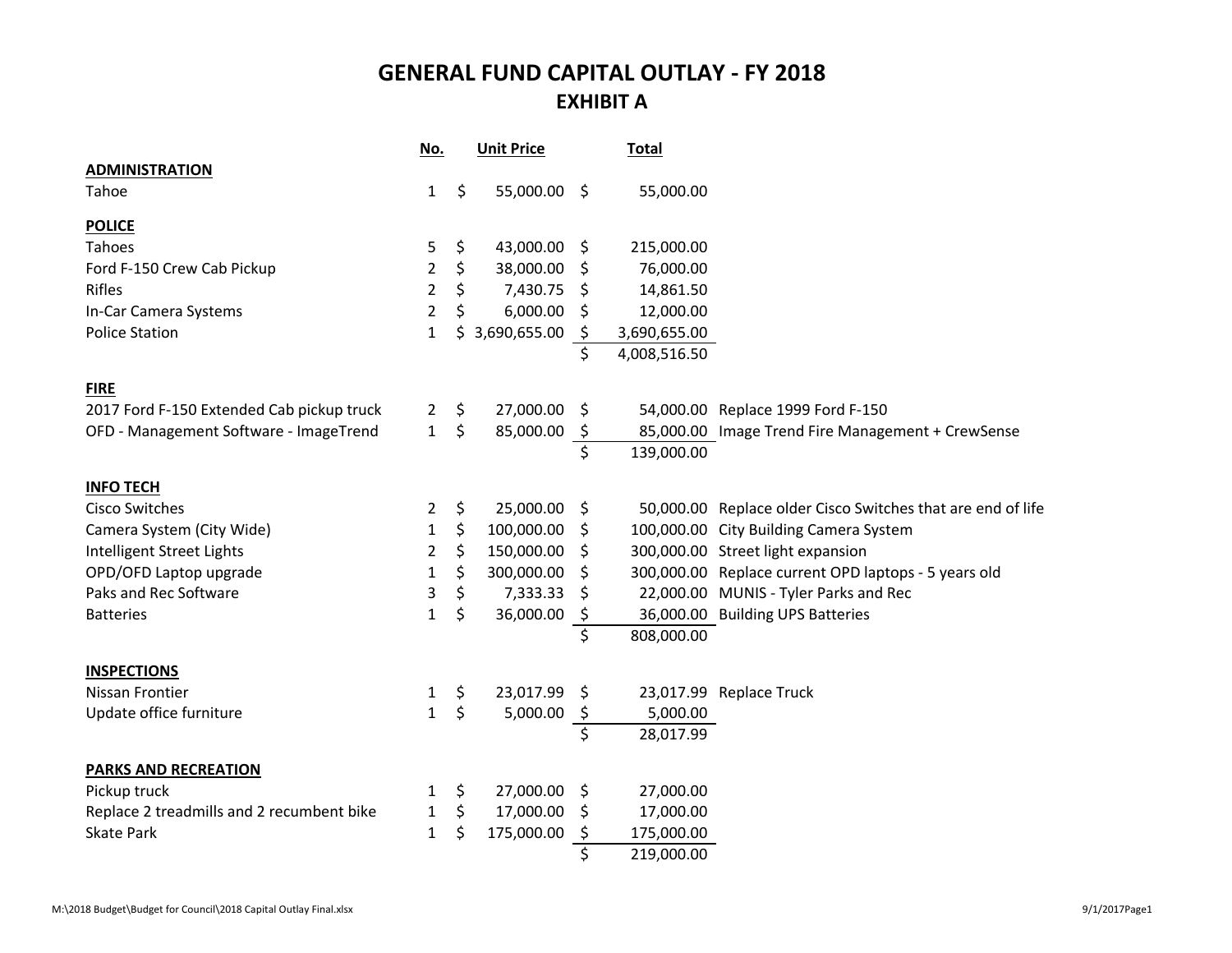# GENERAL FUND CAPITAL OUTLAY - FY 2018

## EXHIBIT A

| | No. | Unit Price | Total | |
|---|---|---|---|---|
| **ADMINISTRATION** | | | | |
| Tahoe | 1 | $ 55,000.00 | $ 55,000.00 | |
| | | | | |
| **POLICE** | | | | |
| Tahoes | 5 | $ 43,000.00 | $ 215,000.00 | |
| Ford F-150 Crew Cab Pickup | 2 | $ 38,000.00 | $ 76,000.00 | |
| Rifles | 2 | $ 7,430.75 | $ 14,861.50 | |
| In-Car Camera Systems | 2 | $ 6,000.00 | $ 12,000.00 | |
| Police Station | 1 | $ 3,690,655.00 | $ 3,690,655.00 | |
| | | | $ 4,008,516.50 | |
| | | | | |
| **FIRE** | | | | |
| 2017 Ford F-150 Extended Cab pickup truck | 2 | $ 27,000.00 | $ 54,000.00 | Replace 1999 Ford F-150 |
| OFD - Management Software - ImageTrend | 1 | $ 85,000.00 | $ 85,000.00 | Image Trend Fire Management + CrewSense |
| | | | $ 139,000.00 | |
| | | | | |
| **INFO TECH** | | | | |
| Cisco Switches | 2 | $ 25,000.00 | $ 50,000.00 | Replace older Cisco Switches that are end of life |
| Camera System (City Wide) | 1 | $ 100,000.00 | $ 100,000.00 | City Building Camera System |
| Intelligent Street Lights | 2 | $ 150,000.00 | $ 300,000.00 | Street light expansion |
| OPD/OFD Laptop upgrade | 1 | $ 300,000.00 | $ 300,000.00 | Replace current OPD laptops - 5 years old |
| Paks and Rec Software | 3 | $ 7,333.33 | $ 22,000.00 | MUNIS - Tyler Parks and Rec |
| Batteries | 1 | $ 36,000.00 | $ 36,000.00 | Building UPS Batteries |
| | | | $ 808,000.00 | |
| | | | | |
| **INSPECTIONS** | | | | |
| Nissan Frontier | 1 | $ 23,017.99 | $ 23,017.99 | Replace Truck |
| Update office furniture | 1 | $ 5,000.00 | $ 5,000.00 | |
| | | | $ 28,017.99 | |
| | | | | |
| **PARKS AND RECREATION** | | | | |
| Pickup truck | 1 | $ 27,000.00 | $ 27,000.00 | |
| Replace 2 treadmills and 2 recumbent bike | 1 | $ 17,000.00 | $ 17,000.00 | |
| Skate Park | 1 | $ 175,000.00 | $ 175,000.00 | |
| | | | $ 219,000.00 | |

M:\2018 Budget\Budget for Council\2018 Capital Outlay Final.xlsx 9/1/2017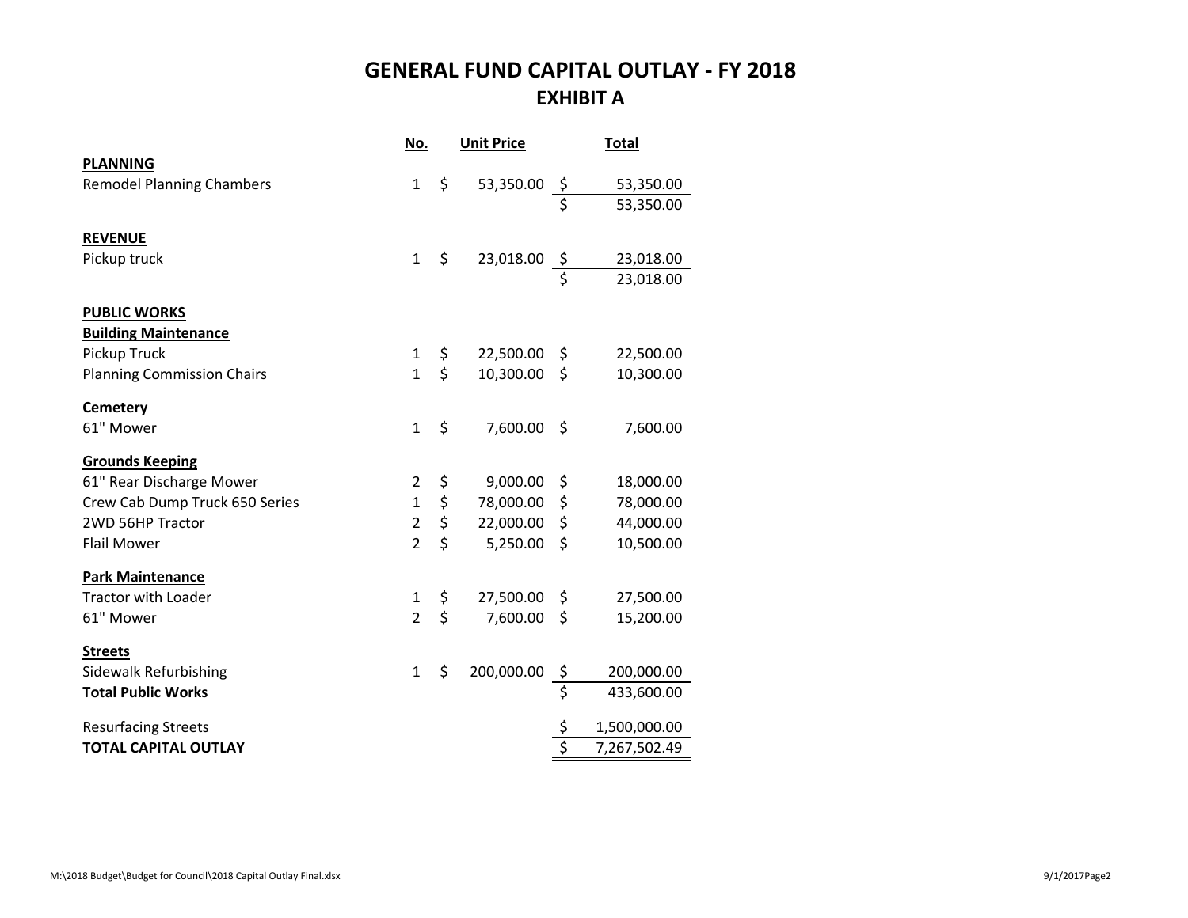# GENERAL FUND CAPITAL OUTLAY - FY 2018

## EXHIBIT A

| | No. | Unit Price | Total |
|---|---|---|---|
| **PLANNING** | | | |
| Remodel Planning Chambers | 1 | $ 53,350.00 | $ 53,350.00 |
| | | | $ 53,350.00 |
| **REVENUE** | | | |
| Pickup truck | 1 | $ 23,018.00 | $ 23,018.00 |
| | | | $ 23,018.00 |
| **PUBLIC WORKS** | | | |
| **Building Maintenance** | | | |
| Pickup Truck | 1 | $ 22,500.00 | $ 22,500.00 |
| Planning Commission Chairs | 1 | $ 10,300.00 | $ 10,300.00 |
| **Cemetery** | | | |
| 61" Mower | 1 | $ 7,600.00 | $ 7,600.00 |
| **Grounds Keeping** | | | |
| 61" Rear Discharge Mower | 2 | $ 9,000.00 | $ 18,000.00 |
| Crew Cab Dump Truck 650 Series | 1 | $ 78,000.00 | $ 78,000.00 |
| 2WD 56HP Tractor | 2 | $ 22,000.00 | $ 44,000.00 |
| Flail Mower | 2 | $ 5,250.00 | $ 10,500.00 |
| **Park Maintenance** | | | |
| Tractor with Loader | 1 | $ 27,500.00 | $ 27,500.00 |
| 61" Mower | 2 | $ 7,600.00 | $ 15,200.00 |
| **Streets** | | | |
| Sidewalk Refurbishing | 1 | $ 200,000.00 | $ 200,000.00 |
| **Total Public Works** | | | $ 433,600.00 |
| Resurfacing Streets | | | $ 1,500,000.00 |
| **TOTAL CAPITAL OUTLAY** | | | $ 7,267,502.49 |

M:\2018 Budget\Budget for Council\2018 Capital Outlay Final.xlsx

9/1/2017